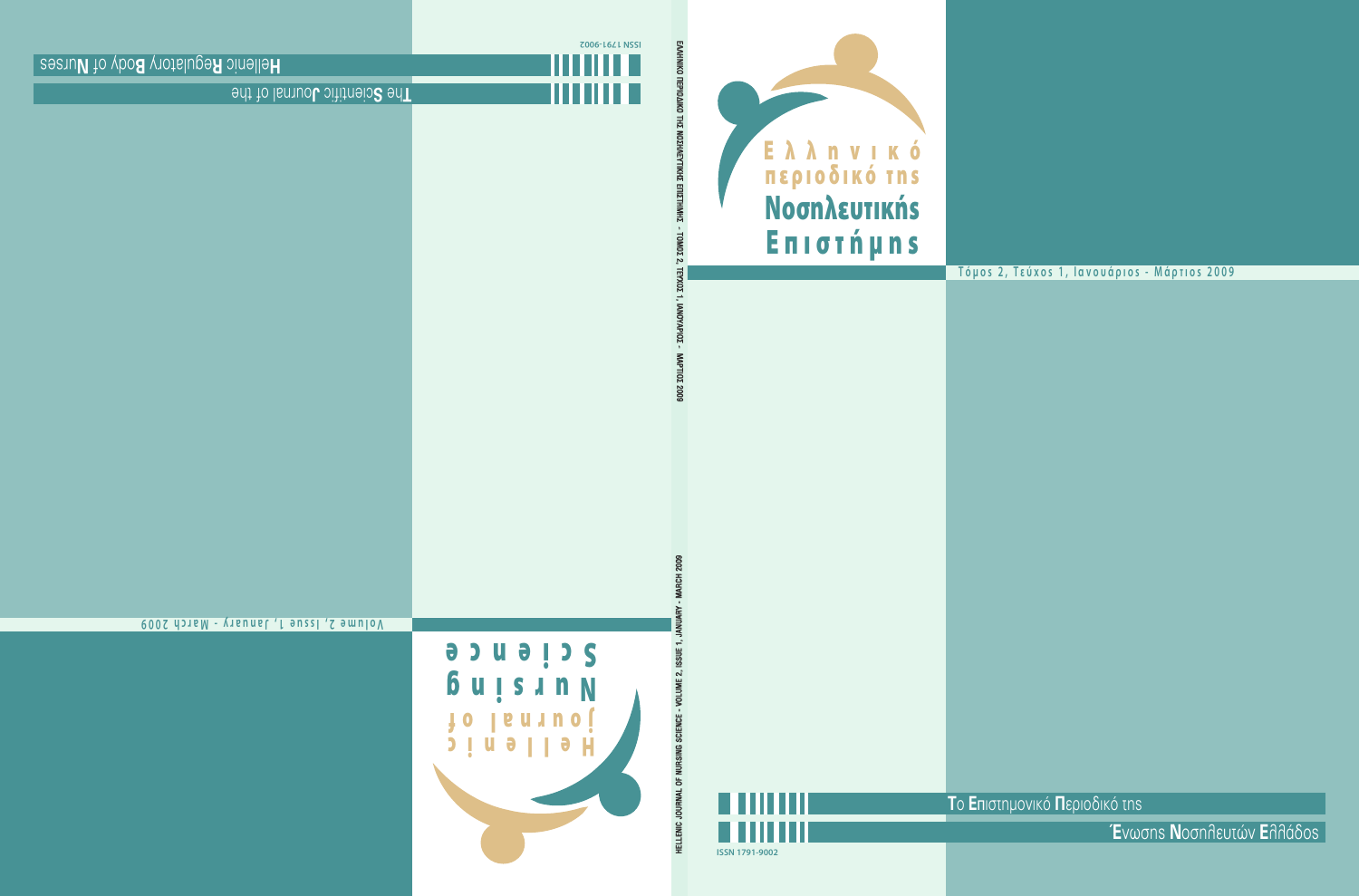# Ελληνικό περιοδικό της Νοσηλευτικής Επιστήμης

Τόμος 2, Τεύχος 1, Ιανουάριος - Μάρτιος 2009

**Τ**ο **Επ**ιστημονικό **Π**εριοδικό της

**Έ**νωσης **Ν**οσηλευτών **Ε**λλάδος

ISSN 1791-9002

ΕΛΛΗΝΙΚΟ ΠΕΡΙΟΔΙΚΟ ΤΗΣ ΝΟΣΗΛΕΥΤΙΚΗΣ ΕΠΙΣΤΗΜΗΣ - ΤΟΜΟΣ 2, ΤΕΥΧΟΣ 1, ΙΑΝΟΥΑΡΙΟΣ - ΜΑΡΤΙΟΣ 2009

HELLENIC JOURNAL OF NURSING SCIENCE - VOLUME 2, ISSUE 1, JANUARY - MARCH 2009

# Hellenic journal of Nursing Science

Volume 2, Issue 1, January - March 2009

The **S**cientific **J**ournal of the

**H**ellenic **R**egulatory **B**ody of **N**urses

ISSN 1791-9002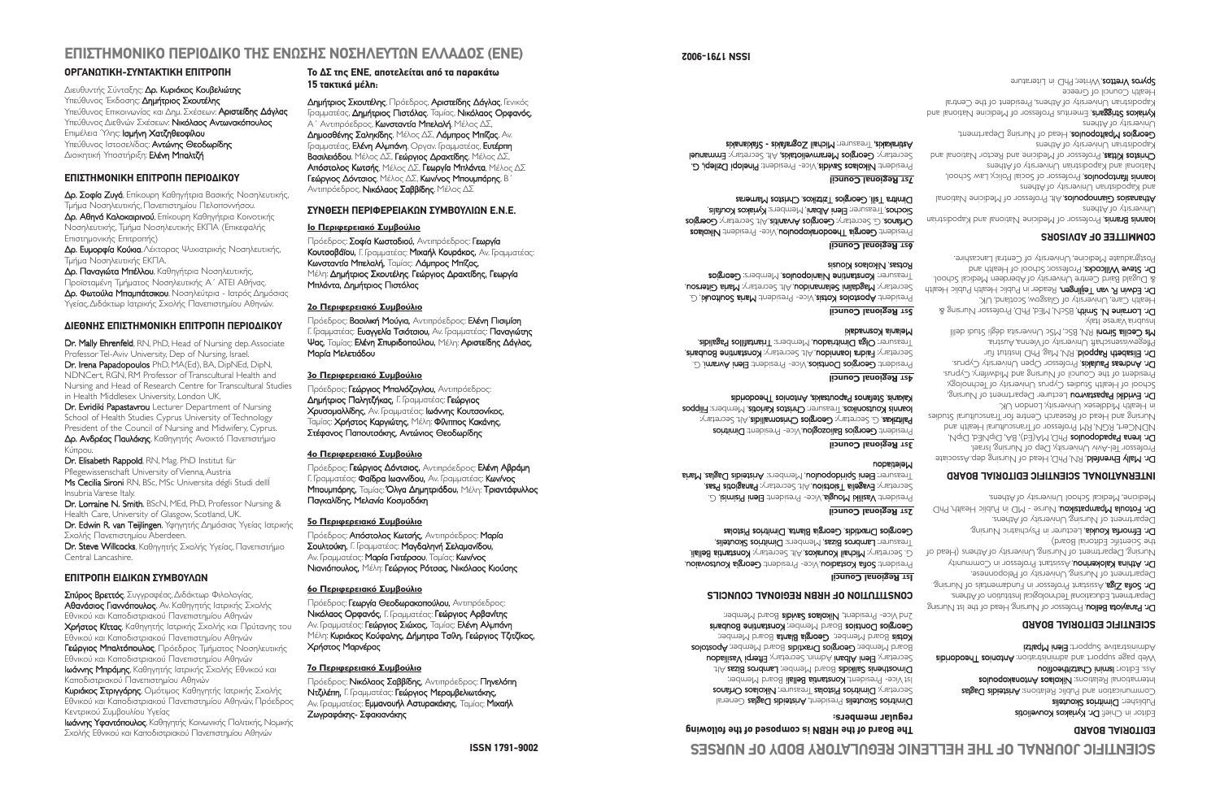# ΕΠΙΣΤΗΜΟΝΙΚΟ ΠΕΡΙΟΔΙΚΟ ΤΗΣ ΕΝΩΣΗΣ ΝΟΣΗΛΕΥΤΩΝ ΕΛΛΑΔΟΣ (ΕΝΕ)

## ΟΡΓΑΝΩΤΙΚΗ-ΣΥΝΤΑΚΤΙΚΗ ΕΠΙΤΡΟΠΗ

Διευθυντής Σύνταξης: **Δρ. Κυριάκος Κουβελιώτης**
Υπεύθυνος Έκδοσης: **Δημήτριος Σκουτέλης**
Υπεύθυνος Επικοινωνίας και Δημ. Σχέσεων: **Αριστείδης Δάγλας**
Υπεύθυνος Διεθνών Σχέσεων: **Νικόλαος Αντωνακόπουλος**
Επιμέλεια Ύλης: **Ισμήνη Χατζηθεοφίλου**
Υπεύθυνος Ιστοσελίδας: **Αντώνης Θεοδωρίδης**
Διοικητική Υποστήριξη: **Ελένη Μπαλτζή**

## ΕΠΙΣΤΗΜΟΝΙΚΗ ΕΠΙΤΡΟΠΗ ΠΕΡΙΟΔΙΚΟΥ

**Δρ. Σοφία Ζυγά**, Επίκουρη Καθηγήτρια Βασικής Νοσηλευτικής, Τμήμα Νοσηλευτικής, Πανεπιστημίου Πελοποννήσου.
**Δρ. Αθηνά Καλοκαιρινού**, Επίκουρη Καθηγήτρια Κοινοτικής Νοσηλευτικής, Τμήμα Νοσηλευτικής ΕΚΠΑ (Επικεφαλής Επιστημονικής Επιτροπής)
**Δρ. Ευμορφία Κούκια**, Λέκτορας Ψυχιατρικής Νοσηλευτικής, Τμήμα Νοσηλευτικής ΕΚΠΑ.
**Δρ. Παναγιώτα Μπέλλου**, Καθηγήτρια Νοσηλευτικής, Προϊσταμένη Τμήματος Νοσηλευτικής Α΄ ΑΤΕΙ Αθήνας.
**Δρ. Φωτούλα Μπαμπάτσικου**, Νοσηλεύτρια - Ιατρός Δημόσιας Υγείας, Διδάκτωρ Ιατρικής Σχολής Πανεπιστημίου Αθηνών.

## ΔΙΕΘΝΗΣ ΕΠΙΣΤΗΜΟΝΙΚΗ ΕΠΙΤΡΟΠΗ ΠΕΡΙΟΔΙΚΟΥ

**Dr. Mally Ehrenfeld**, RN, PhD, Head of Nursing dep. Associate Professor Tel-Aviv University, Dep of Nursing, Israel.
**Dr. Irena Papadopoulos** PhD, MA(Ed), BA, DipNEd, DipN, NDNCert, RGN, RM Professor of Transcultural Health and Nursing and Head of Research Centre for Transcultural Studies in Health Middlesex University, London UK.
**Dr. Evridiki Papastavrou** Lecturer Department of Nursing School of Health Studies Cyprus University of Technology President of the Council of Nursing and Midwifery, Cyprus.
**Δρ. Ανδρέας Παυλάκης**, Καθηγητής Ανοικτό Πανεπιστήμιο Κύπρου.
**Dr. Elisabeth Rappold**, RN, Mag. PhD Institut für Pflegewissenschaft University of Vienna, Austria
**Ms Cecilia Sironi** RN, BSc, MSc Universita dégli Studi dell Insubria Varese Italy.
**Dr. Lorraine N. Smith**, BScN, MEd, PhD, Professor Nursing & Health Care, University of Glasgow, Scotland, UK.
**Dr. Edwin R. van Teijlingen**, Υφηγητής Δημόσιας Υγείας Ιατρικής Σχολής Πανεπιστημίου Aberdeen.
**Dr. Steve Willcocks**, Καθηγητής Σχολής Υγείας, Πανεπιστήμιο Central Lancashire.

## ΕΠΙΤΡΟΠΗ ΕΙΔΙΚΩΝ ΣΥΜΒΟΥΛΩΝ

**Σπύρος Βρεττός**, Συγγραφέας, Διδάκτωρ Φιλολογίας.
**Αθανάσιος Γιαννόπουλος**, Αν. Καθηγητής Ιατρικής Σχολής Εθνικού και Καποδιστριακού Πανεπιστημίου Αθηνών
**Χρήστος Κίττας**, Καθηγητής Ιατρικής Σχολής και Πρύτανης του Εθνικού και Καποδιστριακού Πανεπιστημίου Αθηνών
**Γεώργιος Μπαλτόπουλος**, Πρόεδρος Τμήματος Νοσηλευτικής Εθνικού και Καποδιστριακού Πανεπιστημίου Αθηνών
**Ιωάννης Μπράμης**, Καθηγητής Ιατρικής Σχολής Εθνικού και Καποδιστριακού Πανεπιστημίου Αθηνών
**Κυριάκος Στριγγάρης**, Ομότιμος Καθηγητής Ιατρικής Σχολής Εθνικού και Καποδιστριακού Πανεπιστημίου Αθηνών, Πρόεδρος Κεντρικού Συμβουλίου Υγείας
**Ιωάννης Υφαντόπουλος**, Καθηγητής Κοινωνικής Πολιτικής Νομικής Σχολής Εθνικού και Καποδιστριακού Πανεπιστημίου Αθηνών

## Το ΔΣ της ΕΝΕ, αποτελείται από τα παρακάτω 15 τακτικά μέλη:

**Δημήτριος Σκουτέλης**, Πρόεδρος, **Αριστείδης Δάγλας**, Γενικός Γραμματέας, **Δημήτριος Πιστόλας**, Ταμίας, **Νικόλαος Ορφανός**, Α΄ Αντιπρόεδρος, **Κωνσταντία Μπελαλή**, Μέλος ΔΣ, **Δημοσθένης Σαληκίδης**, Μέλος ΔΣ, **Λάμπρος Μπίζας**, Αν. Γραμματέας, **Ελένη Αλμπάνη**, Οργαν. Γραμματέας, **Ευτέρπη Βασιλειάδου**, Μέλος ΔΣ, **Γεώργιος Δραχτίδης**, Μέλος ΔΣ, **Απόστολος Κωτσής**, Μέλος ΔΣ, **Γεωργία Μπλάντα**, Μέλος ΔΣ, **Γεώργιος Δόντσιος**, Μέλος ΔΣ, **Κων/νος Μπουμπάρης**, Β΄ Αντιπρόεδρος, **Νικόλαος Σαββίδης**, Μέλος ΔΣ

## ΣΥΝΘΕΣΗ ΠΕΡΙΦΕΡΕΙΑΚΩΝ ΣΥΜΒΟΥΛΙΩΝ Ε.Ν.Ε.

### 1ο Περιφερειακό Συμβούλιο

Πρόεδρος: **Σοφία Κωσταδιού**, Αντιπρόεδρος: **Γεωργία Κουτσοβαΐου**, Γ. Γραμματέας: **Μιχαήλ Κουράκος**, Αν. Γραμματέας: **Κωνσταντία Μπελαλή**, Ταμίας: **Λάμπρος Μπίζας**, Μέλη: **Δημήτριος Σκουτέλης**, **Γεώργιος Δραχτίδης**, **Γεωργία Μπλάντα**, **Δημήτριος Πιστόλας**

### 2ο Περιφερειακό Συμβούλιο

Πρόεδρος: **Βασιλική Μούγια**, Αντιπρόεδρος: **Ελένη Πισιμίση** Γ. Γραμματέας: **Ευαγγελία Τσιότσιου**, Αν. Γραμματέας: **Παναγιώτης Ψας**, Ταμίας: **Ελένη Σπυριδοπούλου**, Μέλη: **Αριστείδης Δάγλας**, **Μαρία Μελετιάδου**

### 3ο Περιφερειακό Συμβούλιο

Πρόεδρος: **Γεώργιος Μπαλόζογλου**, Αντιπρόεδρος: **Δημήτριος Παλτζήκας**, Γ. Γραμματέας: **Γεώργιος Χρυσομαλλίδης**, Αν. Γραμματέας: **Ιωάννης Κουτσονίκος**, Ταμίας: **Χρήστος Καργιώτης**, Μέλη: **Φίλιππος Κακάνης**, **Στέφανος Παπουτσάκης**, **Αντώνιος Θεοδωρίδης**

### 4ο Περιφερειακό Συμβούλιο

Πρόεδρος: **Γεώργιος Δόντσιος**, Αντιπρόεδρος: **Ελένη Αβράμη** Γ. Γραμματέας: **Φαίδρα Ιωαννίδου**, Αν. Γραμματέας: **Κων/νος Μπουμπάρης**, Ταμίας: **Όλγα Δημητριάδου**, Μέλη: **Τριαντάφυλλος Παγκαλίδης**, **Μελανία Κοσμαδάκη**

### 5ο Περιφερειακό Συμβούλιο

Πρόεδρος: **Απόστολος Κωτσής**, Αντιπρόεδρος: **Μαρία Σουλτούκη**, Γ. Γραμματέας: **Μαγδαληνή Σελαμανίδου**, Αν. Γραμματέας: **Μαρία Γκιτέρσου**, Ταμίας: **Κων/νος Νιανιόπουλος**, Μέλη: **Γεώργιος Ρότσας**, **Νικόλαος Κιούσης**

### 6ο Περιφερειακό Συμβούλιο

Πρόεδρος: **Γεωργία Θεοδωρακοπούλου**, Αντιπρόεδρος: **Νικόλαος Ορφανός**, Γ. Γραμματέας: **Γεώργιος Αρβανίτης** Αν. Γραμματέας: **Γεώργιος Σιώχος**, Ταμίας: **Ελένη Αλμπάνη** Μέλη: **Κυριάκος Κούφαλης**, **Δήμητρα Τσίλη**, **Γεώργιος Τζιτζίκος**, **Χρήστος Μαρνέρος**

### 7ο Περιφερειακό Συμβούλιο

Πρόεδρος: **Νικόλαος Σαββίδης**, Αντιπρόεδρος: **Πηνελόπη Ντζιλέπη**, Γ. Γραμματέας: **Γεώργιος Μεραμβελιωτάκης**, Αν. Γραμματέας: **Εμμανουήλ Αστυρακάκης**, Ταμίας: **Μιχαήλ Ζωγραφάκης- Σφακιανάκης**

ISSN 1791-9002

# SCIENTIFIC JOURNAL OF THE HELLENIC REGULATORY BODY OF NURSES

ISSN 1791-9002

## EDITORIAL BOARD

Editor in Chief: **Dr. Kyriakos Kouveliotis**
Publisher: **Dimitrios Skoutelis**
Communication and Public Relations: **Aristeidis Daglas**
International Relations: **Nikolaos Antonakopoulos**
Ass. Editor: **Ismini Chatzitheofilou**
Web page support and administration: **Antonios Theodoridis**
Administrative Support: **Eleni Mpaltzi**

## SCIENTIFIC EDITORIAL BOARD

**Dr. Panagiota Bellou**, Professor of Nursing, Head of the 1st Nursing Department, Educational Technological Institution of Athens.
**Dr. Sofia Ziga**, Assistant Professor in Fundamentals of Nursing, Department of Nursing, University of Peloponnese.
**Dr. Athina Kalokerinou**, Assistant Professor in Community Nursing, Department of Nursing, University of Athens (Head of the Scientific Editorial Board)
**Dr. Efmorfia Kouka**, Lecturer in Psychiatric Nursing, Department of Nursing, University of Athens.
**Dr. Fotoula Mpampatsikou**, Nurse - MD in Public Health, PhD Medicine, Medical School University of Athens.

## INTERNATIONAL SCIENTIFIC EDITORIAL BOARD

**Dr. Mally Ehrenfeld**, RN, PhD, Head of Nursing dep. Associate Professor Tel-Aviv University, Dep of Nursing, Israel.
**Dr. Irena Papadopoulos** PhD, MA(Ed), BA, DipNEd, DipN, NDNCert, RGN, RM Professor of Transcultural Health and Nursing and Head of Research Centre for Transcultural Studies in Health Middlesex University, London UK.
**Dr. Evridiki Papastavrou** Lecturer Department of Nursing, School of Health Studies Cyprus University of Technology, President of the Council of Nursing and Midwifery, Cyprus.
**Dr. Andreas Paulakis**, Professor Open University Cyprus.
**Dr. Elisabeth Rappold**, RN, Mag. PhD Institut fur Pflegewissenschaft University of Vienna, Austria
**Ms Cecilia Sironi** RN, BSc, MSc Universita degli Studi dell Insubria Varese Italy.
**Dr. Lorraine N. Smith**, BScN, MEd, PhD, Professor Nursing & Health Care, University of Glasgow, Scotland, UK.
**Dr. Edwin R. van Teijlingen**, Reader in Public Health Public Health & Dugald Baird Centre University of Aberdeen Medical School.
**Dr. Steve Willcocks**, Professor, School of Health and Postgraduate Medicine, University of Central Lancashire.

## COMMITTEE OF ADVISORS

**Ioannis Bramis**, Professor of Medicine National and Kapodistrian University of Athens
**Athanasios Giannopoulos**, Att. Professor of Medicine National and Kapodistrian University of Athens
**Ioannis Ifantopoulos**, Professor of Social Policy, Law School, National and Kapodistrian University of Athens
**Christos Kittas**, Professor of Medicine and Rector National and Kapodistrian University of Athens
**Georgios Mpaltopoulos**, Head of Nursing Department, University of Athens
**Kyriakos Striggaris**, Emeritus Professor of Medicine National and Kapodistrian University of Athens, President of the Central Health Council of Greece
**Spyros Vrettos**, Writer, PhD in Literature

## The Board of the HRBN is composed of the following regular members:

**Dimitrios Skoutelis** President, **Aristeidis Daglas** General Secretary, **Dimitrios Pistolas** Treasurer, **Nikolaos Orfanos** 1st Vice- President, **Konstantia Bellali** Board Member, **Dimosthenis Salikidis** Board Member, **Lampros Bizas** Alt. Secretary, **Eleni Albani** Admin. Secretary, **Efterpi Vasiliadou** Board Member, **Georgios Draxidis** Board Member, **Apostolos Kotsis** Board Member, **Georgia Blanta** Board Member, **Georgios Dontsios** Board Member, **Konstantine Boubaris** 2nd Vice- President, **Nikolaos Savidis** Board Member.

## CONSTITUTION OF HRBN REGIONAL COUNCILS

### 1st Regional Council

President: **Sofia Kostadiou**, Vice- President: **Georgia Koutsovaiou**, G. Secretary: **Michail Kourakos**, Alt. Secretary: **Konstantia Bellali**, Treasurer: **Lampros Bizas**, Members: **Dimitrios Skoutelis**, **Georgios Draxidis**, **Georgia Blanta**, **Dimitrios Pistolas**

### 2st Regional Council

President: **Vasiliki Mougia**, Vice- President: **Eleni Pisimisi**, G. Secretary: **Evagelia Tsiotsiou**, Alt. Secretary: **Panagiotis Psas**, Treasurer: **Eleni Spiridopoulou**, Members: **Aristeidis Daglas**, **Maria Meletiadou**

### 3st Regional Council

President: **Georgios Balozoglou**, Vice- President: **Dimitrios Paltzikas**, G. Secretary: **Georgios Chrisomallidis**, Alt. Secretary: **Ioannis Koutsonikos**, Treasurer: **Christos Kariotis**, Members: **Filippos Kakanis**, **Stefanos Papoutsakis**, **Antonios Theodoridis**

### 4st Regional Council

President: **Georgios Dontsios**, Vice- President: **Eleni Avrami**, G. Secretary: **Faidra Ioannidou**, Alt. Secretary: **Konstantine Boubaris**, Treasurer: **Olga Dimitriadou**, Members: **Triantafillos Pagalidis**, **Melania Kosmadaki**

### 5st Regional Council

President: **Apostolos Kotsis**, Vice- President: **Maria Soultouki**, G. Secretary: **Magdalini Selamanidou**, Alt. Secretary: **Maria Gitersou**, Treasurer: **Konstantine Nianiopoulos**, Members: **Georgios Rotsas**, **Nikolaos Kiousis**

### 6st Regional Council

President: **Georgia Theodorakopoulou**, Vice- President: **Nikolaos Orfanos**, G. Secretary: **Georgios Arvanitis**, Alt. Secretary: **Georgios Siochos**, Treasurer: **Eleni Albani**, Members: **Kyriakos Koufalis**, **Dimitra Tsili**, **Georgios Tzitzikos**, **Christos Marneras**

### 7st Regional Council

President: **Nikolaos Savidis**, Vice- President: **Pinelopi Dzilepi**, G. Secretary: **Georgios Meramveliotakis**, Alt. Secretary: **Emmanuel Astirakakis**, Treasurer: **Michail Zografakis - Sfakianakis**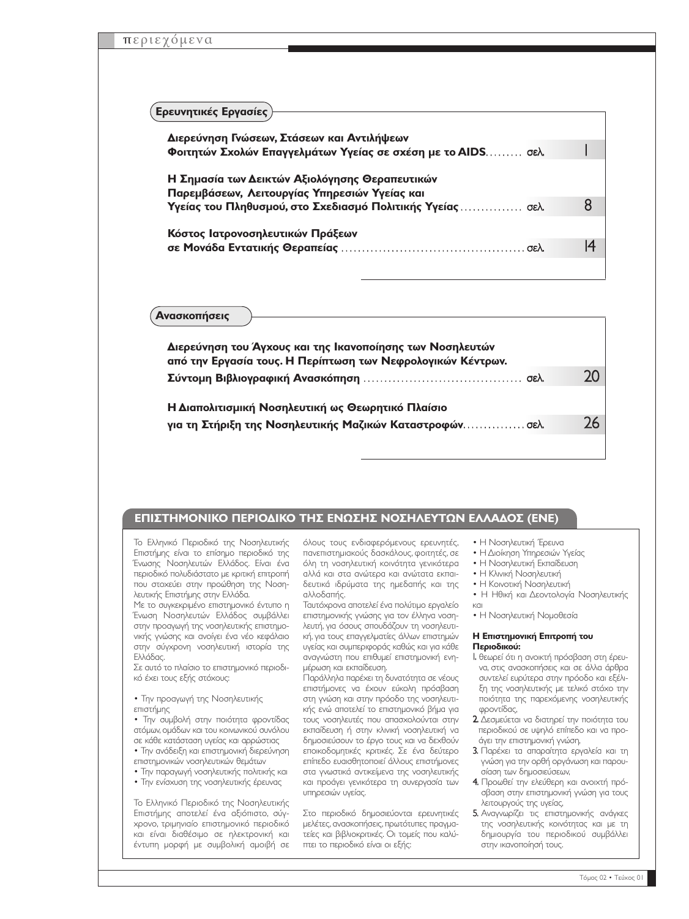# περιεχόμενα

## Ερευνητικές Εργασίες

**Διερεύνηση Γνώσεων, Στάσεων και Αντιλήψεων Φοιτητών Σχολών Επαγγελμάτων Υγείας σε σχέση με το AIDS**......... σελ. 1

**Η Σημασία των Δεικτών Αξιολόγησης Θεραπευτικών Παρεμβάσεων, Λειτουργίας Υπηρεσιών Υγείας και Υγείας του Πληθυσμού, στο Σχεδιασμό Πολιτικής Υγείας**............... σελ. 8

**Κόστος Ιατρονοσηλευτικών Πράξεων σε Μονάδα Εντατικής Θεραπείας**............................................ σελ. 14

## Ανασκοπήσεις

**Διερεύνηση του Άγχους και της Ικανοποίησης των Νοσηλευτών από την Εργασία τους. Η Περίπτωση των Νεφρολογικών Κέντρων. Σύντομη Βιβλιογραφική Ανασκόπηση**...................................... σελ. 20

**Η Διαπολιτισμική Νοσηλευτική ως Θεωρητικό Πλαίσιο για τη Στήριξη της Νοσηλευτικής Μαζικών Καταστροφών**............... σελ. 26

## ΕΠΙΣΤΗΜΟΝΙΚΟ ΠΕΡΙΟΔΙΚΟ ΤΗΣ ΕΝΩΣΗΣ ΝΟΣΗΛΕΥΤΩΝ ΕΛΛΑΔΟΣ (ΕΝΕ)

Το Ελληνικό Περιοδικό της Νοσηλευτικής Επιστήμης είναι το επίσημο περιοδικό της Ένωσης Νοσηλευτών Ελλάδος. Είναι ένα περιοδικό πολυδιάστατο με κριτική επιτροπή που στοχεύει στην προώθηση της Νοσηλευτικής Επιστήμης στην Ελλάδα.

Με το συγκεκριμένο επιστημονικό έντυπο η Ένωση Νοσηλευτών Ελλάδος συμβάλλει στην προαγωγή της νοσηλευτικής επιστημονικής γνώσης και ανοίγει ένα νέο κεφάλαιο στην σύγχρονη νοσηλευτική ιστορία της Ελλάδας.

Σε αυτό το πλαίσιο το επιστημονικό περιοδικό έχει τους εξής στόχους:

- Την προαγωγή της Νοσηλευτικής επιστήμης
- Την συμβολή στην ποιότητα φροντίδας ατόμων, ομάδων και του κοινωνικού συνόλου σε κάθε κατάσταση υγείας και αρρώστιας
- Την ανάδειξη και επιστημονική διερεύνηση επιστημονικών νοσηλευτικών θεμάτων
- Την παραγωγή νοσηλευτικής πολιτικής και
- Την ενίσχυση της νοσηλευτικής έρευνας

Το Ελληνικό Περιοδικό της Νοσηλευτικής Επιστήμης αποτελεί ένα αξιόπιστο, σύγχρονο, τριμηνιαίο επιστημονικό περιοδικό και είναι διαθέσιμο σε ηλεκτρονική και έντυπη μορφή με συμβολική αμοιβή σε όλους τους ενδιαφερόμενους ερευνητές, πανεπιστημιακούς δασκάλους, φοιτητές, σε όλη τη νοσηλευτική κοινότητα γενικότερα αλλά και στα ανώτερα και ανώτατα εκπαιδευτικά ιδρύματα της ημεδαπής και της αλλοδαπής.

Ταυτόχρονα αποτελεί ένα πολύτιμο εργαλείο επιστημονικής γνώσης για τον έλληνα νοσηλευτή, για όσους σπουδάζουν τη νοσηλευτική, για τους επαγγελματίες άλλων επιστημών υγείας και συμπεριφοράς καθώς και για κάθε αναγνώστη που επιθυμεί επιστημονική ενημέρωση και εκπαίδευση.

Παράλληλα παρέχει τη δυνατότητα σε νέους επιστήμονες να έχουν εύκολη πρόσβαση στη γνώση και στην πρόοδο της νοσηλευτικής ενώ αποτελεί το επιστημονικό βήμα για τους νοσηλευτές που απασχολούνται στην εκπαίδευση ή στην κλινική νοσηλευτική να δημοσιεύσουν το έργο τους και να δεχθούν εποικοδομητικές κριτικές. Σε ένα δεύτερο επίπεδο ευαισθητοποιεί άλλους επιστήμονες στα γνωστικά αντικείμενα της νοσηλευτικής και προάγει γενικότερα τη συνεργασία των υπηρεσιών υγείας.

Στο περιοδικό δημοσιεύονται ερευνητικές μελέτες, ανασκοπήσεις, πρωτότυπες πραγματείες και βιβλιοκριτικές. Οι τομείς που καλύπτει το περιοδικό είναι οι εξής:

- Η Νοσηλευτική Έρευνα
- Η Διοίκηση Υπηρεσιών Υγείας
- Η Νοσηλευτική Εκπαίδευση
- Η Κλινική Νοσηλευτική
- Η Κοινοτική Νοσηλευτική
- Η Ηθική και Δεοντολογία Νοσηλευτικής και
- Η Νοσηλευτική Νομοθεσία

**Η Επιστημονική Επιτροπή του Περιοδικού:**

1. θεωρεί ότι η ανοικτή πρόσβαση στη έρευνα, στις ανασκοπήσεις και σε άλλα άρθρα συντελεί ευρύτερα στην πρόοδο και εξέλιξη της νοσηλευτικής με τελικό στόχο την ποιότητα της παρεχόμενης νοσηλευτικής φροντίδας,
2. Δεσμεύεται να διατηρεί την ποιότητα του περιοδικού σε υψηλό επίπεδο και να προάγει την επιστημονική γνώση,
3. Παρέχει τα απαραίτητα εργαλεία και τη γνώση για την ορθή οργάνωση και παρουσίαση των δημοσιεύσεων,
4. Προωθεί την ελεύθερη και ανοιχτή πρόσβαση στην επιστημονική γνώση για τους λειτουργούς της υγείας,
5. Αναγνωρίζει τις επιστημονικής ανάγκες της νοσηλευτικής κοινότητας και με τη δημιουργία του περιοδικού συμβάλλει στην ικανοποίησή τους.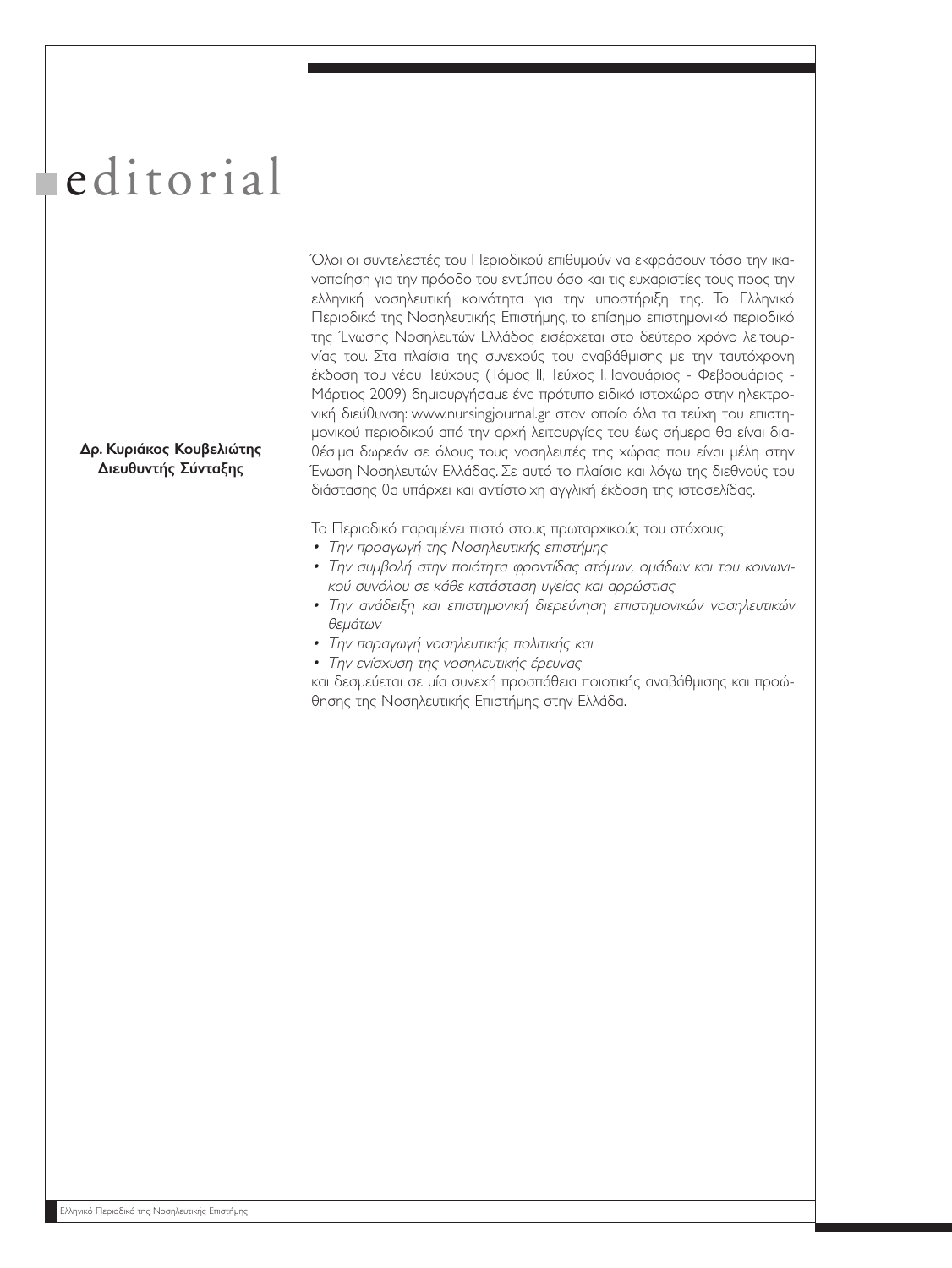# editorial

**Δρ. Κυριάκος Κουβελιώτης**
**Διευθυντής Σύνταξης**

Όλοι οι συντελεστές του Περιοδικού επιθυμούν να εκφράσουν τόσο την ικανοποίηση για την πρόοδο του εντύπου όσο και τις ευχαριστίες τους προς την ελληνική νοσηλευτική κοινότητα για την υποστήριξη της. Το Ελληνικό Περιοδικό της Νοσηλευτικής Επιστήμης, το επίσημο επιστημονικό περιοδικό της Ένωσης Νοσηλευτών Ελλάδος εισέρχεται στο δεύτερο χρόνο λειτουργίας του. Στα πλαίσια της συνεχούς του αναβάθμισης με την ταυτόχρονη έκδοση του νέου Τεύχους (Τόμος ΙΙ, Τεύχος Ι, Ιανουάριος - Φεβρουάριος - Μάρτιος 2009) δημιουργήσαμε ένα πρότυπο ειδικό ιστοχώρο στην ηλεκτρονική διεύθυνση: www.nursingjournal.gr στον οποίο όλα τα τεύχη του επιστημονικού περιοδικού από την αρχή λειτουργίας του έως σήμερα θα είναι διαθέσιμα δωρεάν σε όλους τους νοσηλευτές της χώρας που είναι μέλη στην Ένωση Νοσηλευτών Ελλάδας. Σε αυτό το πλαίσιο και λόγω της διεθνούς του διάστασης θα υπάρχει και αντίστοιχη αγγλική έκδοση της ιστοσελίδας.

Το Περιοδικό παραμένει πιστό στους πρωταρχικούς του στόχους:

- *Την προαγωγή της Νοσηλευτικής επιστήμης*
- *Την συμβολή στην ποιότητα φροντίδας ατόμων, ομάδων και του κοινωνικού συνόλου σε κάθε κατάσταση υγείας και αρρώστιας*
- *Την ανάδειξη και επιστημονική διερεύνηση επιστημονικών νοσηλευτικών θεμάτων*
- *Την παραγωγή νοσηλευτικής πολιτικής και*
- *Την ενίσχυση της νοσηλευτικής έρευνας*

και δεσμεύεται σε μία συνεχή προσπάθεια ποιοτικής αναβάθμισης και προώθησης της Νοσηλευτικής Επιστήμης στην Ελλάδα.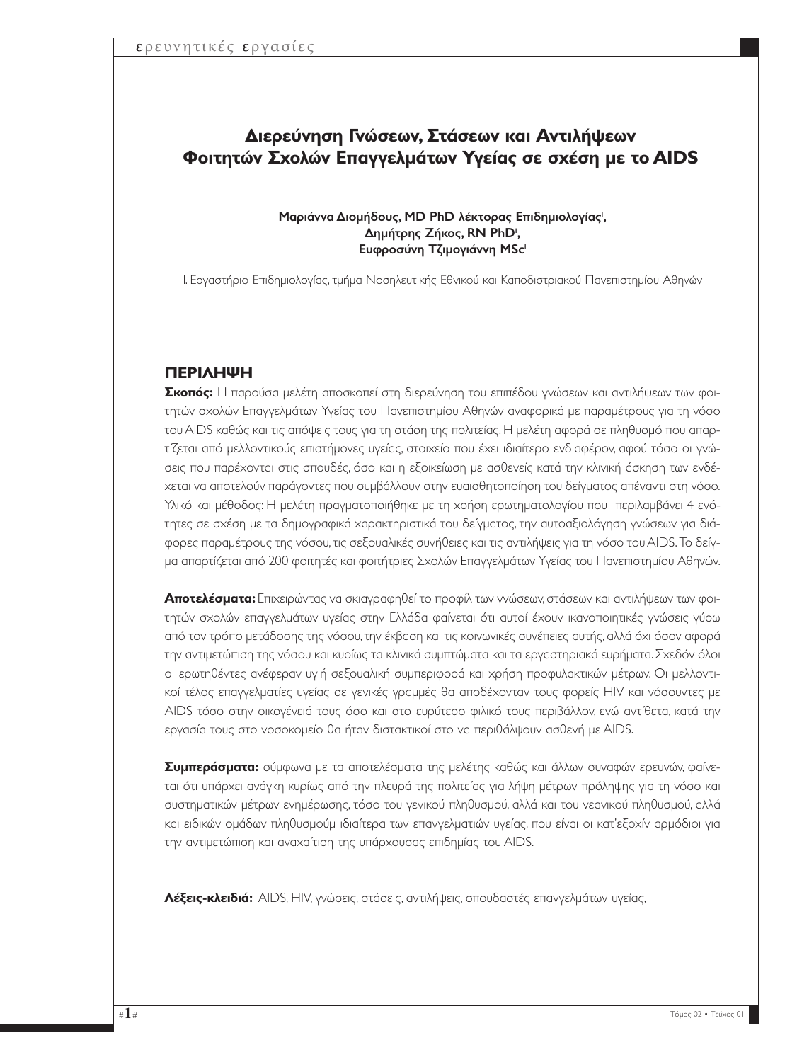# Διερεύνηση Γνώσεων, Στάσεων και Αντιλήψεων Φοιτητών Σχολών Επαγγελμάτων Υγείας σε σχέση με το AIDS

**Μαριάννα Διομήδους, MD PhD λέκτορας Επιδημιολογίας[1], Δημήτρης Ζήκος, RN PhD[1], Ευφροσύνη Τζιμογιάννη MSc[1]**

1. Εργαστήριο Επιδημιολογίας, τμήμα Νοσηλευτικής Εθνικού και Καποδιστριακού Πανεπιστημίου Αθηνών

## ΠΕΡΙΛΗΨΗ

**Σκοπός:** Η παρούσα μελέτη αποσκοπεί στη διερεύνηση του επιπέδου γνώσεων και αντιλήψεων των φοιτητών σχολών Επαγγελμάτων Υγείας του Πανεπιστημίου Αθηνών αναφορικά με παραμέτρους για τη νόσο του AIDS καθώς και τις απόψεις τους για τη στάση της πολιτείας. Η μελέτη αφορά σε πληθυσμό που απαρτίζεται από μελλοντικούς επιστήμονες υγείας, στοιχείο που έχει ιδιαίτερο ενδιαφέρον, αφού τόσο οι γνώσεις που παρέχονται στις σπουδές, όσο και η εξοικείωση με ασθενείς κατά την κλινική άσκηση των ενδέχεται να αποτελούν παράγοντες που συμβάλλουν στην ευαισθητοποίηση του δείγματος απέναντι στη νόσο. Υλικό και μέθοδος: Η μελέτη πραγματοποιήθηκε με τη χρήση ερωτηματολογίου που περιλαμβάνει 4 ενότητες σε σχέση με τα δημογραφικά χαρακτηριστικά του δείγματος, την αυτοαξιολόγηση γνώσεων για διάφορες παραμέτρους της νόσου, τις σεξουαλικές συνήθειες και τις αντιλήψεις για τη νόσο του AIDS. Το δείγμα απαρτίζεται από 200 φοιτητές και φοιτήτριες Σχολών Επαγγελμάτων Υγείας του Πανεπιστημίου Αθηνών.

**Αποτελέσματα:** Επιχειρώντας να σκιαγραφηθεί το προφίλ των γνώσεων, στάσεων και αντιλήψεων των φοιτητών σχολών επαγγελμάτων υγείας στην Ελλάδα φαίνεται ότι αυτοί έχουν ικανοποιητικές γνώσεις γύρω από τον τρόπο μετάδοσης της νόσου, την έκβαση και τις κοινωνικές συνέπειες αυτής, αλλά όχι όσον αφορά την αντιμετώπιση της νόσου και κυρίως τα κλινικά συμπτώματα και τα εργαστηριακά ευρήματα. Σχεδόν όλοι οι ερωτηθέντες ανέφεραν υγιή σεξουαλική συμπεριφορά και χρήση προφυλακτικών μέτρων. Οι μελλοντικοί τέλος επαγγελματίες υγείας σε γενικές γραμμές θα αποδέχονταν τους φορείς HIV και νόσουντες με AIDS τόσο στην οικογένειά τους όσο και στο ευρύτερο φιλικό τους περιβάλλον, ενώ αντίθετα, κατά την εργασία τους στο νοσοκομείο θα ήταν διστακτικοί στο να περιθάλψουν ασθενή με AIDS.

**Συμπεράσματα:** σύμφωνα με τα αποτελέσματα της μελέτης καθώς και άλλων συναφών ερευνών, φαίνεται ότι υπάρχει ανάγκη κυρίως από την πλευρά της πολιτείας για λήψη μέτρων πρόληψης για τη νόσο και συστηματικών μέτρων ενημέρωσης, τόσο του γενικού πληθυσμού, αλλά και του νεανικού πληθυσμού, αλλά και ειδικών ομάδων πληθυσμούμ ιδιαίτερα των επαγγελματιών υγείας, που είναι οι κατ'εξοχίν αρμόδιοι για την αντιμετώπιση και αναχαίτιση της υπάρχουσας επιδημίας του AIDS.

**Λέξεις-κλειδιά:** AIDS, HIV, γνώσεις, στάσεις, αντιλήψεις, σπουδαστές επαγγελμάτων υγείας,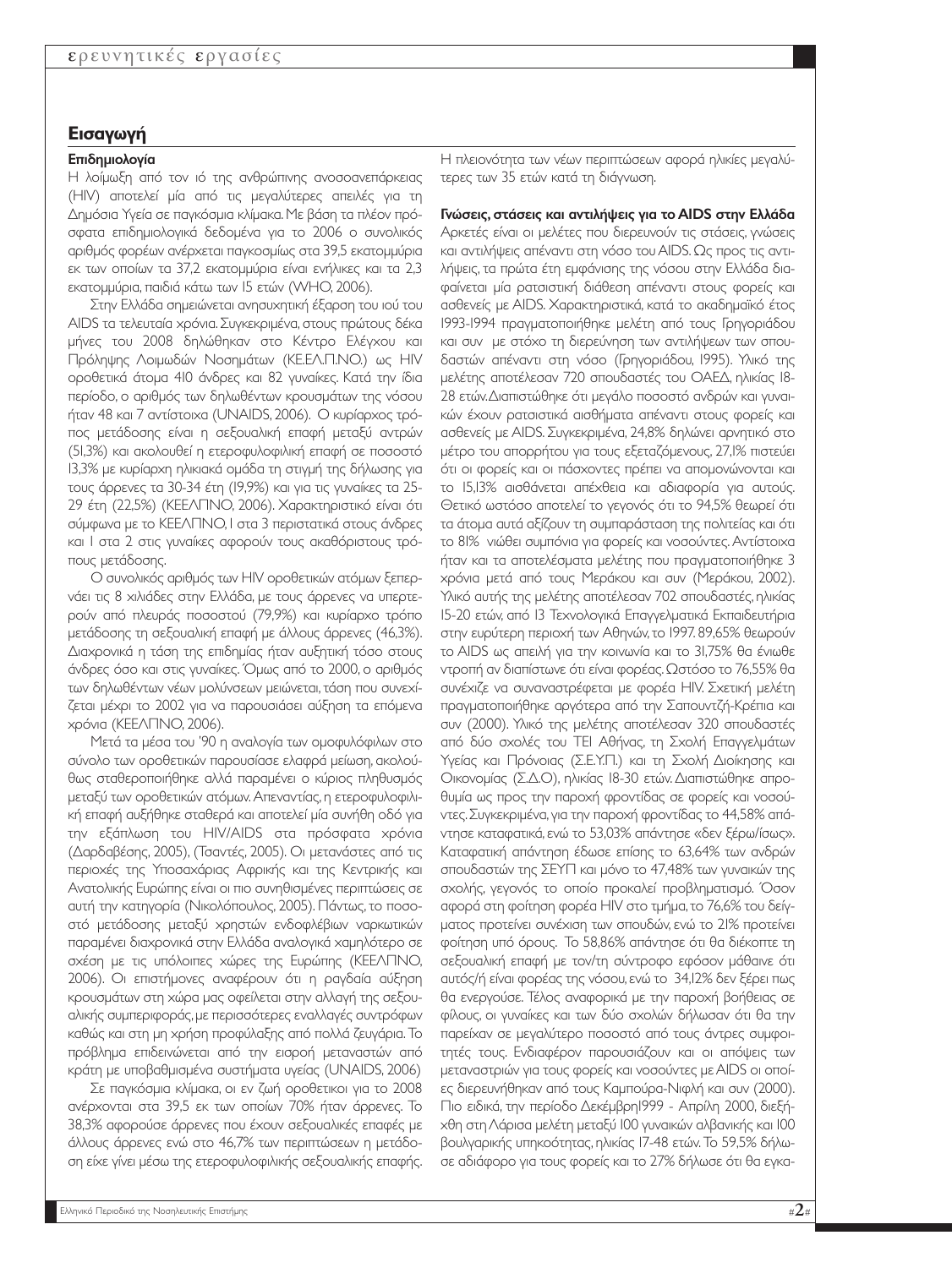## Εισαγωγή

### Επιδημιολογία

Η λοίμωξη από τον ιό της ανθρώπινης ανοσοανεπάρκειας (HIV) αποτελεί μία από τις μεγαλύτερες απειλές για τη Δημόσια Υγεία σε παγκόσμια κλίμακα. Με βάση τα πλέον πρόσφατα επιδημιολογικά δεδομένα για το 2006 ο συνολικός αριθμός φορέων ανέρχεται παγκοσμίως στα 39,5 εκατομμύρια εκ των οποίων τα 37,2 εκατομμύρια είναι ενήλικες και τα 2,3 εκατομμύρια, παιδιά κάτω των 15 ετών (WHO, 2006).

Στην Ελλάδα σημειώνεται ανησυχητική έξαρση του ιού του AIDS τα τελευταία χρόνια. Συγκεκριμένα, στους πρώτους δέκα μήνες του 2008 δηλώθηκαν στο Κέντρο Ελέγχου και Πρόληψης Λοιμωδών Νοσημάτων (ΚΕ.ΕΛ.Π.ΝΟ.) ως HIV οροθετικά άτομα 410 άνδρες και 82 γυναίκες. Κατά την ίδια περίοδο, ο αριθμός των δηλωθέντων κρουσμάτων της νόσου ήταν 48 και 7 αντίστοιχα (UNAIDS, 2006). Ο κυρίαρχος τρόπος μετάδοσης είναι η σεξουαλική επαφή μεταξύ αντρών (51,3%) και ακολουθεί η ετεροφυλοφιλική επαφή σε ποσοστό 13,3% με κυρίαρχη ηλικιακά ομάδα τη στιγμή της δήλωσης για τους άρρενες τα 30-34 έτη (19,9%) και για τις γυναίκες τα 25-29 έτη (22,5%) (ΚΕΕΛΠΝΟ, 2006). Χαρακτηριστικό είναι ότι σύμφωνα με το ΚΕΕΛΠΝΟ, 1 στα 3 περιστατικά στους άνδρες και 1 στα 2 στις γυναίκες αφορούν τους ακαθόριστους τρόπους μετάδοσης.

Ο συνολικός αριθμός των HIV οροθετικών ατόμων ξεπερνάει τις 8 χιλιάδες στην Ελλάδα, με τους άρρενες να υπερτερούν από πλευράς ποσοστού (79,9%) και κυρίαρχο τρόπο μετάδοσης τη σεξουαλική επαφή με άλλους άρρενες (46,3%). Διαχρονικά η τάση της επιδημίας ήταν αυξητική τόσο στους άνδρες όσο και στις γυναίκες. Όμως από το 2000, ο αριθμός των δηλωθέντων νέων μολύνσεων μειώνεται, τάση που συνεχίζεται μέχρι το 2002 για να παρουσιάσει αύξηση τα επόμενα χρόνια (ΚΕΕΛΠΝΟ, 2006).

Μετά τα μέσα του '90 η αναλογία των ομοφυλόφιλων στο σύνολο των οροθετικών παρουσίασε ελαφρά μείωση, ακολούθως σταθεροποιήθηκε αλλά παραμένει ο κύριος πληθυσμός μεταξύ των οροθετικών ατόμων. Απεναντίας, η ετεροφυλοφιλική επαφή αυξήθηκε σταθερά και αποτελεί μία συνήθη οδό για την εξάπλωση του HIV/AIDS τα πρόσφατα χρόνια (Δαρδαβέσης, 2005), (Τσαντές, 2005). Οι μετανάστες από τις περιοχές της Υποσαχάριας Αφρικής και της Κεντρικής και Ανατολικής Ευρώπης είναι οι πιο συνηθισμένες περιπτώσεις σε αυτή την κατηγορία (Νικολόπουλος, 2005). Πάντως, το ποσοστό μετάδοσης μεταξύ χρηστών ενδοφλέβιων ναρκωτικών παραμένει διαχρονικά στην Ελλάδα αναλογικά χαμηλότερο σε σχέση με τις υπόλοιπες χώρες της Ευρώπης (ΚΕΕΛΠΝΟ, 2006). Οι επιστήμονες αναφέρουν ότι η ραγδαία αύξηση κρουσμάτων στη χώρα μας οφείλεται στην αλλαγή της σεξουαλικής συμπεριφοράς, με περισσότερες εναλλαγές συντρόφων καθώς και στη μη χρήση προφύλαξης από πολλά ζευγάρια. Το πρόβλημα επιδεινώνεται από την εισροή μεταναστών από κράτη με υποβαθμισμένα συστήματα υγείας (UNAIDS, 2006)

Σε παγκόσμια κλίμακα, οι εν ζωή οροθετικοί για το 2008 ανέρχονται στα 39,5 εκ των οποίων 70% ήταν άρρενες. Το 38,3% αφορούσε άρρενες που έχουν σεξουαλικές επαφές με άλλους άρρενες ενώ στο 46,7% των περιπτώσεων η μετάδοση είχε γίνει μέσω της ετεροφυλοφιλικής σεξουαλικής επαφής. Η πλειονότητα των νέων περιπτώσεων αφορά ηλικίες μεγαλύτερες των 35 ετών κατά τη διάγνωση.

### Γνώσεις, στάσεις και αντιλήψεις για το AIDS στην Ελλάδα

Αρκετές είναι οι μελέτες που διερευνούν τις στάσεις, γνώσεις και αντιλήψεις απέναντι στη νόσο του AIDS. Ως προς τις αντιλήψεις, τα πρώτα έτη εμφάνισης της νόσου στην Ελλάδα διαφαίνεται μία ρατσιστική διάθεση απέναντι στους φορείς και ασθενείς με AIDS. Χαρακτηριστικά, κατά το ακαδημαϊκό έτος 1993-1994 πραγματοποιήθηκε μελέτη από τους Γρηγοριάδου και συν με στόχο τη διερεύνηση των αντιλήψεων των σπουδαστών απέναντι στη νόσο (Γρηγοριάδου, 1995). Υλικό της μελέτης αποτέλεσαν 720 σπουδαστές του ΟΑΕΔ, ηλικίας 18-28 ετών. Διαπιστώθηκε ότι μεγάλο ποσοστό ανδρών και γυναικών έχουν ρατσιστικά αισθήματα απέναντι στους φορείς και ασθενείς με AIDS. Συγκεκριμένα, 24,8% δηλώνει αρνητικό στο μέτρο του απορρήτου για τους εξεταζόμενους, 27,1% πιστεύει ότι οι φορείς και οι πάσχοντες πρέπει να απομονώνονται και το 15,13% αισθάνεται απέχθεια και αδιαφορία για αυτούς. Θετικό ωστόσο αποτελεί το γεγονός ότι το 94,5% θεωρεί ότι τα άτομα αυτά αξίζουν τη συμπαράσταση της πολιτείας και ότι το 81% νιώθει συμπόνια για φορείς και νοσούντες. Αντίστοιχα ήταν και τα αποτελέσματα μελέτης που πραγματοποιήθηκε 3 χρόνια μετά από τους Μεράκου και συν (Μεράκου, 2002). Υλικό αυτής της μελέτης αποτέλεσαν 702 σπουδαστές, ηλικίας 15-20 ετών, από 13 Τεχνολογικά Επαγγελματικά Εκπαιδευτήρια στην ευρύτερη περιοχή των Αθηνών, το 1997. 89,65% θεωρούν το AIDS ως απειλή για την κοινωνία και το 31,75% θα ένιωθε ντροπή αν διαπίστωνε ότι είναι φορέας. Ωστόσο το 76,55% θα συνέχιζε να συναναστρέφεται με φορέα HIV. Σχετική μελέτη πραγματοποιήθηκε αργότερα από την Σαπουντζή-Κρέπια και συν (2000). Υλικό της μελέτης αποτέλεσαν 320 σπουδαστές από δύο σχολές του ΤΕΙ Αθήνας, τη Σχολή Επαγγελμάτων Υγείας και Πρόνοιας (Σ.Ε.Υ.Π.) και τη Σχολή Διοίκησης και Οικονομίας (Σ.Δ.Ο), ηλικίας 18-30 ετών. Διαπιστώθηκε απροθυμία ως προς την παροχή φροντίδας σε φορείς και νοσούντες. Συγκεκριμένα, για την παροχή φροντίδας το 44,58% απάντησε καταφατικά, ενώ το 53,03% απάντησε «δεν ξέρω/ίσως». Καταφατική απάντηση έδωσε επίσης το 63,64% των ανδρών σπουδαστών της ΣΕΥΠ και μόνο το 47,48% των γυναικών της σχολής, γεγονός το οποίο προκαλεί προβληματισμό. Όσον αφορά στη φοίτηση φορέα HIV στο τμήμα, το 76,6% του δείγματος προτείνει συνέχιση των σπουδών, ενώ το 21% προτείνει φοίτηση υπό όρους. Το 58,86% απάντησε ότι θα διέκοπτε τη σεξουαλική επαφή με τον/τη σύντροφο εφόσον μάθαινε ότι αυτός/ή είναι φορέας της νόσου, ενώ το 34,12% δεν ξέρει πως θα ενεργούσε. Τέλος αναφορικά με την παροχή βοήθειας σε φίλους, οι γυναίκες και των δύο σχολών δήλωσαν ότι θα την παρείχαν σε μεγαλύτερο ποσοστό από τους άντρες συμφοιτητές τους. Ενδιαφέρον παρουσιάζουν και οι απόψεις των μεταναστριών για τους φορείς και νοσούντες με AIDS οι οποίες διερευνήθηκαν από τους Καμπούρα-Νιφλή και συν (2000). Πιο ειδικά, την περίοδο Δεκέμβρη1999 - Απρίλη 2000, διεξήχθη στη Λάρισα μελέτη μεταξύ 100 γυναικών αλβανικής και 100 βουλγαρικής υπηκοότητας, ηλικίας 17-48 ετών. Το 59,5% δήλωσε αδιάφορο για τους φορείς και το 27% δήλωσε ότι θα εγκα-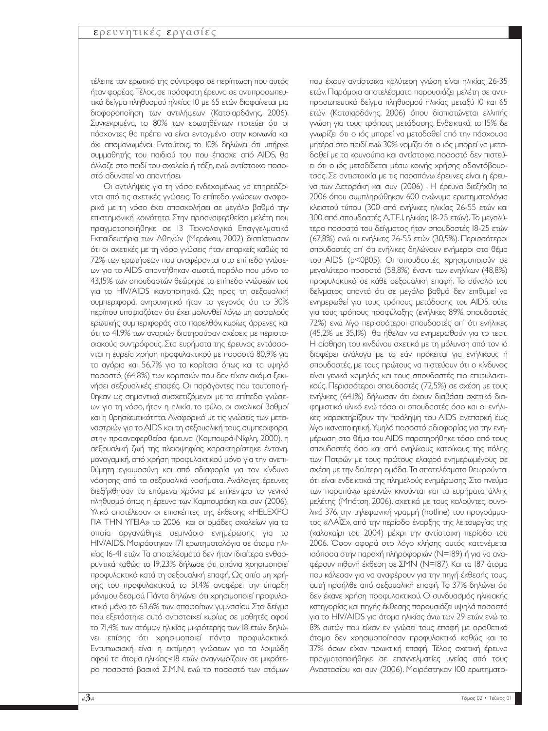τέλειπε τον ερωτικό της σύντροφο σε περίπτωση που αυτός ήταν φορέας. Τέλος, σε πρόσφατη έρευνα σε αντιπροσωπευτικό δείγμα πληθυσμού ηλικίας 10 με 65 ετών διαφαίνεται μια διαφοροποίηση των αντιλήψεων (Κατσιαρδάνης, 2006). Συγκεκριμένα, το 80% των ερωτηθέντων πιστεύει ότι οι πάσχοντες θα πρέπει να είναι ενταγμένοι στην κοινωνία και όχι απομονωμένοι. Εντούτοις, το 10% δηλώνει ότι υπήρχε συμμαθητής του παιδιού του που έπασχε από AIDS, θα άλλαζε στο παιδί του σχολείο ή τάξη, ενώ αντίστοιχο ποσοστό αδυνατεί να απαντήσει.

Οι αντιλήψεις για τη νόσο ενδεχομένως να επηρεάζονται από τις σχετικές γνώσεις. Το επίπεδο γνώσεων αναφορικά με τη νόσο έχει απασχολήσει σε μεγάλο βαθμό την επιστημονική κοινότητα. Στην προαναφερθείσα μελέτη που πραγματοποιήθηκε σε 13 Τεχνολογικά Επαγγελματικά Εκπαιδευτήρια των Αθηνών (Μεράκου, 2002) διαπίστωσαν ότι οι σχετικές με τη νόσο γνώσεις ήταν επαρκείς καθώς το 72% των ερωτήσεων που αναφέρονται στο επίπεδο γνώσεων για το AIDS απαντήθηκαν σωστά, παρόλο που μόνο το 43,15% των σπουδαστών θεώρησε το επίπεδο γνώσεών του για το HIV/AIDS ικανοποιητικό. Ως προς τη σεξουαλική συμπεριφορά, ανησυχητικό ήταν το γεγονός ότι το 30% περίπου υποψιαζόταν ότι έχει μολυνθεί λόγω μη ασφαλούς ερωτικής συμπεριφοράς στο παρελθόν, κυρίως άρρενες και ότι το 41,9% των αγοριών διατηρούσαν σχέσεις με περιστασιακούς συντρόφους. Στα ευρήματα της έρευνας εντάσσονται η ευρεία χρήση προφυλακτικού με ποσοστά 80,9% για τα αγόρια και 56,7% για τα κορίτσια όπως και το υψηλό ποσοστό, (64,8%) των κοριτσιών που δεν είχαν ακόμα ξεκινήσει σεξουαλικές επαφές. Οι παράγοντες που ταυτοποιήθηκαν ως σημαντικά συσχετιζόμενοι με το επίπεδο γνώσεων για τη νόσο, ήταν η ηλικία, το φύλο, οι σχολικοί βαθμοί και η θρησκευτικότητα. Αναφορικά με τις γνώσεις των μεταναστριών για το AIDS και τη σεξουαλική τους συμπεριφορά, στην προαναφερθείσα έρευνα (Καμπουρά-Νίφλη, 2000). η σεξουαλική ζωή της πλειοψηφίας χαρακτηρίστηκε έντονη, μονογαμική, από χρήση προφυλακτικού μόνο για την ανεπιθύμητη εγκυμοσύνη και από αδιαφορία για τον κίνδυνο νόσησης από τα σεξουαλικά νοσήματα. Ανάλογες έρευνες διεξήχθησαν τα επόμενα χρόνια με επίκεντρο το γενικό πληθυσμό όπως η έρευνα των Καμπουράκη και συν (2006). Υλικό αποτέλεσαν οι επισκέπτες της έκθεσης «HELEXPO ΓΙΑ ΤΗΝ ΥΓΕΙΑ» το 2006 και οι ομάδες σχολείων για τα οποία οργανώθηκε σεμινάριο ενημέρωσης για το HIV/AIDS. Μοιράστηκαν 171 ερωτηματολόγια σε άτομα ηλικίας 16-41 ετών. Τα αποτελέσματα δεν ήταν ιδιαίτερα ενθαρρυντικά καθώς το 19,23% δήλωσε ότι σπάνια χρησιμοποιεί προφυλακτικό κατά τη σεξουαλική επαφή. Ως αιτία μη χρήσης του προφυλακτικού, το 51,4% αναφέρει την ύπαρξη μόνιμου δεσμού. Πάντα δηλώνει ότι χρησιμοποιεί προφυλακτικό μόνο το 63,6% των αποφοίτων γυμνασίου. Στο δείγμα που εξετάστηκε αυτό αντιστοιχεί κυρίως σε μαθητές αφού το 71,4% των ατόμων ηλικίας μικρότερης των 18 ετών δηλώνει επίσης ότι χρησιμοποιεί πάντα προφυλακτικό. Εντυπωσιακή είναι η εκτίμηση γνώσεων για τα λοιμώδη αφού τα άτομα ηλικίας≤18 ετών αναγνωρίζουν σε μικρότερο ποσοστό βασικά Σ.Μ.Ν. ενώ το ποσοστό των ατόμων που έχουν αντίστοιχα καλύτερη γνώση είναι ηλικίας 26-35 ετών. Παρόμοια αποτελέσματα παρουσιάζει μελέτη σε αντιπροσωπευτικό δείγμα πληθυσμού ηλικίας μεταξύ 10 και 65 ετών (Κατσιαρδάνης, 2006) όπου διαπιστώνεται ελλιπής γνώση για τους τρόπους μετάδοσης. Ενδεικτικά, το 15% δε γνωρίζει ότι ο ιός μπορεί να μεταδοθεί από την πάσχουσα μητέρα στο παιδί ενώ 30% νομίζει ότι ο ιός μπορεί να μεταδοθεί με τα κουνούπια και αντίστοιχο ποσοστό δεν πιστεύει ότι ο ιός μεταδίδεται μέσω κοινής χρήσης οδοντόβουρτσας. Σε αντιστοιχία με τις παραπάνω έρευνες είναι η έρευνα των Δετοράκη και συν (2006) . Η έρευνα διεξήχθη το 2006 όπου συμπληρώθηκαν 600 ανώνυμα ερωτηματολόγια κλειστού τύπου (300 από ενήλικες ηλικίας 26-55 ετών και 300 από σπουδαστές Α.Τ.Ε.Ι. ηλικίας 18-25 ετών). Το μεγαλύτερο ποσοστό του δείγματος ήταν σπουδαστές 18-25 ετών (67,8%) ενώ οι ενήλικες 26-55 ετών (30,5%). Περισσότεροι σπουδαστές απ' ότι ενήλικες δηλώνουν ενήμεροι στο θέμα του AIDS (p<0β05). Οι σπουδαστές χρησιμοποιούν σε μεγαλύτερο ποσοστό (58,8%) έναντι των ενηλίκων (48,8%) προφυλακτικό σε κάθε σεξουαλική επαφή. Το σύνολο του δείγματος απαντά ότι σε μεγάλο βαθμό δεν επιθυμεί να ενημερωθεί για τους τρόπους μετάδοσης του AIDS, ούτε για τους τρόπους προφύλαξης (ενήλικες 89%, σπουδαστές 72%) ενώ λίγο περισσότεροι σπουδαστές απ' ότι ενήλικες (45,2% με 35,1%) θα ήθελαν να ενημερωθούν για το τεστ. Η αίσθηση του κινδύνου σχετικά με τη μόλυνση από τον ιό διαφέρει ανάλογα με το εάν πρόκειται για ενήλικους ή σπουδαστές, με τους πρώτους να πιστεύουν ότι ο κίνδυνος είναι γενικά χαμηλός και τους σπουδαστές πιο επιφυλακτικούς. Περισσότεροι σπουδαστές (72,5%) σε σχέση με τους ενήλικες (64,1%) δήλωσαν ότι έχουν διαβάσει σχετικό διαφημιστικό υλικό ενώ τόσο οι σπουδαστές όσο και οι ενήλικες χαρακτηρίζουν την πρόληψη του AIDS ανεπαρκή έως λίγο ικανοποιητική. Υψηλό ποσοστό αδιαφορίας για την ενημέρωση στο θέμα του AIDS παρατηρήθηκε τόσο από τους σπουδαστές όσο και από ενηλίκους κατοίκους της πόλης των Πατρών με τους πρώτους ελαφρά ενημερωμένους σε σχέση με την δεύτερη ομάδα. Τα αποτελέσματα θεωρούνται ότι είναι ενδεικτικά της πλημελούς ενημέρωσης. Στο πνεύμα των παραπάνω ερευνών κινούνται και τα ευρήματα άλλης μελέτης (Μπότση, 2006). σχετικά με τους καλούντες, συνολικά 376, την τηλεφωνική γραμμή (hotline) του προγράμματος «ΛΑΪΣ», από την περίοδο έναρξης της λειτουργίας της (καλοκαίρι του 2004) μέχρι την αντίστοιχη περίοδο του 2006. Όσον αφορά στο λόγο κλήσης αυτός κατανέμεται ισόποσα στην παροχή πληροφοριών (N=189) ή για να αναφέρουν πιθανή έκθεση σε ΣΜΝ (N=187). Και τα 187 άτομα που κάλεσαν για να αναφέρουν για την πηγή έκθεσής τους, αυτή προήλθε από σεξουαλική επαφή. Το 37% δηλώνει ότι δεν έκανε χρήση προφυλακτικού. Ο συνδυασμός ηλικιακής κατηγορίας και πηγής έκθεσης παρουσιάζει υψηλά ποσοστά για το HIV/AIDS για άτομα ηλικίας άνω των 29 ετών, ενώ το 8% αυτών που είχαν εν γνώσει τους επαφή με οροθετικό άτομο δεν χρησιμοποίησαν προφυλακτικό καθώς και το 37% όσων είχαν πρωκτική επαφή. Τέλος σχετική έρευνα πραγματοποιήθηκε σε επαγγελματίες υγείας από τους Αναστασίου και συν (2006). Μοιράστηκαν 100 ερωτηματο-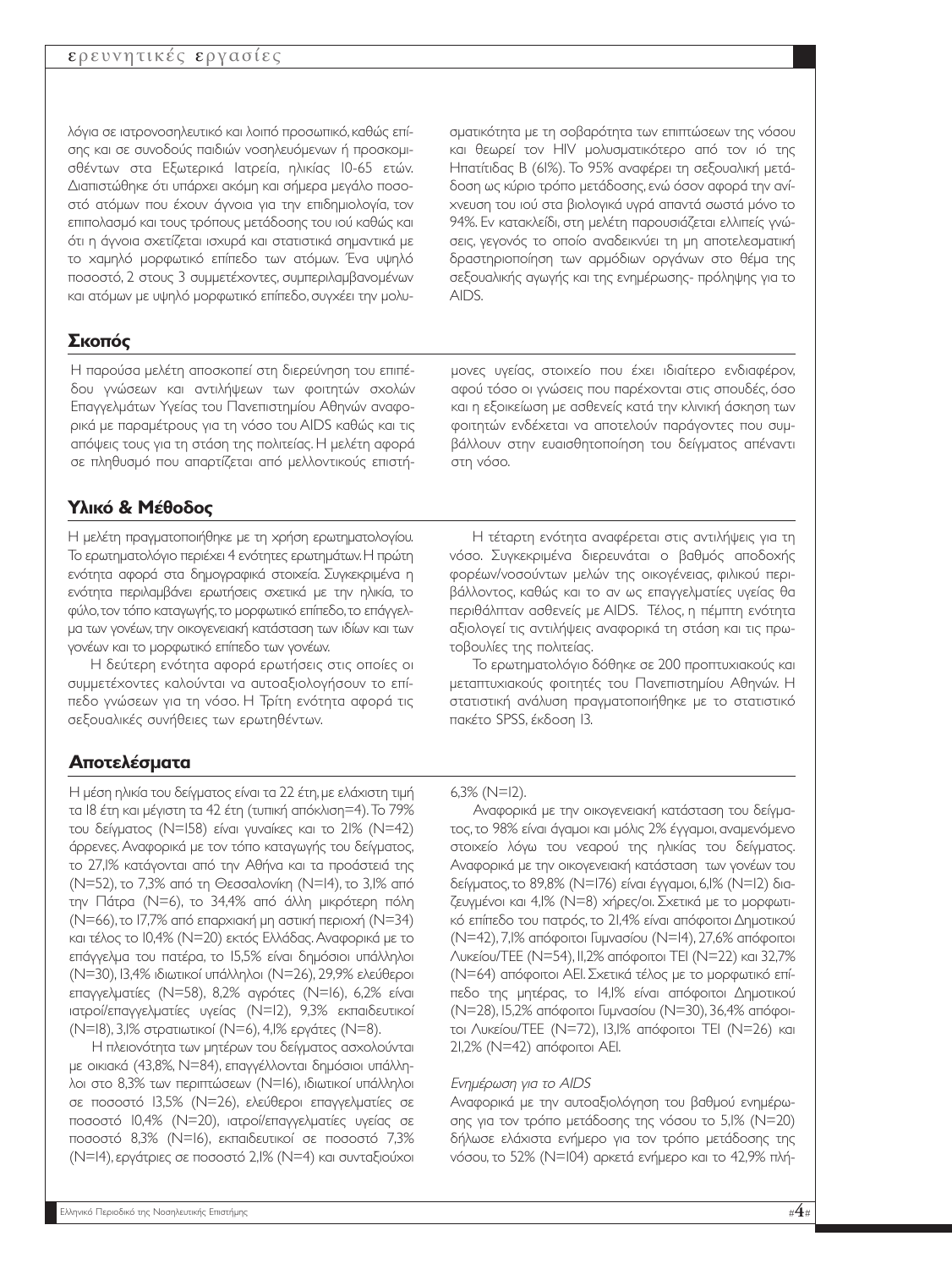λόγια σε ιατρονοσηλευτικό και λοιπό προσωπικό, καθώς επίσης και σε συνοδούς παιδιών νοσηλευόμενων ή προσκομισθέντων στα Εξωτερικά Ιατρεία, ηλικίας 10-65 ετών. Διαπιστώθηκε ότι υπάρχει ακόμη και σήμερα μεγάλο ποσοστό ατόμων που έχουν άγνοια για την επιδημιολογία, τον επιπολασμό και τους τρόπους μετάδοσης του ιού καθώς και ότι η άγνοια σχετίζεται ισχυρά και στατιστικά σημαντικά με το χαμηλό μορφωτικό επίπεδο των ατόμων. Ένα υψηλό ποσοστό, 2 στους 3 συμμετέχοντες, συμπεριλαμβανομένων και ατόμων με υψηλό μορφωτικό επίπεδο, συγχέει την μολυσματικότητα με τη σοβαρότητα των επιπτώσεων της νόσου και θεωρεί τον HIV μολυσματικότερο από τον ιό της Ηπατίτιδας Β (61%). Το 95% αναφέρει τη σεξουαλική μετάδοση ως κύριο τρόπο μετάδοσης, ενώ όσον αφορά την ανίχνευση του ιού στα βιολογικά υγρά απαντά σωστά μόνο το 94%. Εν κατακλείδι, στη μελέτη παρουσιάζεται ελλιπείς γνώσεις, γεγονός το οποίο αναδεικνύει τη μη αποτελεσματική δραστηριοποίηση των αρμόδιων οργάνων στο θέμα της σεξουαλικής αγωγής και της ενημέρωσης- πρόληψης για το AIDS.

## Σκοπός

Η παρούσα μελέτη αποσκοπεί στη διερεύνηση του επιπέδου γνώσεων και αντιλήψεων των φοιτητών σχολών Επαγγελμάτων Υγείας του Πανεπιστημίου Αθηνών αναφορικά με παραμέτρους για τη νόσο του AIDS καθώς και τις απόψεις τους για τη στάση της πολιτείας. Η μελέτη αφορά σε πληθυσμό που απαρτίζεται από μελλοντικούς επιστήμονες υγείας, στοιχείο που έχει ιδιαίτερο ενδιαφέρον, αφού τόσο οι γνώσεις που παρέχονται στις σπουδές, όσο και η εξοικείωση με ασθενείς κατά την κλινική άσκηση των φοιτητών ενδέχεται να αποτελούν παράγοντες που συμβάλλουν στην ευαισθητοποίηση του δείγματος απέναντι στη νόσο.

## Υλικό & Μέθοδος

Η μελέτη πραγματοποιήθηκε με τη χρήση ερωτηματολογίου. Το ερωτηματολόγιο περιέχει 4 ενότητες ερωτημάτων. Η πρώτη ενότητα αφορά στα δημογραφικά στοιχεία. Συγκεκριμένα η ενότητα περιλαμβάνει ερωτήσεις σχετικά με την ηλικία, το φύλο, τον τόπο καταγωγής, το μορφωτικό επίπεδο, το επάγγελμα των γονέων, την οικογενειακή κατάσταση των ιδίων και των γονέων και το μορφωτικό επίπεδο των γονέων.

Η δεύτερη ενότητα αφορά ερωτήσεις στις οποίες οι συμμετέχοντες καλούνται να αυτοαξιολογήσουν το επίπεδο γνώσεων για τη νόσο. Η Τρίτη ενότητα αφορά τις σεξουαλικές συνήθειες των ερωτηθέντων.

Η τέταρτη ενότητα αναφέρεται στις αντιλήψεις για τη νόσο. Συγκεκριμένα διερευνάται ο βαθμός αποδοχής φορέων/νοσούντων μελών της οικογένειας, φιλικού περιβάλλοντος, καθώς και το αν ως επαγγελματίες υγείας θα περιθάλπταν ασθενείς με AIDS. Τέλος, η πέμπτη ενότητα αξιολογεί τις αντιλήψεις αναφορικά τη στάση και τις πρωτοβουλίες της πολιτείας.

Το ερωτηματολόγιο δόθηκε σε 200 προπτυχιακούς και μεταπτυχιακούς φοιτητές του Πανεπιστημίου Αθηνών. Η στατιστική ανάλυση πραγματοποιήθηκε με το στατιστικό πακέτο SPSS, έκδοση 13.

## Αποτελέσματα

Η μέση ηλικία του δείγματος είναι τα 22 έτη, με ελάχιστη τιμή τα 18 έτη και μέγιστη τα 42 έτη (τυπική απόκλιση=4). Το 79% του δείγματος (N=158) είναι γυναίκες και το 21% (N=42) άρρενες. Αναφορικά με τον τόπο καταγωγής του δείγματος, το 27,1% κατάγονται από την Αθήνα και τα προάστειά της (N=52), το 7,3% από τη Θεσσαλονίκη (N=14), το 3,1% από την Πάτρα (N=6), το 34,4% από άλλη μικρότερη πόλη (N=66), το 17,7% από επαρχιακή μη αστική περιοχή (N=34) και τέλος το 10,4% (N=20) εκτός Ελλάδας. Αναφορικά με το επάγγελμα του πατέρα, το 15,5% είναι δημόσιοι υπάλληλοι (N=30), 13,4% ιδιωτικοί υπάλληλοι (N=26), 29,9% ελεύθεροι επαγγελματίες (N=58), 8,2% αγρότες (N=16), 6,2% είναι ιατροί/επαγγελματίες υγείας (N=12), 9,3% εκπαιδευτικοί (N=18), 3,1% στρατιωτικοί (N=6), 4,1% εργάτες (N=8).

Η πλειονότητα των μητέρων του δείγματος ασχολούνται με οικιακά (43,8%, N=84), επαγγέλλονται δημόσιοι υπάλληλοι στο 8,3% των περιπτώσεων (N=16), ιδιωτικοί υπάλληλοι σε ποσοστό 13,5% (N=26), ελεύθεροι επαγγελματίες σε ποσοστό 10,4% (N=20), ιατροί/επαγγελματίες υγείας σε ποσοστό 8,3% (N=16), εκπαιδευτικοί σε ποσοστό 7,3% (N=14), εργάτριες σε ποσοστό 2,1% (N=4) και συνταξιούχοι 6,3% (N=12).

Αναφορικά με την οικογενειακή κατάσταση του δείγματος, το 98% είναι άγαμοι και μόλις 2% έγγαμοι, αναμενόμενο στοιχείο λόγω του νεαρού της ηλικίας του δείγματος. Αναφορικά με την οικογενειακή κατάσταση των γονέων του δείγματος, το 89,8% (N=176) είναι έγγαμοι, 6,1% (N=12) διαζευγμένοι και 4,1% (N=8) χήρες/οι. Σχετικά με το μορφωτικό επίπεδο του πατρός, το 21,4% είναι απόφοιτοι Δημοτικού (N=42), 7,1% απόφοιτοι Γυμνασίου (N=14), 27,6% απόφοιτοι Λυκείου/ΤΕΕ (N=54), 11,2% απόφοιτοι ΤΕΙ (N=22) και 32,7% (N=64) απόφοιτοι ΑΕΙ. Σχετικά τέλος με το μορφωτικό επίπεδο της μητέρας, το 14,1% είναι απόφοιτοι Δημοτικού (N=28), 15,2% απόφοιτοι Γυμνασίου (N=30), 36,4% απόφοιτοι Λυκείου/ΤΕΕ (N=72), 13,1% απόφοιτοι ΤΕΙ (N=26) και 21,2% (N=42) απόφοιτοι ΑΕΙ.

*Ενημέρωση για το AIDS*

Αναφορικά με την αυτοαξιολόγηση του βαθμού ενημέρωσης για τον τρόπο μετάδοσης της νόσου το 5,1% (N=20) δήλωσε ελάχιστα ενήμερο για τον τρόπο μετάδοσης της νόσου, το 52% (N=104) αρκετά ενήμερο και το 42,9% πλή-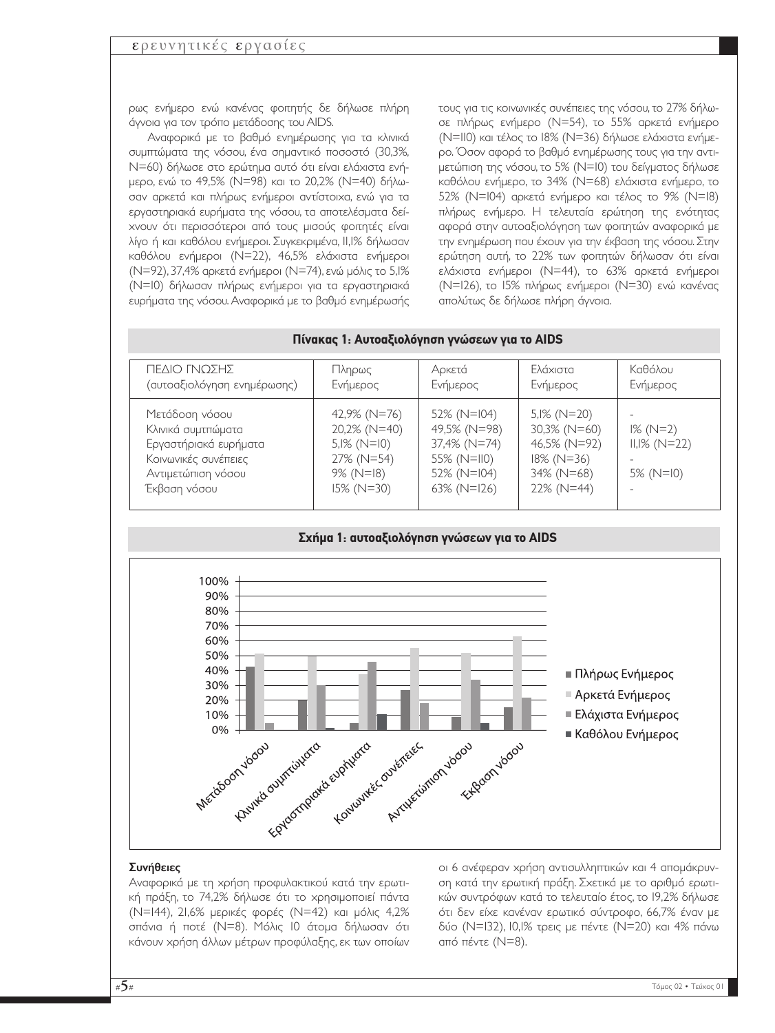ρως ενήμερο ενώ κανένας φοιτητής δε δήλωσε πλήρη άγνοια για τον τρόπο μετάδοσης του AIDS.

Αναφορικά με το βαθμό ενημέρωσης για τα κλινικά συμπτώματα της νόσου, ένα σημαντικό ποσοστό (30,3%, N=60) δήλωσε στο ερώτημα αυτό ότι είναι ελάχιστα ενήμερο, ενώ το 49,5% (N=98) και το 20,2% (N=40) δήλωσαν αρκετά και πλήρως ενήμεροι αντίστοιχα, ενώ για τα εργαστηριακά ευρήματα της νόσου, τα αποτελέσματα δείχνουν ότι περισσότεροι από τους μισούς φοιτητές είναι λίγο ή και καθόλου ενήμεροι. Συγκεκριμένα, 11,1% δήλωσαν καθόλου ενήμεροι (N=22), 46,5% ελάχιστα ενήμεροι (N=92), 37,4% αρκετά ενήμεροι (N=74), ενώ μόλις το 5,1% (N=10) δήλωσαν πλήρως ενήμεροι για τα εργαστηριακά ευρήματα της νόσου. Αναφορικά με το βαθμό ενημέρωσής τους για τις κοινωνικές συνέπειες της νόσου, το 27% δήλωσε πλήρως ενήμερο (N=54), το 55% αρκετά ενήμερο (N=110) και τέλος το 18% (N=36) δήλωσε ελάχιστα ενήμερο. Όσον αφορά το βαθμό ενημέρωσης τους για την αντιμετώπιση της νόσου, το 5% (N=10) του δείγματος δήλωσε καθόλου ενήμερο, το 34% (N=68) ελάχιστα ενήμερο, το 52% (N=104) αρκετά ενήμερο και τέλος το 9% (N=18) πλήρως ενήμερο. Η τελευταία ερώτηση της ενότητας αφορά στην αυτοαξιολόγηση των φοιτητών αναφορικά με την ενημέρωση που έχουν για την έκβαση της νόσου. Στην ερώτηση αυτή, το 22% των φοιτητών δήλωσαν ότι είναι ελάχιστα ενήμεροι (N=44), το 63% αρκετά ενήμεροι (N=126), το 15% πλήρως ενήμεροι (N=30) ενώ κανένας απολύτως δε δήλωσε πλήρη άγνοια.

**Πίνακας 1: Αυτοαξιολόγηση γνώσεων για το AIDS**

| ΠΕΔΙΟ ΓΝΩΣΗΣ (αυτοαξιολόγηση ενημέρωσης) | Πληρως Ενήμερος | Αρκετά Ενήμερος | Ελάχιστα Ενήμερος | Καθόλου Ενήμερος |
|---|---|---|---|---|
| Μετάδοση νόσου | 42,9% (N=76) | 52% (N=104) | 5,1% (N=20) | - |
| Κλινικά συμπτώματα | 20,2% (N=40) | 49,5% (N=98) | 30,3% (N=60) | 1% (N=2) |
| Εργαστηριακά ευρήματα | 5,1% (N=10) | 37,4% (N=74) | 46,5% (N=92) | 11,1% (N=22) |
| Κοινωνικές συνέπειες | 27% (N=54) | 55% (N=110) | 18% (N=36) | - |
| Αντιμετώπιση νόσου | 9% (N=18) | 52% (N=104) | 34% (N=68) | 5% (N=10) |
| Έκβαση νόσου | 15% (N=30) | 63% (N=126) | 22% (N=44) | - |

**Σχήμα 1: αυτοαξιολόγηση γνώσεων για το AIDS**

### Συνήθειες

Αναφορικά με τη χρήση προφυλακτικού κατά την ερωτική πράξη, το 74,2% δήλωσε ότι το χρησιμοποιεί πάντα (N=144), 21,6% μερικές φορές (N=42) και μόλις 4,2% σπάνια ή ποτέ (N=8). Μόλις 10 άτομα δήλωσαν ότι κάνουν χρήση άλλων μέτρων προφύλαξης, εκ των οποίων οι 6 ανέφεραν χρήση αντισυλληπτικών και 4 απομάκρυνση κατά την ερωτική πράξη. Σχετικά με το αριθμό ερωτικών συντρόφων κατά το τελευταίο έτος, το 19,2% δήλωσε ότι δεν είχε κανέναν ερωτικό σύντροφο, 66,7% έναν με δύο (N=132), 10,1% τρεις με πέντε (N=20) και 4% πάνω από πέντε (N=8).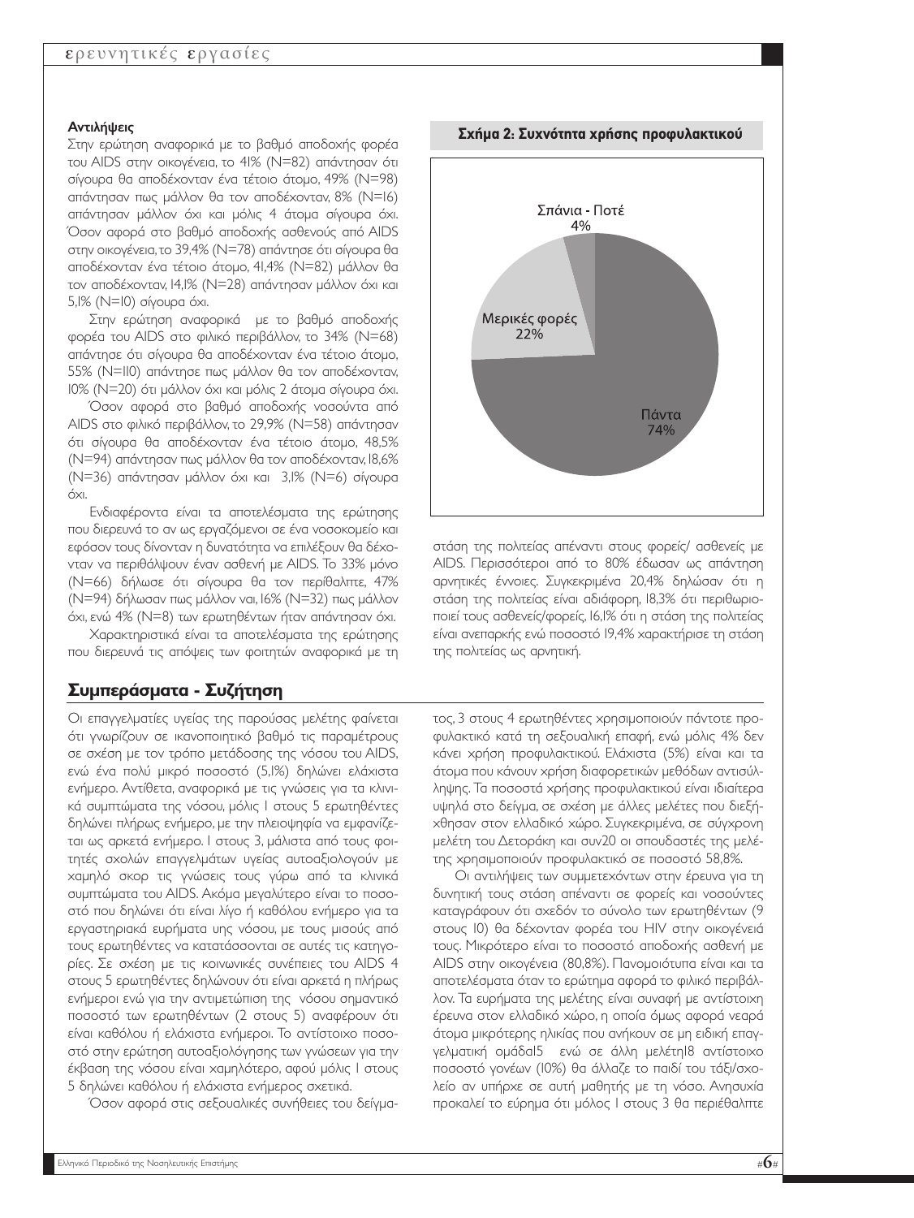### Αντιλήψεις

Στην ερώτηση αναφορικά με το βαθμό αποδοχής φορέα του AIDS στην οικογένεια, το 41% (N=82) απάντησαν ότι σίγουρα θα αποδέχονταν ένα τέτοιο άτομο, 49% (N=98) απάντησαν πως μάλλον θα τον αποδέχονταν, 8% (N=16) απάντησαν μάλλον όχι και μόλις 4 άτομα σίγουρα όχι. Όσον αφορά στο βαθμό αποδοχής ασθενούς από AIDS στην οικογένεια, το 39,4% (N=78) απάντησε ότι σίγουρα θα αποδέχονταν ένα τέτοιο άτομο, 41,4% (N=82) μάλλον θα τον αποδέχονταν, 14,1% (N=28) απάντησαν μάλλον όχι και 5,1% (N=10) σίγουρα όχι.

Στην ερώτηση αναφορικά με το βαθμό αποδοχής φορέα του AIDS στο φιλικό περιβάλλον, το 34% (N=68) απάντησε ότι σίγουρα θα αποδέχονταν ένα τέτοιο άτομο, 55% (N=110) απάντησε πως μάλλον θα τον αποδέχονταν, 10% (N=20) ότι μάλλον όχι και μόλις 2 άτομα σίγουρα όχι.

Όσον αφορά στο βαθμό αποδοχής νοσούντα από AIDS στο φιλικό περιβάλλον, το 29,9% (N=58) απάντησαν ότι σίγουρα θα αποδέχονταν ένα τέτοιο άτομο, 48,5% (N=94) απάντησαν πως μάλλον θα τον αποδέχονταν, 18,6% (N=36) απάντησαν μάλλον όχι και 3,1% (N=6) σίγουρα όχι.

Ενδιαφέροντα είναι τα αποτελέσματα της ερώτησης που διερευνά το αν ως εργαζόμενοι σε ένα νοσοκομείο και εφόσον τους δίνονταν η δυνατότητα να επιλέξουν θα δέχονταν να περιθάλψουν έναν ασθενή με AIDS. Το 33% μόνο (N=66) δήλωσε ότι σίγουρα θα τον περίθαλπε, 47% (N=94) δήλωσαν πως μάλλον ναι, 16% (N=32) πως μάλλον όχι, ενώ 4% (N=8) των ερωτηθέντων ήταν απάντησαν όχι.

Χαρακτηριστικά είναι τα αποτελέσματα της ερώτησης που διερευνά τις απόψεις των φοιτητών αναφορικά με τη στάση της πολιτείας απέναντι στους φορείς/ ασθενείς με AIDS. Περισσότεροι από το 80% έδωσαν ως απάντηση αρνητικές έννοιες. Συγκεκριμένα 20,4% δηλώσαν ότι η στάση της πολιτείας είναι αδιάφορη, 18,3% ότι περιθωριοποιεί τους ασθενείς/φορείς, 16,1% ότι η στάση της πολιτείας είναι ανεπαρκής ενώ ποσοστό 19,4% χαρακτήρισε τη στάση της πολιτείας ως αρνητική.

**Σχήμα 2: Συχνότητα χρήσης προφυλακτικού**

| Συχνότητα | Ποσοστό |
|---|---|
| Πάντα | 74% |
| Μερικές φορές | 22% |
| Σπάνια - Ποτέ | 4% |

## Συμπεράσματα - Συζήτηση

Οι επαγγελματίες υγείας της παρούσας μελέτης φαίνεται ότι γνωρίζουν σε ικανοποιητικό βαθμό τις παραμέτρους σε σχέση με τον τρόπο μετάδοσης της νόσου του AIDS, ενώ ένα πολύ μικρό ποσοστό (5,1%) δηλώνει ελάχιστα ενήμερο. Αντίθετα, αναφορικά με τις γνώσεις για τα κλινικά συμπτώματα της νόσου, μόλις 1 στους 5 ερωτηθέντες δηλώνει πλήρως ενήμερο, με την πλειοψηφία να εμφανίζεται ως αρκετά ενήμερο. 1 στους 3, μάλιστα από τους φοιτητές σχολών επαγγελμάτων υγείας αυτοαξιολογούν με χαμηλό σκορ τις γνώσεις τους γύρω από τα κλινικά συμπτώματα του AIDS. Ακόμα μεγαλύτερο είναι το ποσοστό που δηλώνει ότι είναι λίγο ή καθόλου ενήμερο για τα εργαστηριακά ευρήματα υης νόσου, με τους μισούς από τους ερωτηθέντες να κατατάσσονται σε αυτές τις κατηγορίες. Σε σχέση με τις κοινωνικές συνέπειες του AIDS 4 στους 5 ερωτηθέντες δηλώνουν ότι είναι αρκετά η πλήρως ενήμεροι ενώ για την αντιμετώπιση της νόσου σημαντικό ποσοστό των ερωτηθέντων (2 στους 5) αναφέρουν ότι είναι καθόλου ή ελάχιστα ενήμεροι. Το αντίστοιχο ποσοστό στην ερώτηση αυτοαξιολόγησης των γνώσεων για την έκβαση της νόσου είναι χαμηλότερο, αφού μόλις 1 στους 5 δηλώνει καθόλου ή ελάχιστα ενήμερος σχετικά.

Όσον αφορά στις σεξουαλικές συνήθειες του δείγματος, 3 στους 4 ερωτηθέντες χρησιμοποιούν πάντοτε προφυλακτικό κατά τη σεξουαλική επαφή, ενώ μόλις 4% δεν κάνει χρήση προφυλακτικού. Ελάχιστα (5%) είναι και τα άτομα που κάνουν χρήση διαφορετικών μεθόδων αντισύλληψης. Τα ποσοστά χρήσης προφυλακτικού είναι ιδιαίτερα υψηλά στο δείγμα, σε σχέση με άλλες μελέτες που διεξήχθησαν στον ελλαδικό χώρο. Συγκεκριμένα, σε σύγχρονη μελέτη του Δετοράκη και συν[20] οι σπουδαστές της μελέτης χρησιμοποιούν προφυλακτικό σε ποσοστό 58,8%.

Οι αντιλήψεις των συμμετεχόντων στην έρευνα για τη δυνητική τους στάση απέναντι σε φορείς και νοσούντες καταγράφουν ότι σχεδόν το σύνολο των ερωτηθέντων (9 στους 10) θα δέχονταν φορέα του HIV στην οικογένειά τους. Μικρότερο είναι το ποσοστό αποδοχής ασθενή με AIDS στην οικογένεια (80,8%). Πανομοιότυπα είναι και τα αποτελέσματα όταν το ερώτημα αφορά το φιλικό περιβάλλον. Τα ευρήματα της μελέτης είναι συναφή με αντίστοιχη έρευνα στον ελλαδικό χώρο, η οποία όμως αφορά νεαρά άτομα μικρότερης ηλικίας που ανήκουν σε μη ειδική επαγγελματική ομάδα[15] ενώ σε άλλη μελέτη[18] αντίστοιχο ποσοστό γονέων (10%) θα άλλαζε το παιδί του τάξη/σχολείο αν υπήρχε σε αυτή μαθητής με τη νόσο. Ανησυχία προκαλεί το εύρημα ότι μόλος 1 στους 3 θα περιέθαλπτε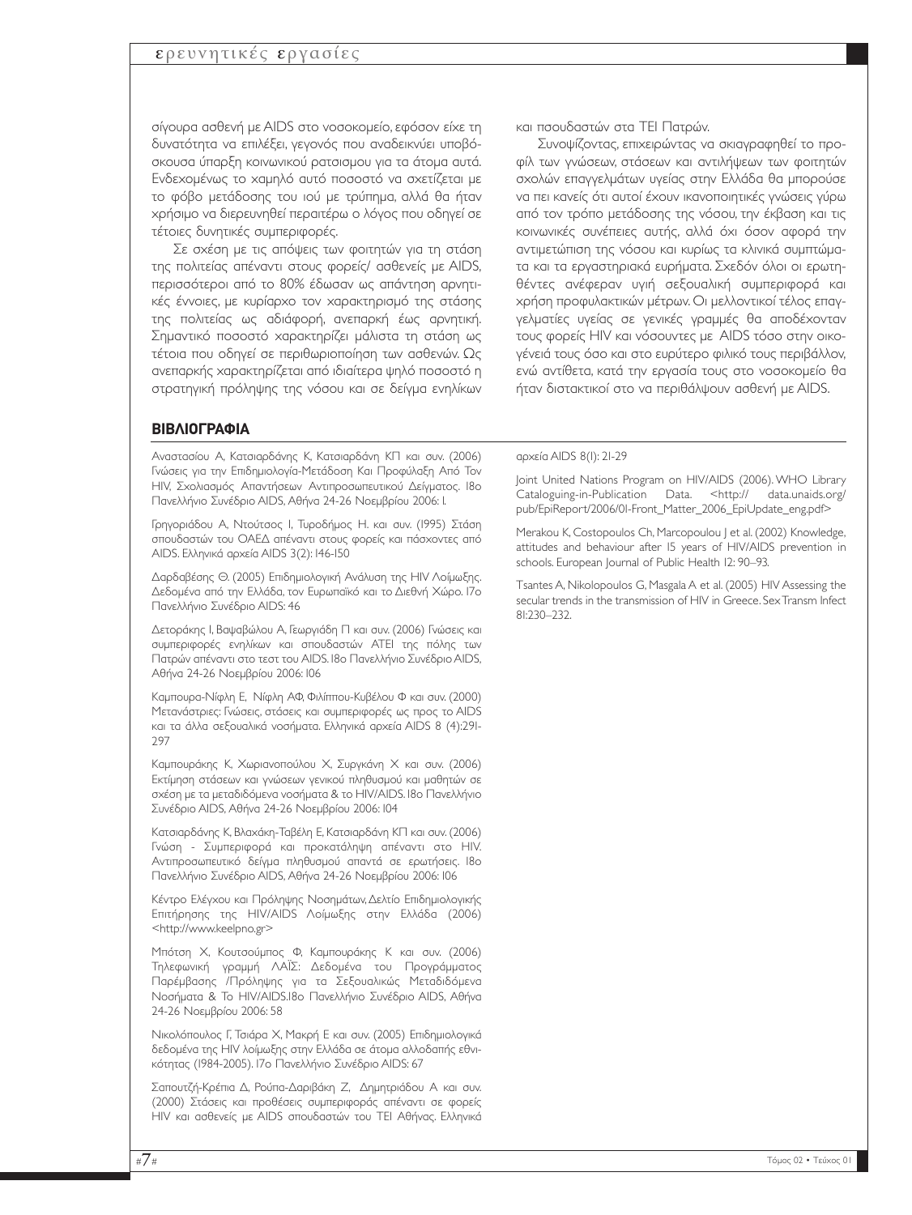σίγουρα ασθενή με AIDS στο νοσοκομείο, εφόσον είχε τη δυνατότητα να επιλέξει, γεγονός που αναδεικνύει υποβόσκουσα ύπαρξη κοινωνικού ρατσισμού για τα άτομα αυτά. Ενδεχομένως το χαμηλό αυτό ποσοστό να σχετίζεται με το φόβο μετάδοσης του ιού με τρύπημα, αλλά θα ήταν χρήσιμο να διερευνηθεί περαιτέρω ο λόγος που οδηγεί σε τέτοιες δυνητικές συμπεριφορές.

Σε σχέση με τις απόψεις των φοιτητών για τη στάση της πολιτείας απέναντι στους φορείς/ ασθενείς με AIDS, περισσότεροι από το 80% έδωσαν ως απάντηση αρνητικές έννοιες, με κυρίαρχο τον χαρακτηρισμό της στάσης της πολιτείας ως αδιάφορη, ανεπαρκή έως αρνητική. Σημαντικό ποσοστό χαρακτηρίζει μάλιστα τη στάση ως τέτοια που οδηγεί σε περιθωριοποίηση των ασθενών. Ως ανεπαρκής χαρακτηρίζεται από ιδιαίτερα ψηλό ποσοστό η στρατηγική πρόληψης της νόσου και σε δείγμα ενηλίκων και σπουδαστών στα ΤΕΙ Πατρών.

Συνοψίζοντας, επιχειρώντας να σκιαγραφηθεί το προφίλ των γνώσεων, στάσεων και αντιλήψεων των φοιτητών σχολών επαγγελμάτων υγείας στην Ελλάδα θα μπορούσε να πει κανείς ότι αυτοί έχουν ικανοποιητικές γνώσεις γύρω από τον τρόπο μετάδοσης της νόσου, την έκβαση και τις κοινωνικές συνέπειες αυτής, αλλά όχι όσον αφορά την αντιμετώπιση της νόσου και κυρίως τα κλινικά συμπτώματα και τα εργαστηριακά ευρήματα. Σχεδόν όλοι οι ερωτηθέντες ανέφεραν υγιή σεξουαλική συμπεριφορά και χρήση προφυλακτικών μέτρων. Οι μελλοντικοί τέλος επαγγελματίες υγείας σε γενικές γραμμές θα αποδέχονταν τους φορείς HIV και νόσουντες με AIDS τόσο στην οικογένειά τους όσο και στο ευρύτερο φιλικό τους περιβάλλον, ενώ αντίθετα, κατά την εργασία τους στο νοσοκομείο θα ήταν διστακτικοί στο να περιθάλψουν ασθενή με AIDS.

## ΒΙΒΛΙΟΓΡΑΦΙΑ

Αναστασίου Α, Κατσιαρδάνης Κ, Κατσιαρδάνη ΚΠ και συν. (2006) Γνώσεις για την Επιδημιολογία-Μετάδοση Και Προφύλαξη Από Τον HIV, Σχολιασμός Απαντήσεων Αντιπροσωπευτικού Δείγματος. 18ο Πανελλήνιο Συνέδριο AIDS, Αθήνα 24-26 Νοεμβρίου 2006: 1.

Γρηγοριάδου Α, Ντούτσος Ι, Τυροδήμος Η. και συν. (1995) Στάση σπουδαστών του ΟΑΕΔ απέναντι στους φορείς και πάσχοντες από AIDS. Ελληνικά αρχεία AIDS 3(2): 146-150

Δαρδαβέσης Θ. (2005) Επιδημιολογική Ανάλυση της HIV Λοίμωξης. Δεδομένα από την Ελλάδα, τον Ευρωπαϊκό και το Διεθνή Χώρο. 17ο Πανελλήνιο Συνέδριο AIDS: 46

Δετοράκης Ι, Βαψαβώλου Α, Γεωργιάδη Π και συν. (2006) Γνώσεις και συμπεριφορές ενηλίκων και σπουδαστών ΑΤΕΙ της πόλης των Πατρών απέναντι στο τεστ του AIDS. 18ο Πανελλήνιο Συνέδριο AIDS, Αθήνα 24-26 Νοεμβρίου 2006: 106

Καμπουρα-Νίφλη Ε, Νίφλη ΑΦ, Φιλίππου-Κυβέλου Φ και συν. (2000) Μετανάστριες: Γνώσεις, στάσεις και συμπεριφορές ως προς το AIDS και τα άλλα σεξουαλικά νοσήματα. Ελληνικά αρχεία AIDS 8 (4):291-297

Καμπουράκης Κ, Χωριανοπούλου Χ, Συργκάνη Χ και συν. (2006) Εκτίμηση στάσεων και γνώσεων γενικού πληθυσμού και μαθητών σε σχέση με τα μεταδιδόμενα νοσήματα & το HIV/AIDS. 18ο Πανελλήνιο Συνέδριο AIDS, Αθήνα 24-26 Νοεμβρίου 2006: 104

Κατσιαρδάνης Κ, Βλαχάκη-Ταβέλη Ε, Κατσιαρδάνη ΚΠ και συν. (2006) Γνώση - Συμπεριφορά και προκατάληψη απέναντι στο HIV. Αντιπροσωπευτικό δείγμα πληθυσμού απαντά σε ερωτήσεις. 18ο Πανελλήνιο Συνέδριο AIDS, Αθήνα 24-26 Νοεμβρίου 2006: 106

Κέντρο Ελέγχου και Πρόληψης Νοσημάτων, Δελτίο Επιδημιολογικής Επιτήρησης της HIV/AIDS Λοίμωξης στην Ελλάδα (2006) <http://www.keelpno.gr>

Μπότση Χ, Κουτσούμπος Φ, Καμπουράκης Κ και συν. (2006) Τηλεφωνική γραμμή ΛΑΪΣ: Δεδομένα του Προγράμματος Παρέμβασης /Πρόληψης για τα Σεξουαλικώς Μεταδιδόμενα Νοσήματα & Το HIV/AIDS.18ο Πανελλήνιο Συνέδριο AIDS, Αθήνα 24-26 Νοεμβρίου 2006: 58

Νικολόπουλος Γ, Τσιάρα Χ, Μακρή Ε και συν. (2005) Επιδημιολογικά δεδομένα της HIV λοίμωξης στην Ελλάδα σε άτομα αλλοδαπής εθνικότητας (1984-2005). 17ο Πανελλήνιο Συνέδριο AIDS: 67

Σαπουτζή-Κρέπια Δ, Ρούπα-Δαριβάκη Ζ, Δημητριάδου Α και συν. (2000) Στάσεις και προθέσεις συμπεριφοράς απέναντι σε φορείς HIV και ασθενείς με AIDS σπουδαστών του ΤΕΙ Αθήνας. Ελληνικά αρχεία AIDS 8(1): 21-29

Joint United Nations Program on HIV/AIDS (2006). WHO Library Cataloguing-in-Publication Data. <http:// data.unaids.org/pub/EpiReport/2006/01-Front_Matter_2006_EpiUpdate_eng.pdf>

Merakou K, Costopoulos Ch, Marcopoulou J et al. (2002) Knowledge, attitudes and behaviour after 15 years of HIV/AIDS prevention in schools. European Journal of Public Health 12: 90–93.

Tsantes A, Nikolopoulos G, Masgala A et al. (2005) HIV Assessing the secular trends in the transmission of HIV in Greece. Sex Transm Infect 81:230–232.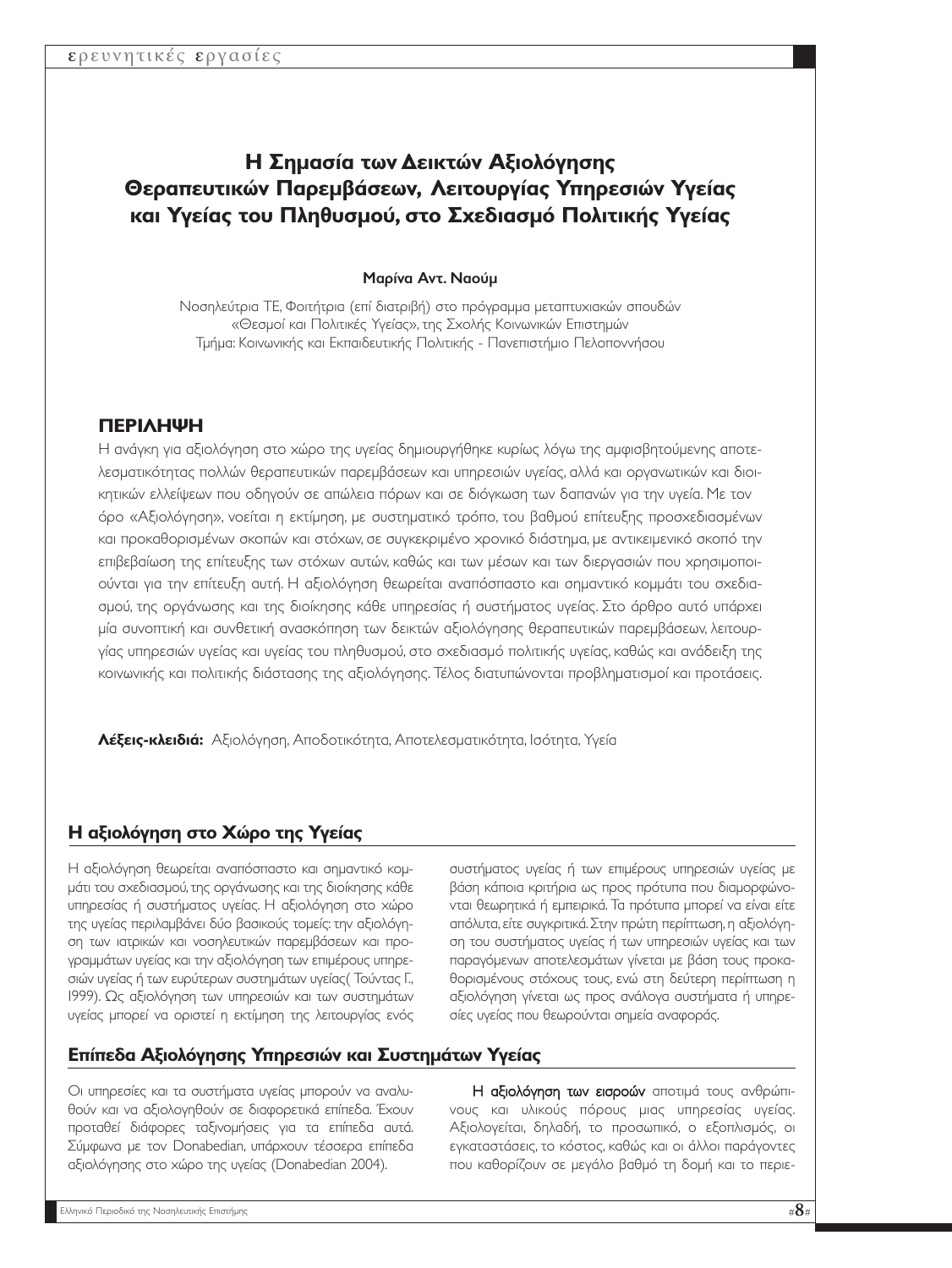# Η Σημασία των Δεικτών Αξιολόγησης Θεραπευτικών Παρεμβάσεων, Λειτουργίας Υπηρεσιών Υγείας και Υγείας του Πληθυσμού, στο Σχεδιασμό Πολιτικής Υγείας

**Μαρίνα Αντ. Ναούμ**

Νοσηλεύτρια ΤΕ, Φοιτήτρια (επί διατριβή) στο πρόγραμμα μεταπτυχιακών σπουδών «Θεσμοί και Πολιτικές Υγείας», της Σχολής Κοινωνικών Επιστημών Τμήμα: Κοινωνικής και Εκπαιδευτικής Πολιτικής - Πανεπιστήμιο Πελοποννήσου

## ΠΕΡΙΛΗΨΗ

Η ανάγκη για αξιολόγηση στο χώρο της υγείας δημιουργήθηκε κυρίως λόγω της αμφισβητούμενης αποτελεσματικότητας πολλών θεραπευτικών παρεμβάσεων και υπηρεσιών υγείας, αλλά και οργανωτικών και διοικητικών ελλείψεων που οδηγούν σε απώλεια πόρων και σε διόγκωση των δαπανών για την υγεία. Με τον όρο «Αξιολόγηση», νοείται η εκτίμηση, με συστηματικό τρόπο, του βαθμού επίτευξης προσχεδιασμένων και προκαθορισμένων σκοπών και στόχων, σε συγκεκριμένο χρονικό διάστημα, με αντικειμενικό σκοπό την επιβεβαίωση της επίτευξης των στόχων αυτών, καθώς και των μέσων και των διεργασιών που χρησιμοποιούνται για την επίτευξη αυτή. Η αξιολόγηση θεωρείται αναπόσπαστο και σημαντικό κομμάτι του σχεδιασμού, της οργάνωσης και της διοίκησης κάθε υπηρεσίας ή συστήματος υγείας. Στο άρθρο αυτό υπάρχει μία συνοπτική και συνθετική ανασκόπηση των δεικτών αξιολόγησης θεραπευτικών παρεμβάσεων, λειτουργίας υπηρεσιών υγείας και υγείας του πληθυσμού, στο σχεδιασμό πολιτικής υγείας, καθώς και ανάδειξη της κοινωνικής και πολιτικής διάστασης της αξιολόγησης. Τέλος διατυπώνονται προβληματισμοί και προτάσεις.

**Λέξεις-κλειδιά:** Αξιολόγηση, Αποδοτικότητα, Αποτελεσματικότητα, Ισότητα, Υγεία

## Η αξιολόγηση στο Χώρο της Υγείας

Η αξιολόγηση θεωρείται αναπόσπαστο και σημαντικό κομμάτι του σχεδιασμού, της οργάνωσης και της διοίκησης κάθε υπηρεσίας ή συστήματος υγείας. Η αξιολόγηση στο χώρο της υγείας περιλαμβάνει δύο βασικούς τομείς: την αξιολόγηση των ιατρικών και νοσηλευτικών παρεμβάσεων και προγραμμάτων υγείας και την αξιολόγηση των επιμέρους υπηρεσιών υγείας ή των ευρύτερων συστημάτων υγείας( Τούντας Γ., 1999). Ως αξιολόγηση των υπηρεσιών και των συστημάτων υγείας μπορεί να οριστεί η εκτίμηση της λειτουργίας ενός συστήματος υγείας ή των επιμέρους υπηρεσιών υγείας με βάση κάποια κριτήρια ως προς πρότυπα που διαμορφώνονται θεωρητικά ή εμπειρικά. Τα πρότυπα μπορεί να είναι είτε απόλυτα, είτε συγκριτικά. Στην πρώτη περίπτωση, η αξιολόγηση του συστήματος υγείας ή των υπηρεσιών υγείας και των παραγόμενων αποτελεσμάτων γίνεται με βάση τους προκαθορισμένους στόχους τους, ενώ στη δεύτερη περίπτωση η αξιολόγηση γίνεται ως προς ανάλογα συστήματα ή υπηρεσίες υγείας που θεωρούνται σημεία αναφοράς.

## Επίπεδα Αξιολόγησης Υπηρεσιών και Συστημάτων Υγείας

Οι υπηρεσίες και τα συστήματα υγείας μπορούν να αναλυθούν και να αξιολογηθούν σε διαφορετικά επίπεδα. Έχουν προταθεί διάφορες ταξινομήσεις για τα επίπεδα αυτά. Σύμφωνα με τον Donabedian, υπάρχουν τέσσερα επίπεδα αξιολόγησης στο χώρο της υγείας (Donabedian 2004).

**Η αξιολόγηση των εισροών** αποτιμά τους ανθρώπινους και υλικούς πόρους μιας υπηρεσίας υγείας. Αξιολογείται, δηλαδή, το προσωπικό, ο εξοπλισμός, οι εγκαταστάσεις, το κόστος, καθώς και οι άλλοι παράγοντες που καθορίζουν σε μεγάλο βαθμό τη δομή και το περιε-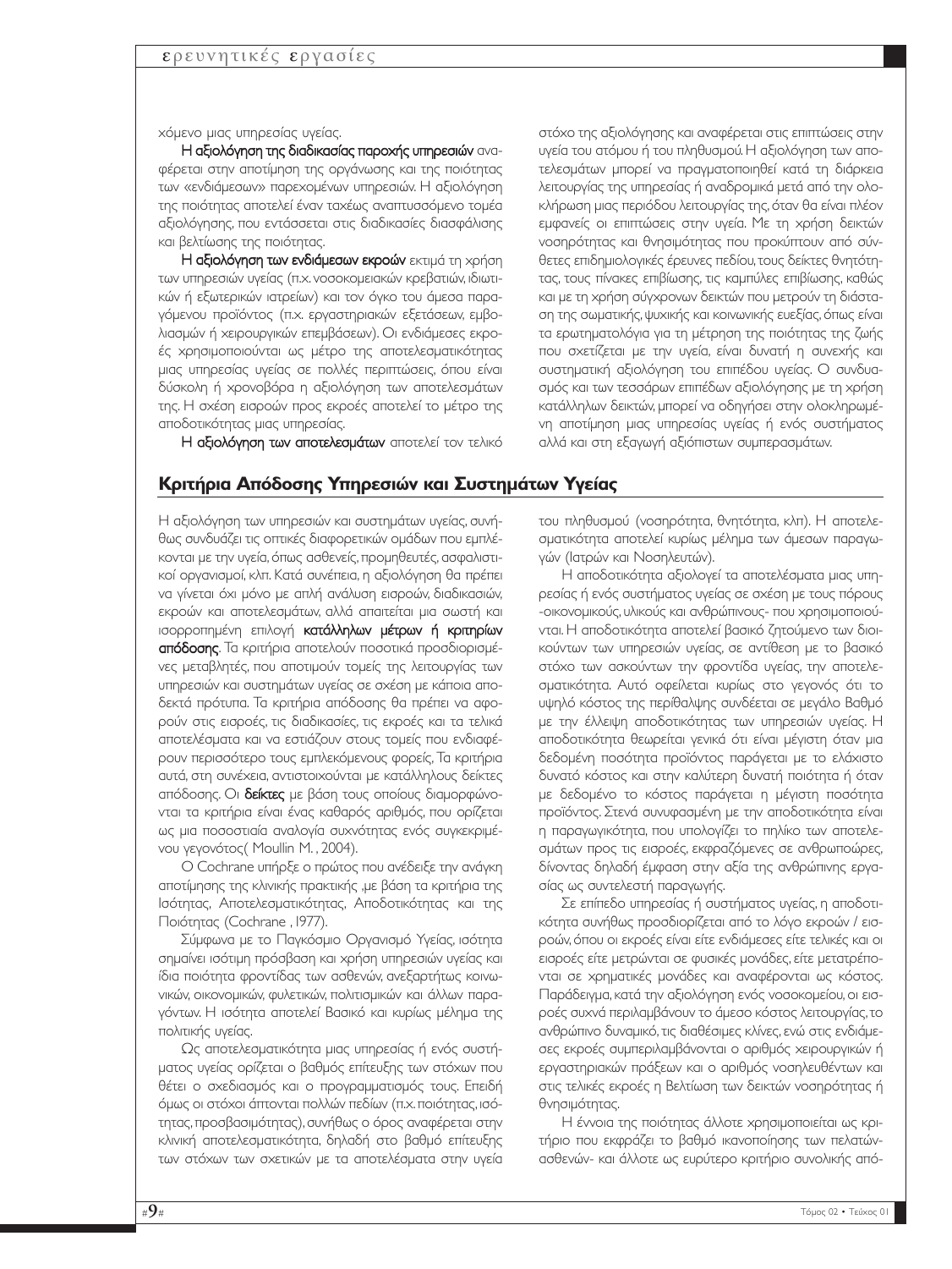χόμενο μιας υπηρεσίας υγείας.

**Η αξιολόγηση της διαδικασίας παροχής υπηρεσιών** αναφέρεται στην αποτίμηση της οργάνωσης και της ποιότητας των «ενδιάμεσων» παρεχομένων υπηρεσιών. Η αξιολόγηση της ποιότητας αποτελεί έναν ταχέως αναπτυσσόμενο τομέα αξιολόγησης, που εντάσσεται στις διαδικασίες διασφάλισης και βελτίωσης της ποιότητας.

**Η αξιολόγηση των ενδιάμεσων εκροών** εκτιμά τη χρήση των υπηρεσιών υγείας (π.χ. νοσοκομειακών κρεβατιών, ιδιωτικών ή εξωτερικών ιατρείων) και τον όγκο του άμεσα παραγόμενου προϊόντος (π.χ. εργαστηριακών εξετάσεων, εμβολιασμών ή χειρουργικών επεμβάσεων). Οι ενδιάμεσες εκροές χρησιμοποιούνται ως μέτρο της αποτελεσματικότητας μιας υπηρεσίας υγείας σε πολλές περιπτώσεις, όπου είναι δύσκολη ή χρονοβόρα η αξιολόγηση των αποτελεσμάτων της. Η σχέση εισροών προς εκροές αποτελεί το μέτρο της αποδοτικότητας μιας υπηρεσίας.

**Η αξιολόγηση των αποτελεσμάτων** αποτελεί τον τελικό στόχο της αξιολόγησης και αναφέρεται στις επιπτώσεις στην υγεία του ατόμου ή του πληθυσμού. Η αξιολόγηση των αποτελεσμάτων μπορεί να πραγματοποιηθεί κατά τη διάρκεια λειτουργίας της υπηρεσίας ή αναδρομικά μετά από την ολοκλήρωση μιας περιόδου λειτουργίας της, όταν θα είναι πλέον εμφανείς οι επιπτώσεις στην υγεία. Με τη χρήση δεικτών νοσηρότητας και θνησιμότητας που προκύπτουν από σύνθετες επιδημιολογικές έρευνες πεδίου, τους δείκτες θνητότητας, τους πίνακες επιβίωσης, τις καμπύλες επιβίωσης, καθώς και με τη χρήση σύγχρονων δεικτών που μετρούν τη διάσταση της σωματικής, ψυχικής και κοινωνικής ευεξίας, όπως είναι τα ερωτηματολόγια για τη μέτρηση της ποιότητας της ζωής που σχετίζεται με την υγεία, είναι δυνατή η συνεχής και συστηματική αξιολόγηση του επιπέδου υγείας. Ο συνδυασμός και των τεσσάρων επιπέδων αξιολόγησης με τη χρήση κατάλληλων δεικτών, μπορεί να οδηγήσει στην ολοκληρωμένη αποτίμηση μιας υπηρεσίας υγείας ή ενός συστήματος αλλά και στη εξαγωγή αξιόπιστων συμπερασμάτων.

## Κριτήρια Απόδοσης Υπηρεσιών και Συστημάτων Υγείας

Η αξιολόγηση των υπηρεσιών και συστημάτων υγείας, συνήθως συνδυάζει τις οπτικές διαφορετικών ομάδων που εμπλέκονται με την υγεία, όπως ασθενείς, προμηθευτές, ασφαλιστικοί οργανισμοί, κλπ. Κατά συνέπεια, η αξιολόγηση θα πρέπει να γίνεται όχι μόνο με απλή ανάλυση εισροών, διαδικασιών, εκροών και αποτελεσμάτων, αλλά απαιτείται μια σωστή και ισορροπημένη επιλογή **κατάλληλων μέτρων ή κριτηρίων απόδοσης**. Τα κριτήρια αποτελούν ποσοτικά προσδιορισμένες μεταβλητές, που αποτιμούν τομείς της λειτουργίας των υπηρεσιών και συστημάτων υγείας σε σχέση με κάποια αποδεκτά πρότυπα. Τα κριτήρια απόδοσης θα πρέπει να αφορούν στις εισροές, τις διαδικασίες, τις εκροές και τα τελικά αποτελέσματα και να εστιάζουν στους τομείς που ενδιαφέρουν περισσότερο τους εμπλεκόμενους φορείς, Τα κριτήρια αυτά, στη συνέχεια, αντιστοιχούνται με κατάλληλους δείκτες απόδοσης. Οι **δείκτες** με βάση τους οποίους διαμορφώνονται τα κριτήρια είναι ένας καθαρός αριθμός, που ορίζεται ως μια ποσοστιαία αναλογία συχνότητας ενός συγκεκριμένου γεγονότος( Moullin M. , 2004).

Ο Cochrane υπήρξε ο πρώτος που ανέδειξε την ανάγκη αποτίμησης της κλινικής πρακτικής ,με βάση τα κριτήρια της Ισότητας, Αποτελεσματικότητας, Αποδοτικότητας και της Ποιότητας (Cochrane , 1977).

Σύμφωνα με το Παγκόσμιο Οργανισμό Υγείας, ισότητα σημαίνει ισότιμη πρόσβαση και χρήση υπηρεσιών υγείας και ίδια ποιότητα φροντίδας των ασθενών, ανεξαρτήτως κοινωνικών, οικονομικών, φυλετικών, πολιτισμικών και άλλων παραγόντων. Η ισότητα αποτελεί βασικό και κυρίως μέλημα της πολιτικής υγείας.

Ως αποτελεσματικότητα μιας υπηρεσίας ή ενός συστήματος υγείας ορίζεται ο βαθμός επίτευξης των στόχων που θέτει ο σχεδιασμός και ο προγραμματισμός τους. Επειδή όμως οι στόχοι άπτονται πολλών πεδίων (π.χ. ποιότητας, ισότητας, προσβασιμότητας), συνήθως ο όρος αναφέρεται στην κλινική αποτελεσματικότητα, δηλαδή στο βαθμό επίτευξης των στόχων των σχετικών με τα αποτελέσματα στην υγεία του πληθυσμού (νοσηρότητα, θνητότητα, κλπ). Η αποτελεσματικότητα αποτελεί κυρίως μέλημα των άμεσων παραγωγών (Ιατρών και Νοσηλευτών).

Η αποδοτικότητα αξιολογεί τα αποτελέσματα μιας υπηρεσίας ή ενός συστήματος υγείας σε σχέση με τους πόρους -οικονομικούς, υλικούς και ανθρώπινους- που χρησιμοποιούνται. Η αποδοτικότητα αποτελεί βασικό ζητούμενο των διοικούντων των υπηρεσιών υγείας, σε αντίθεση με το βασικό στόχο των ασκούντων την φροντίδα υγείας, την αποτελεσματικότητα. Αυτό οφείλεται κυρίως στο γεγονός ότι το υψηλό κόστος της περίθαλψης συνδέεται σε μεγάλο βαθμό με την έλλειψη αποδοτικότητας των υπηρεσιών υγείας. Η αποδοτικότητα θεωρείται γενικά ότι είναι μέγιστη όταν μια δεδομένη ποσότητα προϊόντος παράγεται με το ελάχιστο δυνατό κόστος και στην καλύτερη δυνατή ποιότητα ή όταν με δεδομένο το κόστος παράγεται η μέγιστη ποσότητα προϊόντος. Στενά συνυφασμένη με την αποδοτικότητα είναι η παραγωγικότητα, που υπολογίζει το πηλίκο των αποτελεσμάτων προς τις εισροές, εκφραζόμενες σε ανθρωποώρες, δίνοντας δηλαδή έμφαση στην αξία της ανθρώπινης εργασίας ως συντελεστή παραγωγής.

Σε επίπεδο υπηρεσίας ή συστήματος υγείας, η αποδοτικότητα συνήθως προσδιορίζεται από το λόγο εκροών / εισροών, όπου οι εκροές είναι είτε ενδιάμεσες είτε τελικές και οι εισροές είτε μετρώνται σε φυσικές μονάδες, είτε μετατρέπονται σε χρηματικές μονάδες και αναφέρονται ως κόστος. Παράδειγμα, κατά την αξιολόγηση ενός νοσοκομείου, οι εισροές συχνά περιλαμβάνουν το άμεσο κόστος λειτουργίας, το ανθρώπινο δυναμικό, τις διαθέσιμες κλίνες, ενώ στις ενδιάμεσες εκροές συμπεριλαμβάνονται ο αριθμός χειρουργικών ή εργαστηριακών πράξεων και ο αριθμός νοσηλευθέντων και στις τελικές εκροές η βελτίωση των δεικτών νοσηρότητας ή θνησιμότητας.

Η έννοια της ποιότητας άλλοτε χρησιμοποιείται ως κριτήριο που εκφράζει το βαθμό ικανοποίησης των πελατών-ασθενών- και άλλοτε ως ευρύτερο κριτήριο συνολικής από-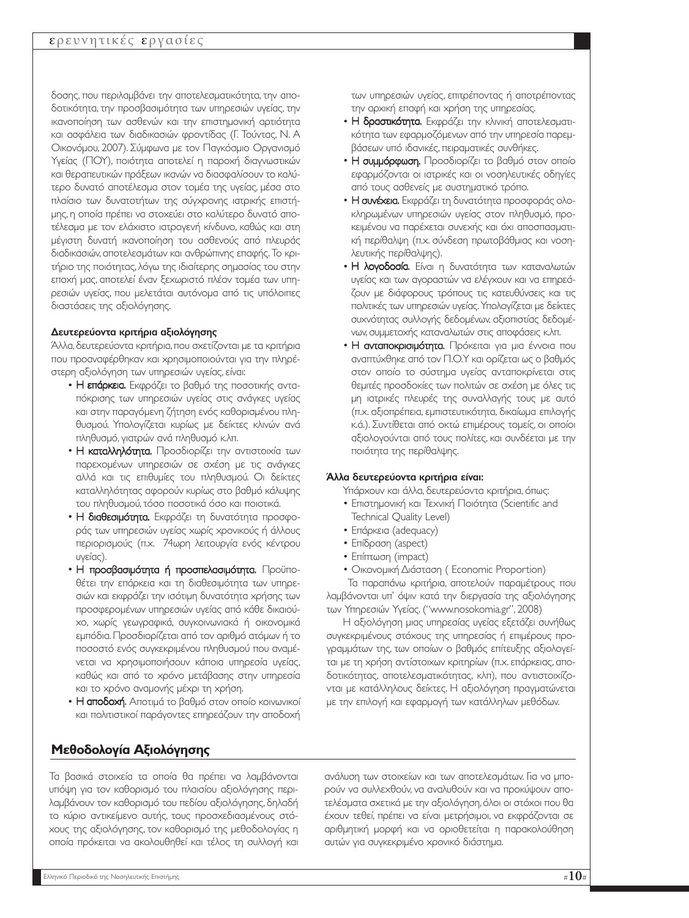δοσης, που περιλαμβάνει την αποτελεσματικότητα, την αποδοτικότητα, την προσβασιμότητα των υπηρεσιών υγείας, την ικανοποίηση των ασθενών και την επιστημονική αρτιότητα και ασφάλεια των διαδικασιών φροντίδας (Γ. Τούντας, Ν. Α Οικονόμου, 2007). Σύμφωνα με τον Παγκόσμιο Οργανισμό Υγείας (ΠΟΥ), ποιότητα αποτελεί η παροχή διαγνωστικών και θεραπευτικών πράξεων ικανών να διασφαλίσουν το καλύτερο δυνατό αποτέλεσμα στον τομέα της υγείας, μέσα στο πλαίσιο των δυνατοτήτων της σύγχρονης ιατρικής επιστήμης, η οποία πρέπει να στοχεύει στο καλύτερο δυνατό αποτέλεσμα με τον ελάχιστο ιατρογενή κίνδυνο, καθώς και στη μέγιστη δυνατή ικανοποίηση του ασθενούς από πλευράς διαδικασιών, αποτελεσμάτων και ανθρώπινης επαφής. Το κριτήριο της ποιότητας, λόγω της ιδιαίτερης σημασίας του στην εποχή μας, αποτελεί έναν ξεχωριστό πλέον τομέα των υπηρεσιών υγείας, που μελετάται αυτόνομα από τις υπόλοιπες διαστάσεις της αξιολόγησης.

**Δευτερεύοντα κριτήρια αξιολόγησης**

Άλλα, δευτερεύοντα κριτήρια, που σχετίζονται με τα κριτήρια που προαναφέρθηκαν και χρησιμοποιούνται για την πληρέστερη αξιολόγηση των υπηρεσιών υγείας, είναι:

- **Η επάρκεια.** Εκφράζει το βαθμό της ποσοτικής ανταπόκρισης των υπηρεσιών υγείας στις ανάγκες υγείας και στην παραγόμενη ζήτηση ενός καθορισμένου πληθυσμού. Υπολογίζεται κυρίως με δείκτες κλινών ανά πληθυσμό, γιατρών ανά πληθυσμό κ.λπ.
- **Η καταλληλότητα.** Προσδιορίζει την αντιστοιχία των παρεχομένων υπηρεσιών σε σχέση με τις ανάγκες αλλά και τις επιθυμίες του πληθυσμού. Οι δείκτες καταλληλότητας αφορούν κυρίως στο βαθμό κάλυψης του πληθυσμού, τόσο ποσοτικά όσο και ποιοτικά.
- **Η διαθεσιμότητα.** Εκφράζει τη δυνατότητα προσφοράς των υπηρεσιών υγείας χωρίς χρονικούς ή άλλους περιορισμούς (π.χ. 74ωρη λειτουργία ενός κέντρου υγείας).
- **Η προσβασιμότητα ή προσπελασιμότητα.** Προϋποθέτει την επάρκεια και τη διαθεσιμότητα των υπηρεσιών και εκφράζει την ισότιμη δυνατότητα χρήσης των προσφερομένων υπηρεσιών υγείας από κάθε δικαιούχο, χωρίς γεωγραφικά, συγκοινωνιακά ή οικονομικά εμπόδια. Προσδιορίζεται από τον αριθμό ατόμων ή το ποσοστό ενός συγκεκριμένου πληθυσμού που αναμένεται να χρησιμοποιήσουν κάποια υπηρεσία υγείας, καθώς και από το χρόνο μετάβασης στην υπηρεσία και το χρόνο αναμονής μέχρι τη χρήση.
- **Η αποδοχή.** Αποτιμά το βαθμό στον οποίο κοινωνικοί και πολιτιστικοί παράγοντες επηρεάζουν την αποδοχή των υπηρεσιών υγείας, επιτρέποντας ή αποτρέποντας την αρχική επαφή και χρήση της υπηρεσίας.
- **Η δραστικότητα.** Εκφράζει την κλινική αποτελεσματικότητα των εφαρμοζόμενων από την υπηρεσία παρεμβάσεων υπό ιδανικές, πειραματικές συνθήκες.
- **Η συμμόρφωση.** Προσδιορίζει το βαθμό στον οποίο εφαρμόζονται οι ιατρικές και οι νοσηλευτικές οδηγίες από τους ασθενείς με συστηματικό τρόπο.
- **Η συνέχεια.** Εκφράζει τη δυνατότητα προσφοράς ολοκληρωμένων υπηρεσιών υγείας στον πληθυσμό, προκειμένου να παρέχεται συνεχής και όχι αποσπασματική περίθαλψη (π.χ. σύνδεση πρωτοβάθμιας και νοσηλευτικής περίθαλψης).
- **Η λογοδοσία.** Είναι η δυνατότητα των καταναλωτών υγείας και των αγοραστών να ελέγχουν και να επηρεάζουν με διάφορους τρόπους τις κατευθύνσεις και τις πολιτικές των υπηρεσιών υγείας. Υπολογίζεται με δείκτες συχνότητας συλλογής δεδομένων, αξιοπιστίας δεδομένων, συμμετοχής καταναλωτών στις αποφάσεις κ.λπ.
- **Η ανταποκρισιμότητα.** Πρόκειται για μια έννοια που αναπτύχθηκε από τον Π.Ο.Υ και ορίζεται ως ο βαθμός στον οποίο το σύστημα υγείας ανταποκρίνεται στις θεμιτές προσδοκίες των πολιτών σε σχέση με όλες τις μη ιατρικές πλευρές της συναλλαγής τους με αυτό (π.χ. αξιοπρέπεια, εμπιστευτικότητα, δικαίωμα επιλογής κ.ά.). Συντίθεται από οκτώ επιμέρους τομείς, οι οποίοι αξιολογούνται από τους πολίτες, και συνδέεται με την ποιότητα της περίθαλψης.

**Άλλα δευτερεύοντα κριτήρια είναι:**

Υπάρχουν και άλλα, δευτερεύοντα κριτήρια, όπως:

- Επιστημονική και Τεχνική Ποιότητα (Scientific and Technical Quality Level)
- Επάρκεια (adequacy)
- Επίδραση (aspect)
- Επίπτωση (impact)
- Οικονομική Διάσταση ( Economic Proportion)

Τα παραπάνω κριτήρια, αποτελούν παραμέτρους που λαμβάνονται υπ' όψιν κατά την διεργασία της αξιολόγησης των Υπηρεσιών Υγείας. ("www.nosokomia.gr", 2008)

Η αξιολόγηση μιας υπηρεσίας υγείας εξετάζει συνήθως συγκεκριμένους στόχους της υπηρεσίας ή επιμέρους προγραμμάτων της, των οποίων ο βαθμός επίτευξης αξιολογείται με τη χρήση αντίστοιχων κριτηρίων (π.χ. επάρκειας, αποδοτικότητας, αποτελεσματικότητας, κλπ), που αντιστοιχίζονται με κατάλληλους δείκτες. Η αξιολόγηση πραγματώνεται με την επιλογή και εφαρμογή των κατάλληλων μεθόδων.

## Μεθοδολογία Αξιολόγησης

Τα βασικά στοιχεία τα οποία θα πρέπει να λαμβάνονται υπόψη για τον καθορισμό του πλαισίου αξιολόγησης περιλαμβάνουν τον καθορισμό του πεδίου αξιολόγησης, δηλαδή το κύριο αντικείμενο αυτής, τους προσχεδιασμένους στόχους της αξιολόγησης, τον καθορισμό της μεθοδολογίας η οποία πρόκειται να ακολουθηθεί και τέλος τη συλλογή και ανάλυση των στοιχείων και των αποτελεσμάτων. Για να μπορούν να συλλεχθούν, να αναλυθούν και να προκύψουν αποτελέσματα σχετικά με την αξιολόγηση, όλοι οι στόχοι που θα έχουν τεθεί, πρέπει να είναι μετρήσιμοι, να εκφράζονται σε αριθμητική μορφή και να οριοθετείται η παρακολούθηση αυτών για συγκεκριμένο χρονικό διάστημα.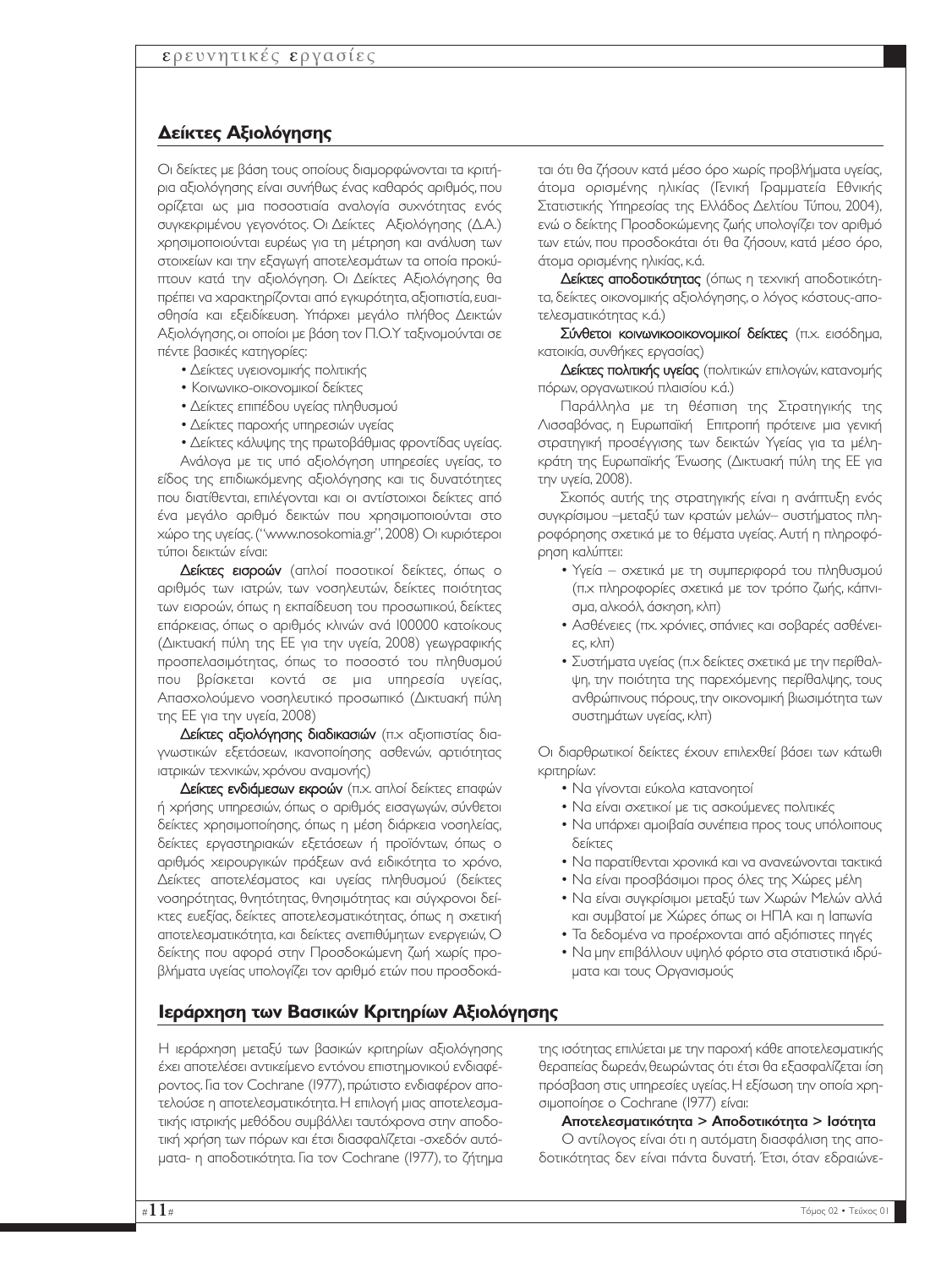## Δείκτες Αξιολόγησης

Οι δείκτες με βάση τους οποίους διαμορφώνονται τα κριτήρια αξιολόγησης είναι συνήθως ένας καθαρός αριθμός, που ορίζεται ως μια ποσοστιαία αναλογία συχνότητας ενός συγκεκριμένου γεγονότος. Οι Δείκτες Αξιολόγησης (Δ.Α.) χρησιμοποιούνται ευρέως για τη μέτρηση και ανάλυση των στοιχείων και την εξαγωγή αποτελεσμάτων τα οποία προκύπτουν κατά την αξιολόγηση. Οι Δείκτες Αξιολόγησης θα πρέπει να χαρακτηρίζονται από εγκυρότητα, αξιοπιστία, ευαισθησία και εξειδίκευση. Υπάρχει μεγάλο πλήθος Δεικτών Αξιολόγησης, οι οποίοι με βάση τον Π.Ο.Υ ταξινομούνται σε πέντε βασικές κατηγορίες:

- Δείκτες υγειονομικής πολιτικής
- Κοινωνικο-οικονομικοί δείκτες
- Δείκτες επιπέδου υγείας πληθυσμού
- Δείκτες παροχής υπηρεσιών υγείας
- Δείκτες κάλυψης της πρωτοβάθμιας φροντίδας υγείας.

Ανάλογα με τις υπό αξιολόγηση υπηρεσίες υγείας, το είδος της επιδιωκόμενης αξιολόγησης και τις δυνατότητες που διατίθενται, επιλέγονται και οι αντίστοιχοι δείκτες από ένα μεγάλο αριθμό δεικτών που χρησιμοποιούνται στο χώρο της υγείας. ("www.nosokomia.gr", 2008) Οι κυριότεροι τύποι δεικτών είναι:

**Δείκτες εισροών** (απλοί ποσοτικοί δείκτες, όπως ο αριθμός των ιατρών, των νοσηλευτών, δείκτες ποιότητας των εισροών, όπως η εκπαίδευση του προσωπικού, δείκτες επάρκειας, όπως ο αριθμός κλινών ανά 100000 κατοίκους (Δικτυακή πύλη της ΕΕ για την υγεία, 2008) γεωγραφικής προσπελασιμότητας, όπως το ποσοστό του πληθυσμού που βρίσκεται κοντά σε μια υπηρεσία υγείας, Απασχολούμενο νοσηλευτικό προσωπικό (Δικτυακή πύλη της ΕΕ για την υγεία, 2008)

**Δείκτες αξιολόγησης διαδικασιών** (π.χ αξιοπιστίας διαγνωστικών εξετάσεων, ικανοποίησης ασθενών, αρτιότητας ιατρικών τεχνικών, χρόνου αναμονής)

**Δείκτες ενδιάμεσων εκροών** (π.χ. απλοί δείκτες επαφών ή χρήσης υπηρεσιών, όπως ο αριθμός εισαγωγών, σύνθετοι δείκτες χρησιμοποίησης, όπως η μέση διάρκεια νοσηλείας, δείκτες εργαστηριακών εξετάσεων ή προϊόντων, όπως ο αριθμός χειρουργικών πράξεων ανά ειδικότητα το χρόνο, Δείκτες αποτελέσματος και υγείας πληθυσμού (δείκτες νοσηρότητας, θνητότητας, θνησιμότητας και σύγχρονοι δείκτες ευεξίας, δείκτες αποτελεσματικότητας, όπως η σχετική αποτελεσματικότητα, και δείκτες ανεπιθύμητων ενεργειών, Ο δείκτης που αφορά στην Προσδοκώμενη ζωή χωρίς προβλήματα υγείας υπολογίζει τον αριθμό ετών που προσδοκάται ότι θα ζήσουν κατά μέσο όρο χωρίς προβλήματα υγείας, άτομα ορισμένης ηλικίας (Γενική Γραμματεία Εθνικής Στατιστικής Υπηρεσίας της Ελλάδος Δελτίου Τύπου, 2004), ενώ ο δείκτης Προσδοκώμενης ζωής υπολογίζει τον αριθμό των ετών, που προσδοκάται ότι θα ζήσουν, κατά μέσο όρο, άτομα ορισμένης ηλικίας, κ.ά.

**Δείκτες αποδοτικότητας** (όπως η τεχνική αποδοτικότητα, δείκτες οικονομικής αξιολόγησης, ο λόγος κόστους-αποτελεσματικότητας κ.ά.)

**Σύνθετοι κοινωνικοοικονομικοί δείκτες** (π.χ. εισόδημα, κατοικία, συνθήκες εργασίας)

**Δείκτες πολιτικής υγείας** (πολιτικών επιλογών, κατανομής πόρων, οργανωτικού πλαισίου κ.ά.)

Παράλληλα με τη θέσπιση της Στρατηγικής της Λισσαβόνας, η Ευρωπαϊκή Επιτροπή πρότεινε μια γενική στρατηγική προσέγγισης των δεικτών Υγείας για τα μέλη-κράτη της Ευρωπαϊκής Ένωσης (Δικτυακή πύλη της ΕΕ για την υγεία, 2008).

Σκοπός αυτής της στρατηγικής είναι η ανάπτυξη ενός συγκρίσιμου –μεταξύ των κρατών μελών– συστήματος πληροφόρησης σχετικά με το θέματα υγείας. Αυτή η πληροφόρηση καλύπτει:

- Υγεία – σχετικά με τη συμπεριφορά του πληθυσμού (π.χ πληροφορίες σχετικά με τον τρόπο ζωής, κάπνισμα, αλκοόλ, άσκηση, κλπ)
- Ασθένειες (πχ. χρόνιες, σπάνιες και σοβαρές ασθένειες, κλπ)
- Συστήματα υγείας (π.χ δείκτες σχετικά με την περίθαλψη, την ποιότητα της παρεχόμενης περίθαλψης, τους ανθρώπινους πόρους, την οικονομική βιωσιμότητα των συστημάτων υγείας, κλπ)

Οι διαρθρωτικοί δείκτες έχουν επιλεχθεί βάσει των κάτωθι κριτηρίων:

- Να γίνονται εύκολα κατανοητοί
- Να είναι σχετικοί με τις ασκούμενες πολιτικές
- Να υπάρχει αμοιβαία συνέπεια προς τους υπόλοιπους δείκτες
- Να παρατίθενται χρονικά και να ανανεώνονται τακτικά
- Να είναι προσβάσιμοι προς όλες τις Χώρες μέλη
- Να είναι συγκρίσιμοι μεταξύ των Χωρών Μελών αλλά και συμβατοί με Χώρες όπως οι ΗΠΑ και η Ιαπωνία
- Τα δεδομένα να προέρχονται από αξιόπιστες πηγές
- Να μην επιβάλλουν υψηλό φόρτο στα στατιστικά ιδρύματα και τους Οργανισμούς

## Ιεράρχηση των Βασικών Κριτηρίων Αξιολόγησης

Η ιεράρχηση μεταξύ των βασικών κριτηρίων αξιολόγησης έχει αποτελέσει αντικείμενο εντόνου επιστημονικού ενδιαφέροντος. Για τον Cochrane (1977), πρώτιστο ενδιαφέρον αποτελούσε η αποτελεσματικότητα. Η επιλογή μιας αποτελεσματικής ιατρικής μεθόδου συμβάλλει ταυτόχρονα στην αποδοτική χρήση των πόρων και έτσι διασφαλίζεται -σχεδόν αυτόματα- η αποδοτικότητα. Για τον Cochrane (1977), το ζήτημα της ισότητας επιλύεται με την παροχή κάθε αποτελεσματικής θεραπείας δωρεάν, θεωρώντας ότι έτσι θα εξασφαλίζεται ίση πρόσβαση στις υπηρεσίες υγείας. Η εξίσωση την οποία χρησιμοποίησε ο Cochrane (1977) είναι:

**Αποτελεσματικότητα > Αποδοτικότητα > Ισότητα**

Ο αντίλογος είναι ότι η αυτόματη διασφάλιση της αποδοτικότητας δεν είναι πάντα δυνατή. Έτσι, όταν εδραιώνε-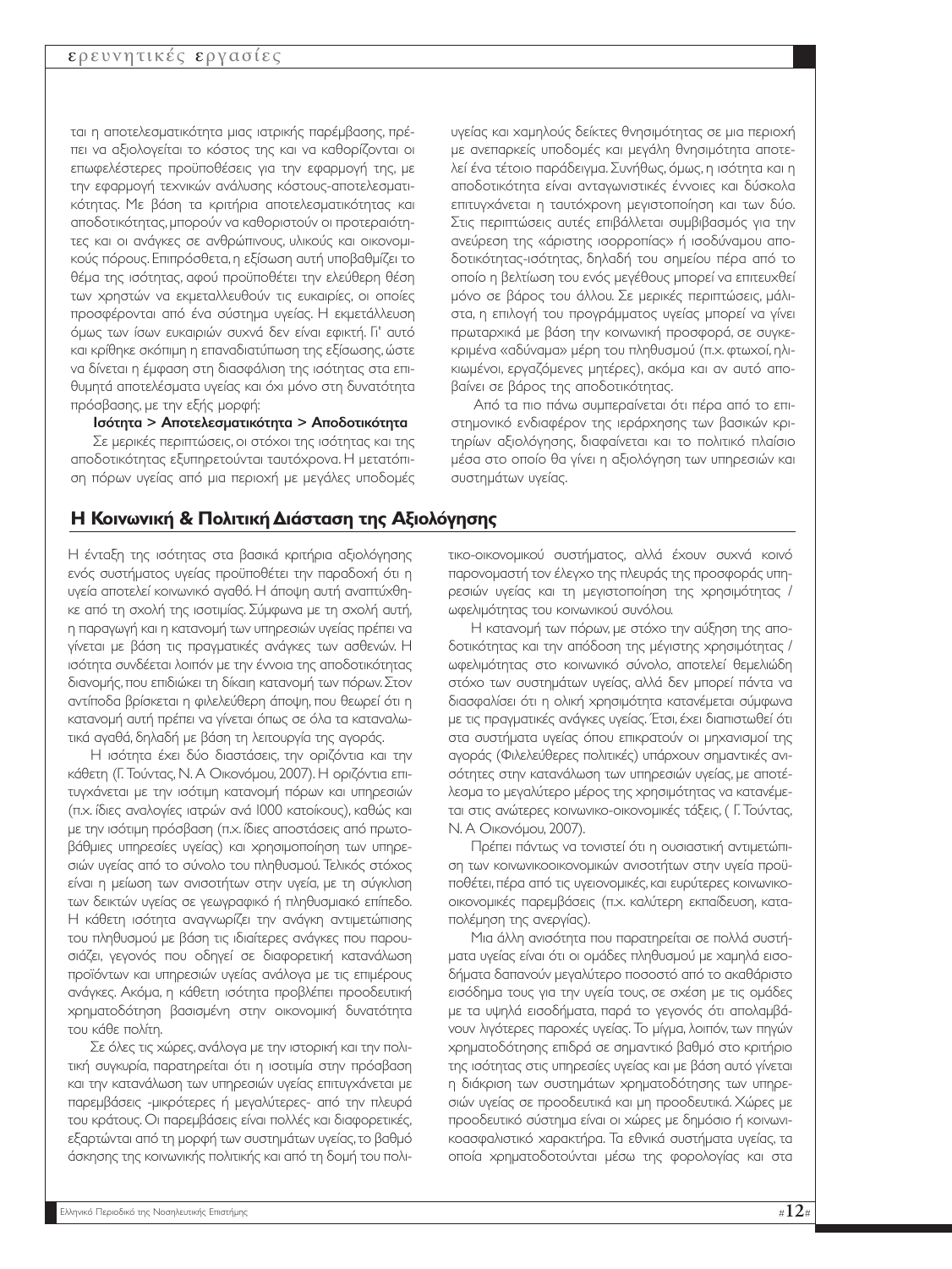ται η αποτελεσματικότητα μιας ιατρικής παρέμβασης, πρέπει να αξιολογείται το κόστος της και να καθορίζονται οι επωφελέστερες προϋποθέσεις για την εφαρμογή της, με την εφαρμογή τεχνικών ανάλυσης κόστους-αποτελεσματικότητας. Με βάση τα κριτήρια αποτελεσματικότητας και αποδοτικότητας, μπορούν να καθοριστούν οι προτεραιότητες και οι ανάγκες σε ανθρώπινους, υλικούς και οικονομικούς πόρους. Επιπρόσθετα, η εξίσωση αυτή υποβαθμίζει το θέμα της ισότητας, αφού προϋποθέτει την ελεύθερη θέση των χρηστών να εκμεταλλευθούν τις ευκαιρίες, οι οποίες προσφέρονται από ένα σύστημα υγείας. Η εκμετάλλευση όμως των ίσων ευκαιριών συχνά δεν είναι εφικτή. Γι' αυτό και κρίθηκε σκόπιμη η επαναδιατύπωση της εξίσωσης, ώστε να δίνεται η έμφαση στη διασφάλιση της ισότητας στα επιθυμητά αποτελέσματα υγείας και όχι μόνο στη δυνατότητα πρόσβασης, με την εξής μορφή:

**Ισότητα > Αποτελεσματικότητα > Αποδοτικότητα**

Σε μερικές περιπτώσεις, οι στόχοι της ισότητας και της αποδοτικότητας εξυπηρετούνται ταυτόχρονα. Η μετατόπιση πόρων υγείας από μια περιοχή με μεγάλες υποδομές υγείας και χαμηλούς δείκτες θνησιμότητας σε μια περιοχή με ανεπαρκείς υποδομές και μεγάλη θνησιμότητα αποτελεί ένα τέτοιο παράδειγμα. Συνήθως, όμως, η ισότητα και η αποδοτικότητα είναι ανταγωνιστικές έννοιες και δύσκολα επιτυγχάνεται η ταυτόχρονη μεγιστοποίηση και των δύο. Στις περιπτώσεις αυτές επιβάλλεται συμβιβασμός για την ανεύρεση της «άριστης ισορροπίας» ή ισοδύναμου αποδοτικότητας-ισότητας, δηλαδή του σημείου πέρα από το οποίο η βελτίωση του ενός μεγέθους μπορεί να επιτευχθεί μόνο σε βάρος του άλλου. Σε μερικές περιπτώσεις, μάλιστα, η επιλογή του προγράμματος υγείας μπορεί να γίνει πρωταρχικά με βάση την κοινωνική προσφορά, σε συγκεκριμένα «αδύναμα» μέρη του πληθυσμού (π.χ. φτωχοί, ηλικιωμένοι, εργαζόμενες μητέρες), ακόμα και αν αυτό αποβαίνει σε βάρος της αποδοτικότητας.

Από τα πιο πάνω συμπεραίνεται ότι πέρα από το επιστημονικό ενδιαφέρον της ιεράρχησης των βασικών κριτηρίων αξιολόγησης, διαφαίνεται και το πολιτικό πλαίσιο μέσα στο οποίο θα γίνει η αξιολόγηση των υπηρεσιών και συστημάτων υγείας.

## Η Κοινωνική & Πολιτική Διάσταση της Αξιολόγησης

Η ένταξη της ισότητας στα βασικά κριτήρια αξιολόγησης ενός συστήματος υγείας προϋποθέτει την παραδοχή ότι η υγεία αποτελεί κοινωνικό αγαθό. Η άποψη αυτή αναπτύχθηκε από τη σχολή της ισοτιμίας. Σύμφωνα με τη σχολή αυτή, η παραγωγή και η κατανομή των υπηρεσιών υγείας πρέπει να γίνεται με βάση τις πραγματικές ανάγκες των ασθενών. Η ισότητα συνδέεται λοιπόν με την έννοια της αποδοτικότητας διανομής, που επιδιώκει τη δίκαιη κατανομή των πόρων. Στον αντίποδα βρίσκεται η φιλελεύθερη άποψη, που θεωρεί ότι η κατανομή αυτή πρέπει να γίνεται όπως σε όλα τα καταναλωτικά αγαθά, δηλαδή με βάση τη λειτουργία της αγοράς.

Η ισότητα έχει δύο διαστάσεις, την οριζόντια και την κάθετη (Γ. Τούντας, Ν. Α Οικονόμου, 2007). Η οριζόντια επιτυγχάνεται με την ισότιμη κατανομή πόρων και υπηρεσιών (π.χ. ίδιες αναλογίες ιατρών ανά 1000 κατοίκους), καθώς και με την ισότιμη πρόσβαση (π.χ. ίδιες αποστάσεις από πρωτοβάθμιες υπηρεσίες υγείας) και χρησιμοποίηση των υπηρεσιών υγείας από το σύνολο του πληθυσμού. Τελικός στόχος είναι η μείωση των ανισοτήτων στην υγεία, με τη σύγκλιση των δεικτών υγείας σε γεωγραφικό ή πληθυσμιακό επίπεδο. Η κάθετη ισότητα αναγνωρίζει την ανάγκη αντιμετώπισης του πληθυσμού με βάση τις ιδιαίτερες ανάγκες που παρουσιάζει, γεγονός που οδηγεί σε διαφορετική κατανάλωση προϊόντων και υπηρεσιών υγείας ανάλογα με τις επιμέρους ανάγκες. Ακόμα, η κάθετη ισότητα προβλέπει προοδευτική χρηματοδότηση βασισμένη στην οικονομική δυνατότητα του κάθε πολίτη.

Σε όλες τις χώρες, ανάλογα με την ιστορική και την πολιτική συγκυρία, παρατηρείται ότι η ισοτιμία στην πρόσβαση και την κατανάλωση των υπηρεσιών υγείας επιτυγχάνεται με παρεμβάσεις -μικρότερες ή μεγαλύτερες- από την πλευρά του κράτους. Οι παρεμβάσεις είναι πολλές και διαφορετικές, εξαρτώνται από τη μορφή των συστημάτων υγείας, το βαθμό άσκησης της κοινωνικής πολιτικής και από τη δομή του πολιτικο-οικονομικού συστήματος, αλλά έχουν συχνά κοινό παρονομαστή τον έλεγχο της πλευράς της προσφοράς υπηρεσιών υγείας και τη μεγιστοποίηση της χρησιμότητας / ωφελιμότητας του κοινωνικού συνόλου.

Η κατανομή των πόρων, με στόχο την αύξηση της αποδοτικότητας και την απόδοση της μέγιστης χρησιμότητας / ωφελιμότητας στο κοινωνικό σύνολο, αποτελεί θεμελιώδη στόχο των συστημάτων υγείας, αλλά δεν μπορεί πάντα να διασφαλίσει ότι η ολική χρησιμότητα κατανέμεται σύμφωνα με τις πραγματικές ανάγκες υγείας. Έτσι, έχει διαπιστωθεί ότι στα συστήματα υγείας όπου επικρατούν οι μηχανισμοί της αγοράς (Φιλελεύθερες πολιτικές) υπάρχουν σημαντικές ανισότητες στην κατανάλωση των υπηρεσιών υγείας, με αποτέλεσμα το μεγαλύτερο μέρος της χρησιμότητας να κατανέμεται στις ανώτερες κοινωνικο-οικονομικές τάξεις, ( Γ. Τούντας, Ν. Α Οικονόμου, 2007).

Πρέπει πάντως να τονιστεί ότι η ουσιαστική αντιμετώπιση των κοινωνικοοικονομικών ανισοτήτων στην υγεία προϋποθέτει, πέρα από τις υγειονομικές, και ευρύτερες κοινωνικο-οικονομικές παρεμβάσεις (π.χ. καλύτερη εκπαίδευση, καταπολέμηση της ανεργίας).

Μια άλλη ανισότητα που παρατηρείται σε πολλά συστήματα υγείας είναι ότι οι ομάδες πληθυσμού με χαμηλά εισοδήματα δαπανούν μεγαλύτερο ποσοστό από το ακαθάριστο εισόδημα τους για την υγεία τους, σε σχέση με τις ομάδες με τα υψηλά εισοδήματα, παρά το γεγονός ότι απολαμβάνουν λιγότερες παροχές υγείας. Το μίγμα, λοιπόν, των πηγών χρηματοδότησης επιδρά σε σημαντικό βαθμό στο κριτήριο της ισότητας στις υπηρεσίες υγείας και με βάση αυτό γίνεται η διάκριση των συστημάτων χρηματοδότησης των υπηρεσιών υγείας σε προοδευτικά και μη προοδευτικά. Χώρες με προοδευτικό σύστημα είναι οι χώρες με δημόσιο ή κοινωνικοασφαλιστικό χαρακτήρα. Τα εθνικά συστήματα υγείας, τα οποία χρηματοδοτούνται μέσω της φορολογίας και στα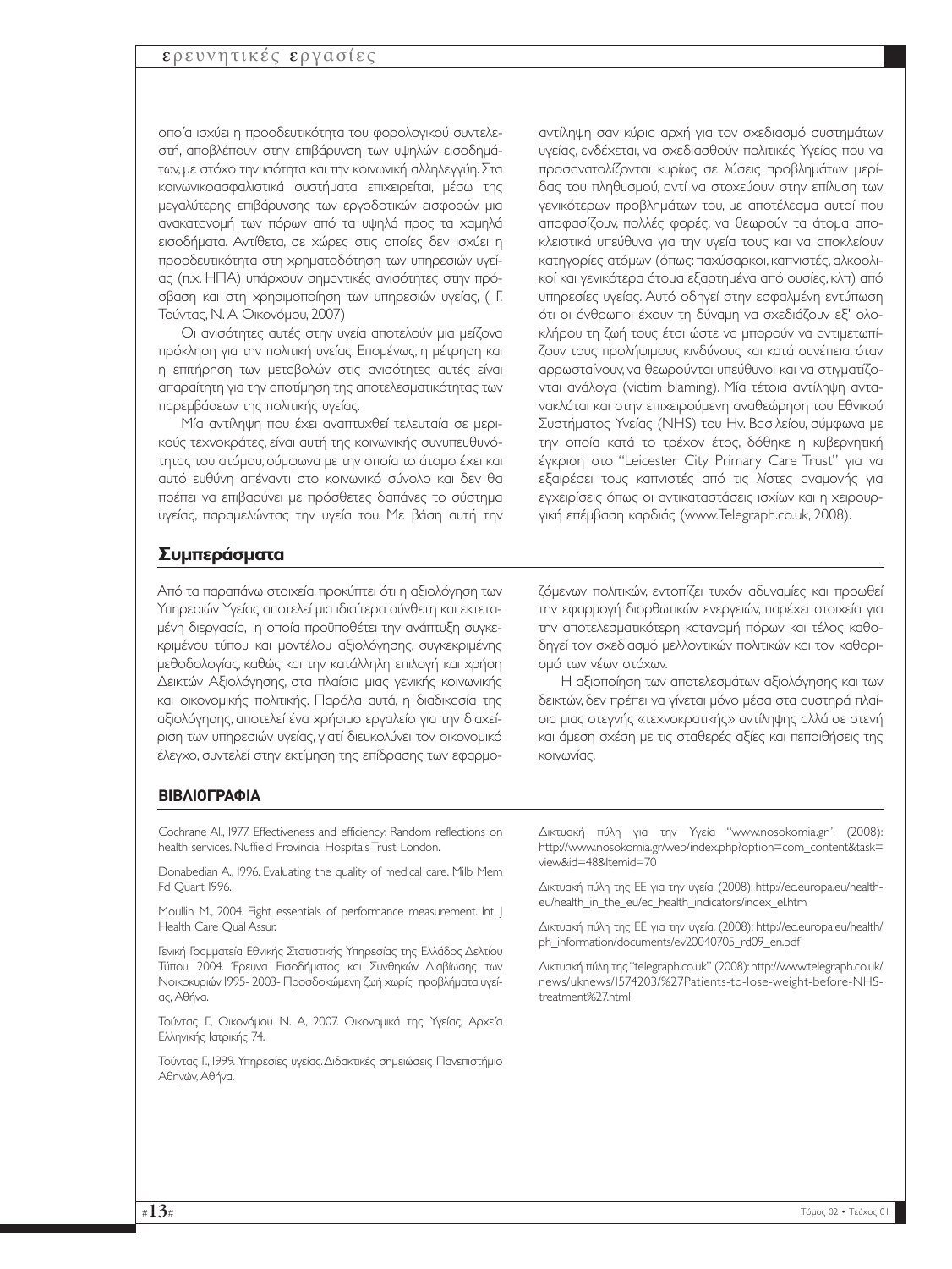οποία ισχύει η προοδευτικότητα του φορολογικού συντελεστή, αποβλέπουν στην επιβάρυνση των υψηλών εισοδημάτων, με στόχο την ισότητα και την κοινωνική αλληλεγγύη. Στα κοινωνικοασφαλιστικά συστήματα επιχειρείται, μέσω της μεγαλύτερης επιβάρυνσης των εργοδοτικών εισφορών, μια ανακατανομή των πόρων από τα υψηλά προς τα χαμηλά εισοδήματα. Αντίθετα, σε χώρες στις οποίες δεν ισχύει η προοδευτικότητα στη χρηματοδότηση των υπηρεσιών υγείας (π.χ. ΗΠΑ) υπάρχουν σημαντικές ανισότητες στην πρόσβαση και στη χρησιμοποίηση των υπηρεσιών υγείας, ( Γ. Τούντας, Ν. Α Οικονόμου, 2007)

Οι ανισότητες αυτές στην υγεία αποτελούν μια μείζονα πρόκληση για την πολιτική υγείας. Επομένως, η μέτρηση και η επιτήρηση των μεταβολών στις ανισότητες αυτές είναι απαραίτητη για την αποτίμηση της αποτελεσματικότητας των παρεμβάσεων της πολιτικής υγείας.

Μία αντίληψη που έχει αναπτυχθεί τελευταία σε μερικούς τεχνοκράτες, είναι αυτή της κοινωνικής συνυπευθυνότητας του ατόμου, σύμφωνα με την οποία το άτομο έχει και αυτό ευθύνη απέναντι στο κοινωνικό σύνολο και δεν θα πρέπει να επιβαρύνει με πρόσθετες δαπάνες το σύστημα υγείας, παραμελώντας την υγεία του. Με βάση αυτή την αντίληψη σαν κύρια αρχή για τον σχεδιασμό συστημάτων υγείας, ενδέχεται, να σχεδιασθούν πολιτικές Υγείας που να προσανατολίζονται κυρίως σε λύσεις προβλημάτων μερίδας του πληθυσμού, αντί να στοχεύουν στην επίλυση των γενικότερων προβλημάτων του, με αποτέλεσμα αυτοί που αποφασίζουν, πολλές φορές, να θεωρούν τα άτομα αποκλειστικά υπεύθυνα για την υγεία τους και να αποκλείουν κατηγορίες ατόμων (όπως: παχύσαρκοι, καπνιστές, αλκοολικοί και γενικότερα άτομα εξαρτημένα από ουσίες, κλπ) από υπηρεσίες υγείας. Αυτό οδηγεί στην εσφαλμένη εντύπωση ότι οι άνθρωποι έχουν τη δύναμη να σχεδιάζουν εξ' ολοκλήρου τη ζωή τους έτσι ώστε να μπορούν να αντιμετωπίζουν τους προλήψιμους κινδύνους και κατά συνέπεια, όταν αρρωσταίνουν, να θεωρούνται υπεύθυνοι και να στιγματίζονται ανάλογα (victim blaming). Μία τέτοια αντίληψη αντανακλάται και στην επιχειρούμενη αναθεώρηση του Εθνικού Συστήματος Υγείας (NHS) του Ην. Βασιλείου, σύμφωνα με την οποία κατά το τρέχον έτος, δόθηκε η κυβερνητική έγκριση στο "Leicester City Primary Care Trust" για να εξαιρέσει τους καπνιστές από τις λίστες αναμονής για εγχειρίσεις όπως οι αντικαταστάσεις ισχίων και η χειρουργική επέμβαση καρδιάς (www.Telegraph.co.uk, 2008).

## Συμπεράσματα

Από τα παραπάνω στοιχεία, προκύπτει ότι η αξιολόγηση των Υπηρεσιών Υγείας αποτελεί μια ιδιαίτερα σύνθετη και εκτεταμένη διεργασία, η οποία προϋποθέτει την ανάπτυξη συγκεκριμένου τύπου και μοντέλου αξιολόγησης, συγκεκριμένης μεθοδολογίας, καθώς και την κατάλληλη επιλογή και χρήση Δεικτών Αξιολόγησης, στα πλαίσια μιας γενικής κοινωνικής και οικονομικής πολιτικής. Παρόλα αυτά, η διαδικασία της αξιολόγησης, αποτελεί ένα χρήσιμο εργαλείο για την διαχείριση των υπηρεσιών υγείας, γιατί διευκολύνει τον οικονομικό έλεγχο, συντελεί στην εκτίμηση της επίδρασης των εφαρμοζόμενων πολιτικών, εντοπίζει τυχόν αδυναμίες και προωθεί την εφαρμογή διορθωτικών ενεργειών, παρέχει στοιχεία για την αποτελεσματικότερη κατανομή πόρων και τέλος καθοδηγεί τον σχεδιασμό μελλοντικών πολιτικών και τον καθορισμό των νέων στόχων.

Η αξιοποίηση των αποτελεσμάτων αξιολόγησης και των δεικτών, δεν πρέπει να γίνεται μόνο μέσα στα αυστηρά πλαίσια μιας στεγνής «τεχνοκρατικής» αντίληψης αλλά σε στενή και άμεση σχέση με τις σταθερές αξίες και πεποιθήσεις της κοινωνίας.

## ΒΙΒΛΙΟΓΡΑΦΙΑ

Cochrane Al., 1977. Effectiveness and efficiency: Random reflections on health services. Nuffield Provincial Hospitals Trust, London.

Donabedian A., 1996. Evaluating the quality of medical care. Milb Mem Fd Quart 1996.

Moullin M., 2004. Eight essentials of performance measurement. Int. J Health Care Qual Assur.

Γενική Γραμματεία Εθνικής Στατιστικής Υπηρεσίας της Ελλάδος Δελτίου Τύπου, 2004. Έρευνα Εισοδήματος και Συνθηκών Διαβίωσης των Νοικοκυριών 1995- 2003- Προσδοκώμενη ζωή χωρίς προβλήματα υγείας, Αθήνα.

Τούντας Γ., Οικονόμου Ν. Α, 2007. Οικονομικά της Υγείας, Αρχεία Ελληνικής Ιατρικής 74.

Τούντας Γ., 1999. Υπηρεσίες υγείας. Διδακτικές σημειώσεις Πανεπιστήμιο Αθηνών, Αθήνα.

Δικτυακή πύλη για την Υγεία "www.nosokomia.gr", (2008): http://www.nosokomia.gr/web/index.php?option=com_content&task=view&id=48&Itemid=70

Δικτυακή πύλη της ΕΕ για την υγεία, (2008): http://ec.europa.eu/health-eu/health_in_the_eu/ec_health_indicators/index_el.htm

Δικτυακή πύλη της ΕΕ για την υγεία, (2008): http://ec.europa.eu/health/ph_information/documents/ev20040705_rd09_en.pdf

Δικτυακή πύλη της "telegraph.co.uk" (2008): http://www.telegraph.co.uk/news/uknews/1574203/%27Patients-to-lose-weight-before-NHS-treatment%27.html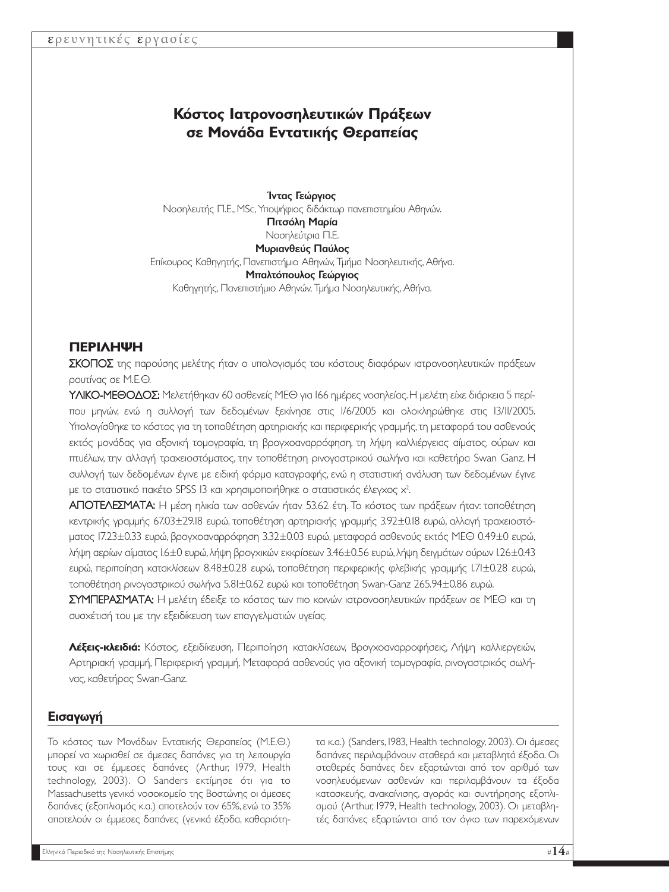# Κόστος Ιατρονοσηλευτικών Πράξεων σε Μονάδα Εντατικής Θεραπείας

**Ίντας Γεώργιος**
Νοσηλευτής Π.Ε., MSc, Υποψήφιος διδάκτωρ πανεπιστημίου Αθηνών.

**Πιτσόλη Μαρία**
Νοσηλεύτρια Π.Ε.

**Μυριανθεύς Παύλος**
Επίκουρος Καθηγητής, Πανεπιστήμιο Αθηνών, Τμήμα Νοσηλευτικής, Αθήνα.

**Μπαλτόπουλος Γεώργιος**
Καθηγητής, Πανεπιστήμιο Αθηνών, Τμήμα Νοσηλευτικής, Αθήνα.

## ΠΕΡΙΛΗΨΗ

ΣΚΟΠΟΣ της παρούσης μελέτης ήταν ο υπολογισμός του κόστους διαφόρων ιατρονοσηλευτικών πράξεων ρουτίνας σε Μ.Ε.Θ.

ΥΛΙΚΟ-ΜΕΘΟΔΟΣ: Μελετήθηκαν 60 ασθενείς ΜΕΘ για 166 ημέρες νοσηλείας. Η μελέτη είχε διάρκεια 5 περίπου μηνών, ενώ η συλλογή των δεδομένων ξεκίνησε στις 1/6/2005 και ολοκληρώθηκε στις 13/11/2005. Υπολογίσθηκε το κόστος για τη τοποθέτηση αρτηριακής και περιφερικής γραμμής, τη μεταφορά του ασθενούς εκτός μονάδας για αξονική τομογραφία, τη βρογχοαναρρόφηση, τη λήψη καλλιέργειας αίματος, ούρων και πτυέλων, την αλλαγή τραχειοστόματος, την τοποθέτηση ρινογαστρικού σωλήνα και καθετήρα Swan Ganz. Η συλλογή των δεδομένων έγινε με ειδική φόρμα καταγραφής, ενώ η στατιστική ανάλυση των δεδομένων έγινε με το στατιστικό πακέτο SPSS 13 και χρησιμοποιήθηκε ο στατιστικός έλεγχος $x^2$.

ΑΠΟΤΕΛΕΣΜΑΤΑ: Η μέση ηλικία των ασθενών ήταν 53.62 έτη. Το κόστος των πράξεων ήταν: τοποθέτηση κεντρικής γραμμής 67.03±29.18 ευρώ, τοποθέτηση αρτηριακής γραμμής 3.92±0.18 ευρώ, αλλαγή τραχειοστόματος 17.23±0.33 ευρώ, βρογχοαναρρόφηση 3.32±0.03 ευρώ, μεταφορά ασθενούς εκτός ΜΕΘ 0.49±0 ευρώ, λήψη αερίων αίματος 1.6±0 ευρώ, λήψη βρογχικών εκκρίσεων 3.46±0.56 ευρώ, λήψη δειγμάτων ούρων 1.26±0.43 ευρώ, περιποίηση κατακλίσεων 8.48±0.28 ευρώ, τοποθέτηση περιφερικής φλεβικής γραμμής 1.71±0.28 ευρώ, τοποθέτηση ρινογαστρικού σωλήνα 5.81±0.62 ευρώ και τοποθέτηση Swan-Ganz 265.94±0.86 ευρώ.

ΣΥΜΠΕΡΑΣΜΑΤΑ: Η μελέτη έδειξε το κόστος των πιο κοινών ιατρονοσηλευτικών πράξεων σε ΜΕΘ και τη συσχέτισή του με την εξειδίκευση των επαγγελματιών υγείας.

**Λέξεις-κλειδιά:** Κόστος, εξειδίκευση, Περιποίηση κατακλίσεων, Βρογχοαναρροφήσεις, Λήψη καλλιεργειών, Αρτηριακή γραμμή, Περιφερική γραμμή, Μεταφορά ασθενούς για αξονική τομογραφία, ρινογαστρικός σωλήνας, καθετήρας Swan-Ganz.

## Εισαγωγή

Το κόστος των Μονάδων Εντατικής Θεραπείας (Μ.Ε.Θ.) μπορεί να χωρισθεί σε άμεσες δαπάνες για τη λειτουργία τους και σε έμμεσες δαπάνες (Arthur, 1979, Health technology, 2003). Ο Sanders εκτίμησε ότι για το Massachusetts γενικό νοσοκομείο της Βοστώνης οι άμεσες δαπάνες (εξοπλισμός κ.α.) αποτελούν τον 65%, ενώ το 35% αποτελούν οι έμμεσες δαπάνες (γενικά έξοδα, καθαριότητα κ.α.) (Sanders, 1983, Health technology, 2003). Οι άμεσες δαπάνες περιλαμβάνουν σταθερά και μεταβλητά έξοδα. Οι σταθερές δαπάνες δεν εξαρτώνται από τον αριθμό των νοσηλευόμενων ασθενών και περιλαμβάνουν τα έξοδα κατασκευής, ανακαίνισης, αγοράς και συντήρησης εξοπλισμού (Arthur, 1979, Health technology, 2003). Οι μεταβλητές δαπάνες εξαρτώνται από τον όγκο των παρεχόμενων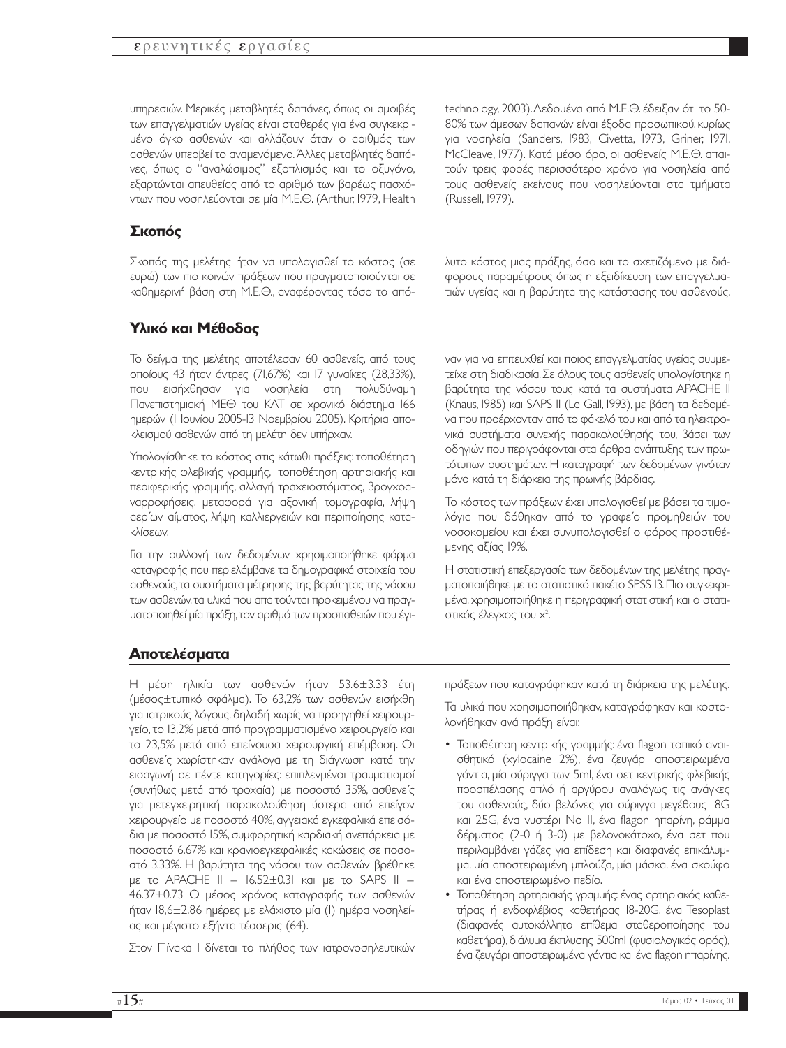υπηρεσιών. Μερικές μεταβλητές δαπάνες, όπως οι αμοιβές των επαγγελματιών υγείας είναι σταθερές για ένα συγκεκριμένο όγκο ασθενών και αλλάζουν όταν ο αριθμός των ασθενών υπερβεί το αναμενόμενο. Άλλες μεταβλητές δαπάνες, όπως ο "αναλώσιμος" εξοπλισμός και το οξυγόνο, εξαρτώνται απευθείας από το αριθμό των βαρέως πασχόντων που νοσηλεύονται σε μία Μ.Ε.Θ. (Arthur, 1979, Health technology, 2003). Δεδομένα από Μ.Ε.Θ. έδειξαν ότι το 50-80% των άμεσων δαπανών είναι έξοδα προσωπικού, κυρίως για νοσηλεία (Sanders, 1983, Civetta, 1973, Griner, 1971, McCleave, 1977). Κατά μέσο όρο, οι ασθενείς Μ.Ε.Θ. απαιτούν τρεις φορές περισσότερο χρόνο για νοσηλεία από τους ασθενείς εκείνους που νοσηλεύονται στα τμήματα (Russell, 1979).

## Σκοπός

Σκοπός της μελέτης ήταν να υπολογισθεί το κόστος (σε ευρώ) των πιο κοινών πράξεων που πραγματοποιούνται σε καθημερινή βάση στη Μ.Ε.Θ., αναφέροντας τόσο το απόλυτο κόστος μιας πράξης, όσο και το σχετιζόμενο με διάφορους παραμέτρους όπως η εξειδίκευση των επαγγελματιών υγείας και η βαρύτητα της κατάστασης του ασθενούς.

## Υλικό και Μέθοδος

Το δείγμα της μελέτης αποτέλεσαν 60 ασθενείς, από τους οποίους 43 ήταν άντρες (71,67%) και 17 γυναίκες (28,33%), που εισήχθησαν για νοσηλεία στη πολυδύναμη Πανεπιστημιακή ΜΕΘ του ΚΑΤ σε χρονικό διάστημα 166 ημερών (1 Ιουνίου 2005-13 Νοεμβρίου 2005). Κριτήρια αποκλεισμού ασθενών από τη μελέτη δεν υπήρχαν.

Υπολογίσθηκε το κόστος στις κάτωθι πράξεις: τοποθέτηση κεντρικής φλεβικής γραμμής, τοποθέτηση αρτηριακής και περιφερικής γραμμής, αλλαγή τραχειοστόματος, βρογχοαναρροφήσεις, μεταφορά για αξονική τομογραφία, λήψη αερίων αίματος, λήψη καλλιεργειών και περιποίησης κατακλίσεων.

Για την συλλογή των δεδομένων χρησιμοποιήθηκε φόρμα καταγραφής που περιελάμβανε τα δημογραφικά στοιχεία του ασθενούς, τα συστήματα μέτρησης της βαρύτητας της νόσου των ασθενών, τα υλικά που απαιτούνται προκειμένου να πραγματοποιηθεί μία πράξη, τον αριθμό των προσπαθειών που έγιναν για να επιτευχθεί και ποιος επαγγελματίας υγείας συμμετείχε στη διαδικασία. Σε όλους τους ασθενείς υπολογίστηκε η βαρύτητα της νόσου τους κατά τα συστήματα APACHE II (Knaus, 1985) και SAPS II (Le Gall, 1993), με βάση τα δεδομένα που προέρχονταν από το φάκελό του και από τα ηλεκτρονικά συστήματα συνεχής παρακολούθησής του, βάσει των οδηγιών που περιγράφονται στα άρθρα ανάπτυξης των πρωτότυπων συστημάτων. Η καταγραφή των δεδομένων γινόταν μόνο κατά τη διάρκεια της πρωινής βάρδιας.

Το κόστος των πράξεων έχει υπολογισθεί με βάση τα τιμολόγια που δόθηκαν από το γραφείο προμηθειών του νοσοκομείου και έχει συνυπολογισθεί ο φόρος προστιθέμενης αξίας 19%.

Η στατιστική επεξεργασία των δεδομένων της μελέτης πραγματοποιήθηκε με το στατιστικό πακέτο SPSS 13. Πιο συγκεκριμένα, χρησιμοποιήθηκε η περιγραφική στατιστική και ο στατιστικός έλεγχος του $x^2$.

## Αποτελέσματα

Η μέση ηλικία των ασθενών ήταν 53.6±3.33 έτη (μέσος±τυπικό σφάλμα). Το 63,2% των ασθενών εισήχθη για ιατρικούς λόγους, δηλαδή χωρίς να προηγηθεί χειρουργείο, το 13,2% μετά από προγραμματισμένο χειρουργείο και το 23,5% μετά από επείγουσα χειρουργική επέμβαση. Οι ασθενείς χωρίστηκαν ανάλογα με τη διάγνωση κατά την εισαγωγή σε πέντε κατηγορίες: επιπλεγμένοι τραυματισμοί (συνήθως μετά από τροχαία) με ποσοστό 35%, ασθενείς για μετεγχειρητική παρακολούθηση ύστερα από επείγον χειρουργείο με ποσοστό 40%, αγγειακά εγκεφαλικά επεισόδια με ποσοστό 15%, συμφορητική καρδιακή ανεπάρκεια με ποσοστό 6.67% και κρανιοεγκεφαλικές κακώσεις σε ποσοστό 3.33%. Η βαρύτητα της νόσου των ασθενών βρέθηκε με το APACHE II = 16.52±0.31 και με το SAPS II = 46.37±0.73 Ο μέσος χρόνος καταγραφής των ασθενών ήταν 18,6±2.86 ημέρες με ελάχιστο μία (1) ημέρα νοσηλείας και μέγιστο εξήντα τέσσερις (64).

Στον Πίνακα 1 δίνεται το πλήθος των ιατρονοσηλευτικών πράξεων που καταγράφηκαν κατά τη διάρκεια της μελέτης.

Τα υλικά που χρησιμοποιήθηκαν, καταγράφηκαν και κοστολογήθηκαν ανά πράξη είναι:

- Τοποθέτηση κεντρικής γραμμής: ένα flagon τοπικό αναισθητικό (xylocaine 2%), ένα ζευγάρι αποστειρωμένα γάντια, μία σύριγγα των 5ml, ένα σετ κεντρικής φλεβικής προσπέλασης απλό ή αργύρου αναλόγως τις ανάγκες του ασθενούς, δύο βελόνες για σύριγγα μεγέθους 18G και 25G, ένα νυστέρι Νο 11, ένα flagon ηπαρίνη, ράμμα δέρματος (2-0 ή 3-0) με βελονοκάτοχο, ένα σετ που περιλαμβάνει γάζες για επίδεση και διαφανές επικάλυμμα, μία αποστειρωμένη μπλούζα, μία μάσκα, ένα σκούφο και ένα αποστειρωμένο πεδίο.
- Τοποθέτηση αρτηριακής γραμμής: ένας αρτηριακός καθετήρας ή ενδοφλέβιος καθετήρας 18-20G, ένα Tesoplast (διαφανές αυτοκόλλητο επίθεμα σταθεροποίησης του καθετήρα), διάλυμα έκπλυσης 500ml (φυσιολογικός ορός), ένα ζευγάρι αποστειρωμένα γάντια και ένα flagon ηπαρίνης.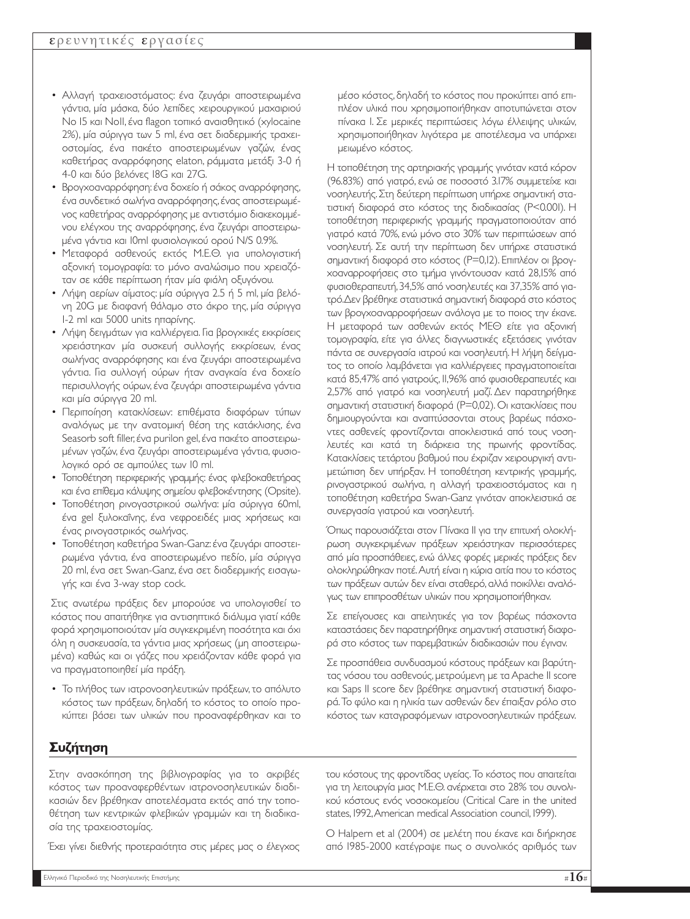- Αλλαγή τραχειοστόματος: ένα ζευγάρι αποστειρωμένα γάντια, μία μάσκα, δύο λεπίδες χειρουργικού μαχαιριού No 15 και No11, ένα flagon τοπικό αναισθητικό (xylocaine 2%), μία σύριγγα των 5 ml, ένα σετ διαδερμικής τραχειοστομίας, ένα πακέτο αποστειρωμένων γαζών, ένας καθετήρας αναρρόφησης elaton, ράμματα μετάξι 3-0 ή 4-0 και δύο βελόνες 18G και 27G.
- Βρογχοαναρρόφηση: ένα δοχείο ή σάκος αναρρόφησης, ένα συνδετικό σωλήνα αναρρόφησης, ένας αποστειρωμένος καθετήρας αναρρόφησης με αντιστόμιο διακεκομμένου ελέγχου της αναρρόφησης, ένα ζευγάρι αποστειρωμένα γάντια και 10ml φυσιολογικού ορού N/S 0.9%.
- Μεταφορά ασθενούς εκτός Μ.Ε.Θ. για υπολογιστική αξονική τομογραφία: το μόνο αναλώσιμο που χρειαζόταν σε κάθε περίπτωση ήταν μία φιάλη οξυγόνου.
- Λήψη αερίων αίματος: μία σύριγγα 2.5 ή 5 ml, μία βελόνη 20G με διαφανή θάλαμο στο άκρο της, μία σύριγγα 1-2 ml και 5000 units ηπαρίνης.
- Λήψη δειγμάτων για καλλιέργεια. Για βρογχικές εκκρίσεις χρειάστηκαν μία συσκευή συλλογής εκκρίσεων, ένας σωλήνας αναρρόφησης και ένα ζευγάρι αποστειρωμένα γάντια. Για συλλογή ούρων ήταν αναγκαία ένα δοχείο περισυλλογής ούρων, ένα ζευγάρι αποστειρωμένα γάντια και μία σύριγγα 20 ml.
- Περιποίηση κατακλίσεων: επιθέματα διαφόρων τύπων αναλόγως με την ανατομική θέση της κατάκλισης, ένα Seasorb soft filler, ένα purilon gel, ένα πακέτο αποστειρωμένων γαζών, ένα ζευγάρι αποστειρωμένα γάντια, φυσιολογικό ορό σε αμπούλες των 10 ml.
- Τοποθέτηση περιφερικής γραμμής: ένας φλεβοκαθετήρας και ένα επίθεμα κάλυψης σημείου φλεβοκέντησης (Opsite).
- Τοποθέτηση ρινογαστρικού σωλήνα: μία σύριγγα 60ml, ένα gel ξυλοκαΐνης, ένα νεφροειδές μιας χρήσεως και ένας ρινογαστρικός σωλήνας.
- Τοποθέτηση καθετήρα Swan-Ganz: ένα ζευγάρι αποστειρωμένα γάντια, ένα αποστειρωμένο πεδίο, μία σύριγγα 20 ml, ένα σετ Swan-Ganz, ένα σετ διαδερμικής εισαγωγής και ένα 3-way stop cock.

Στις ανωτέρω πράξεις δεν μπορούσε να υπολογισθεί το κόστος που απαιτήθηκε για αντισηπτικό διάλυμα γιατί κάθε φορά χρησιμοποιούνταν μία συγκεκριμένη ποσότητα και όχι όλη η συσκευασία, τα γάντια μιας χρήσεως (μη αποστειρωμένα) καθώς και οι γάζες που χρειάζονταν κάθε φορά για να πραγματοποιηθεί μία πράξη.

- Το πλήθος των ιατρονοσηλευτικών πράξεων, το απόλυτο κόστος των πράξεων, δηλαδή το κόστος το οποίο προκύπτει βάσει των υλικών που προαναφέρθηκαν και το μέσο κόστος, δηλαδή το κόστος που προκύπτει από επιπλέον υλικά που χρησιμοποιήθηκαν αποτυπώνεται στον πίνακα I. Σε μερικές περιπτώσεις λόγω έλλειψης υλικών, χρησιμοποιήθηκαν λιγότερα με αποτέλεσμα να υπάρχει μειωμένο κόστος.

Η τοποθέτηση της αρτηριακής γραμμής γινόταν κατά κόρον (96.83%) από γιατρό, ενώ σε ποσοστό 3.17% συμμετείχε και νοσηλευτής. Στη δεύτερη περίπτωση υπήρχε σημαντική στατιστική διαφορά στο κόστος της διαδικασίας ($P<0.001$). Η τοποθέτηση περιφερικής γραμμής πραγματοποιούταν από γιατρό κατά 70%, ενώ μόνο στο 30% των περιπτώσεων από νοσηλευτή. Σε αυτή την περίπτωση δεν υπήρχε στατιστικά σημαντική διαφορά στο κόστος ($P=0,12$). Επιπλέον οι βρογχοαναρροφήσεις στο τμήμα γινόντουσαν κατά 28,15% από φυσιοθεραπευτή, 34,5% από νοσηλευτές και 37,35% από γιατρό. Δεν βρέθηκε στατιστικά σημαντική διαφορά στο κόστος των βρογχοαναρροφήσεων ανάλογα με το ποιος την έκανε. Η μεταφορά των ασθενών εκτός ΜΕΘ είτε για αξονική τομογραφία, είτε για άλλες διαγνωστικές εξετάσεις γινόταν πάντα σε συνεργασία ιατρού και νοσηλευτή. Η λήψη δείγματος το οποίο λαμβάνεται για καλλιέργειες πραγματοποιείται κατά 85,47% από γιατρούς, 11,96% από φυσιοθεραπευτές και 2,57% από γιατρό και νοσηλευτή μαζί. Δεν παρατηρήθηκε σημαντική στατιστική διαφορά ($P=0,02$). Οι κατακλίσεις που δημιουργούνται και αναπτύσσονται στους βαρέως πάσχοντες ασθενείς φροντίζονται αποκλειστικά από τους νοσηλευτές και κατά τη διάρκεια της πρωινής φροντίδας. Κατακλίσεις τετάρτου βαθμού που έχριζαν χειρουργική αντιμετώπιση δεν υπήρξαν. Η τοποθέτηση κεντρικής γραμμής, ρινογαστρικού σωλήνα, η αλλαγή τραχειοστόματος και η τοποθέτηση καθετήρα Swan-Ganz γινόταν αποκλειστικά σε συνεργασία γιατρού και νοσηλευτή.

Όπως παρουσιάζεται στον Πίνακα II για την επιτυχή ολοκλήρωση συγκεκριμένων πράξεων χρειάστηκαν περισσότερες από μία προσπάθειες, ενώ άλλες φορές μερικές πράξεις δεν ολοκληρώθηκαν ποτέ. Αυτή είναι η κύρια αιτία που το κόστος των πράξεων αυτών δεν είναι σταθερό, αλλά ποικίλλει αναλόγως των επιπροσθέτων υλικών που χρησιμοποιήθηκαν.

Σε επείγουσες και απειλητικές για τον βαρέως πάσχοντα καταστάσεις δεν παρατηρήθηκε σημαντική στατιστική διαφορά στο κόστος των παρεμβατικών διαδικασιών που έγιναν.

Σε προσπάθεια συνδυασμού κόστους πράξεων και βαρύτητας νόσου του ασθενούς, μετρούμενη με τα Apache II score και Saps II score δεν βρέθηκε σημαντική στατιστική διαφορά. Το φύλο και η ηλικία των ασθενών δεν έπαιξαν ρόλο στο κόστος των καταγραφόμενων ιατρονοσηλευτικών πράξεων.

## Συζήτηση

Στην ανασκόπηση της βιβλιογραφίας για το ακριβές κόστος των προαναφερθέντων ιατρονοσηλευτικών διαδικασιών δεν βρέθηκαν αποτελέσματα εκτός από την τοποθέτηση των κεντρικών φλεβικών γραμμών και τη διαδικασία της τραχειοστομίας.

Έχει γίνει διεθνής προτεραιότητα στις μέρες μας ο έλεγχος του κόστους της φροντίδας υγείας. Το κόστος που απαιτείται για τη λειτουργία μιας Μ.Ε.Θ. ανέρχεται στο 28% του συνολικού κόστους ενός νοσοκομείου (Critical Care in the united states, 1992, American medical Association council, 1999).

O Halpern et al (2004) σε μελέτη που έκανε και διήρκησε από 1985-2000 κατέγραψε πως ο συνολικός αριθμός των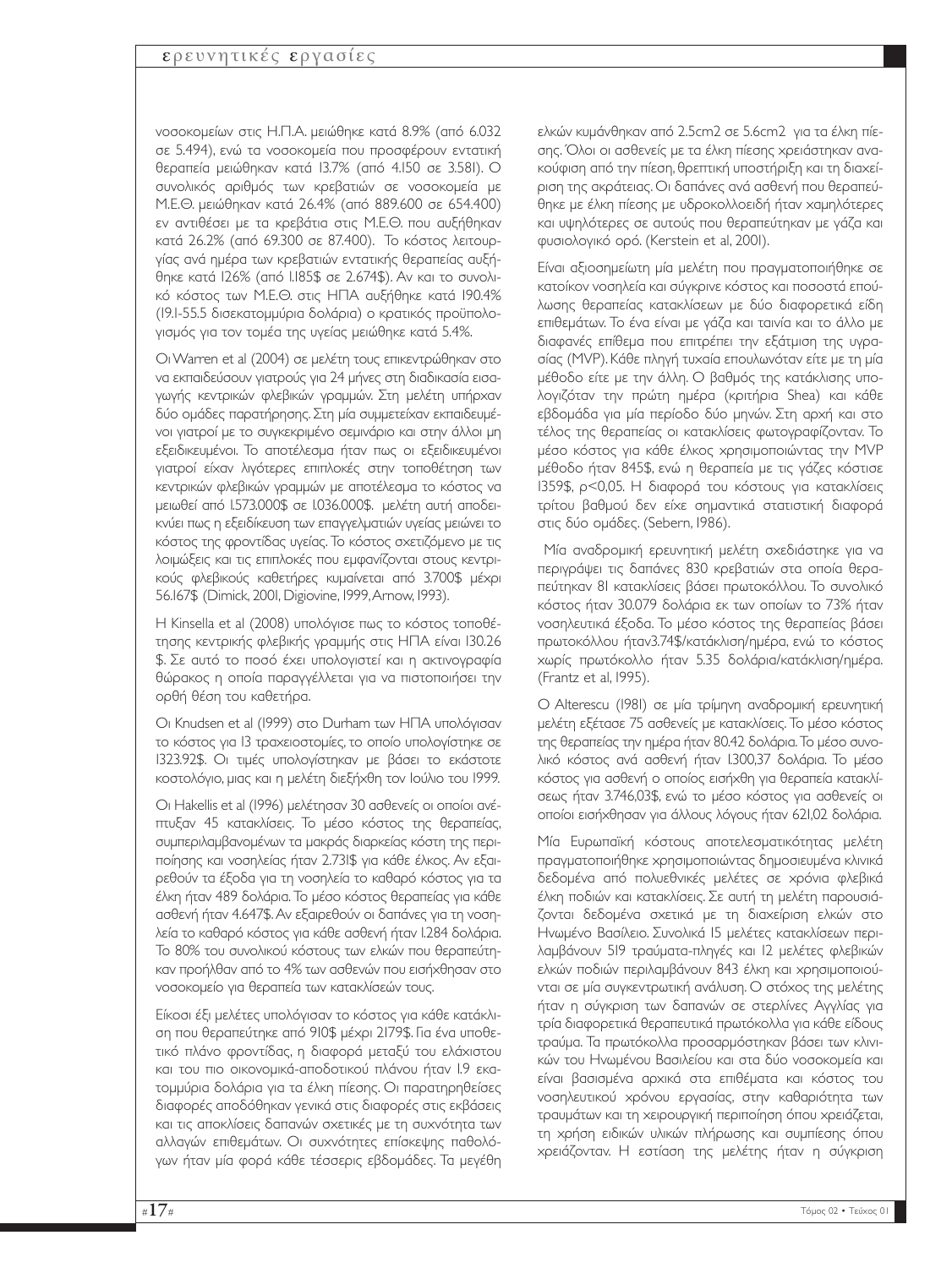νοσοκομείων στις Η.Π.Α. μειώθηκε κατά 8.9% (από 6.032 σε 5.494), ενώ τα νοσοκομεία που προσφέρουν εντατική θεραπεία μειώθηκαν κατά 13.7% (από 4.150 σε 3.581). Ο συνολικός αριθμός των κρεβατιών σε νοσοκομεία με Μ.Ε.Θ. μειώθηκαν κατά 26.4% (από 889.600 σε 654.400) εν αντιθέσει με τα κρεβάτια στις Μ.Ε.Θ. που αυξήθηκαν κατά 26.2% (από 69.300 σε 87.400). Το κόστος λειτουργίας ανά ημέρα των κρεβατιών εντατικής θεραπείας αυξήθηκε κατά 126% (από 1.185$ σε 2.674$). Αν και το συνολικό κόστος των Μ.Ε.Θ. στις ΗΠΑ αυξήθηκε κατά 190.4% (19.1-55.5 δισεκατομμύρια δολάρια) ο κρατικός προϋπολογισμός για τον τομέα της υγείας μειώθηκε κατά 5.4%.

Οι Warren et al (2004) σε μελέτη τους επικεντρώθηκαν στο να εκπαιδεύσουν γιατρούς για 24 μήνες στη διαδικασία εισαγωγής κεντρικών φλεβικών γραμμών. Στη μελέτη υπήρχαν δύο ομάδες παρατήρησης. Στη μία συμμετείχαν εκπαιδευμένοι γιατροί με το συγκεκριμένο σεμινάριο και στην άλλοι μη εξειδικευμένοι. Το αποτέλεσμα ήταν πως οι εξειδικευμένοι γιατροί είχαν λιγότερες επιπλοκές στην τοποθέτηση των κεντρικών φλεβικών γραμμών με αποτέλεσμα το κόστος να μειωθεί από 1.573.000$ σε 1.036.000$. μελέτη αυτή αποδεικνύει πως η εξειδίκευση των επαγγελματιών υγείας μειώνει το κόστος της φροντίδας υγείας. Το κόστος σχετιζόμενο με τις λοιμώξεις και τις επιπλοκές που εμφανίζονται στους κεντρικούς φλεβικούς καθετήρες κυμαίνεται από 3.700$ μέχρι 56.167$ (Dimick, 2001, Digiovine, 1999, Arnow, 1993).

Η Kinsella et al (2008) υπολόγισε πως το κόστος τοποθέτησης κεντρικής φλεβικής γραμμής στις ΗΠΑ είναι 130.26 $. Σε αυτό το ποσό έχει υπολογιστεί και η ακτινογραφία θώρακος η οποία παραγγέλλεται για να πιστοποιήσει την ορθή θέση του καθετήρα.

Οι Knudsen et al (1999) στο Durham των ΗΠΑ υπολόγισαν το κόστος για 13 τραχειοστομίες, το οποίο υπολογίστηκε σε 1323.92$. Οι τιμές υπολογίστηκαν με βάσει το εκάστοτε κοστολόγιο, μιας και η μελέτη διεξήχθη τον Ιούλιο του 1999.

Οι Hakellis et al (1996) μελέτησαν 30 ασθενείς οι οποίοι ανέπτυξαν 45 κατακλίσεις. Το μέσο κόστος της θεραπείας, συμπεριλαμβανομένων τα μακράς διαρκείας κόστη της περιποίησης και νοσηλείας ήταν 2.731$ για κάθε έλκος. Αν εξαιρεθούν τα έξοδα για τη νοσηλεία το καθαρό κόστος για τα έλκη ήταν 489 δολάρια. Το μέσο κόστος θεραπείας για κάθε ασθενή ήταν 4.647$. Αν εξαιρεθούν οι δαπάνες για τη νοσηλεία το καθαρό κόστος για κάθε ασθενή ήταν 1.284 δολάρια. Το 80% του συνολικού κόστους των ελκών που θεραπεύτηκαν προήλθαν από το 4% των ασθενών που εισήχθησαν στο νοσοκομείο για θεραπεία των κατακλίσεών τους.

Είκοσι έξι μελέτες υπολόγισαν το κόστος για κάθε κατάκλιση που θεραπεύτηκε από 910$ μέχρι 2179$. Για ένα υποθετικό πλάνο φροντίδας, η διαφορά μεταξύ του ελάχιστου και του πιο οικονομικά-αποδοτικού πλάνου ήταν 1.9 εκατομμύρια δολάρια για τα έλκη πίεσης. Οι παρατηρηθείσες διαφορές αποδόθηκαν γενικά στις διαφορές στις εκβάσεις και τις αποκλίσεις δαπανών σχετικές με τη συχνότητα των αλλαγών επιθεμάτων. Οι συχνότητες επίσκεψης παθολόγων ήταν μία φορά κάθε τέσσερις εβδομάδες. Τα μεγέθη ελκών κυμάνθηκαν από 2.5cm2 σε 5.6cm2 για τα έλκη πίεσης. Όλοι οι ασθενείς με τα έλκη πίεσης χρειάστηκαν ανακούφιση από την πίεση, θρεπτική υποστήριξη και τη διαχείριση της ακράτειας. Οι δαπάνες ανά ασθενή που θεραπεύθηκε με έλκη πίεσης με υδροκολλοειδή ήταν χαμηλότερες και υψηλότερες σε αυτούς που θεραπεύτηκαν με γάζα και φυσιολογικό ορό. (Kerstein et al, 2001).

Είναι αξιοσημείωτη μία μελέτη που πραγματοποιήθηκε σε κατοίκον νοσηλεία και σύγκρινε κόστος και ποσοστά επούλωσης θεραπείας κατακλίσεων με δύο διαφορετικά είδη επιθεμάτων. Το ένα είναι με γάζα και ταινία και το άλλο με διαφανές επίθεμα που επιτρέπει την εξάτμιση της υγρασίας (MVP). Κάθε πληγή τυχαία επουλωνόταν είτε με τη μία μέθοδο είτε με την άλλη. Ο βαθμός της κατάκλισης υπολογιζόταν την πρώτη ημέρα (κριτήρια Shea) και κάθε εβδομάδα για μία περίοδο δύο μηνών. Στη αρχή και στο τέλος της θεραπείας οι κατακλίσεις φωτογραφίζονταν. Το μέσο κόστος για κάθε έλκος χρησιμοποιώντας την MVP μέθοδο ήταν 845$, ενώ η θεραπεία με τις γάζες κόστισε 1359$, $p<0,05$. Η διαφορά του κόστους για κατακλίσεις τρίτου βαθμού δεν είχε σημαντικά στατιστική διαφορά στις δύο ομάδες. (Sebern, 1986).

Μία αναδρομική ερευνητική μελέτη σχεδιάστηκε για να περιγράψει τις δαπάνες 830 κρεβατιών στα οποία θεραπεύτηκαν 81 κατακλίσεις βάσει πρωτοκόλλου. Το συνολικό κόστος ήταν 30.079 δολάρια εκ των οποίων το 73% ήταν νοσηλευτικά έξοδα. Το μέσο κόστος της θεραπείας βάσει πρωτοκόλλου ήταν3.74$/κατάκλιση/ημέρα, ενώ το κόστος χωρίς πρωτόκολλο ήταν 5.35 δολάρια/κατάκλιση/ημέρα. (Frantz et al, 1995).

Ο Alterescu (1981) σε μία τρίμηνη αναδρομική ερευνητική μελέτη εξέτασε 75 ασθενείς με κατακλίσεις. Το μέσο κόστος της θεραπείας την ημέρα ήταν 80.42 δολάρια. Το μέσο συνολικό κόστος ανά ασθενή ήταν 1.300,37 δολάρια. Το μέσο κόστος για ασθενή ο οποίος εισήχθη για θεραπεία κατακλίσεως ήταν 3.746,03$, ενώ το μέσο κόστος για ασθενείς οι οποίοι εισήχθησαν για άλλους λόγους ήταν 621,02 δολάρια.

Μία Ευρωπαϊκή κόστους αποτελεσματικότητας μελέτη πραγματοποιήθηκε χρησιμοποιώντας δημοσιευμένα κλινικά δεδομένα από πολυεθνικές μελέτες σε χρόνια φλεβικά έλκη ποδιών και κατακλίσεις. Σε αυτή τη μελέτη παρουσιάζονται δεδομένα σχετικά με τη διαχείριση ελκών στο Ηνωμένο Βασίλειο. Συνολικά 15 μελέτες κατακλίσεων περιλαμβάνουν 519 τραύματα-πληγές και 12 μελέτες φλεβικών ελκών ποδιών περιλαμβάνουν 843 έλκη και χρησιμοποιούνται σε μία συγκεντρωτική ανάλυση. Ο στόχος της μελέτης ήταν η σύγκριση των δαπανών σε στερλίνες Αγγλίας για τρία διαφορετικά θεραπευτικά πρωτόκολλα για κάθε είδους τραύμα. Τα πρωτόκολλα προσαρμόστηκαν βάσει των κλινικών του Ηνωμένου Βασιλείου και στα δύο νοσοκομεία και είναι βασισμένα αρχικά στα επιθέματα και κόστος του νοσηλευτικού χρόνου εργασίας, στην καθαριότητα των τραυμάτων και τη χειρουργική περιποίηση όπου χρειάζεται, τη χρήση ειδικών υλικών πλήρωσης και συμπίεσης όπου χρειάζονταν. Η εστίαση της μελέτης ήταν η σύγκριση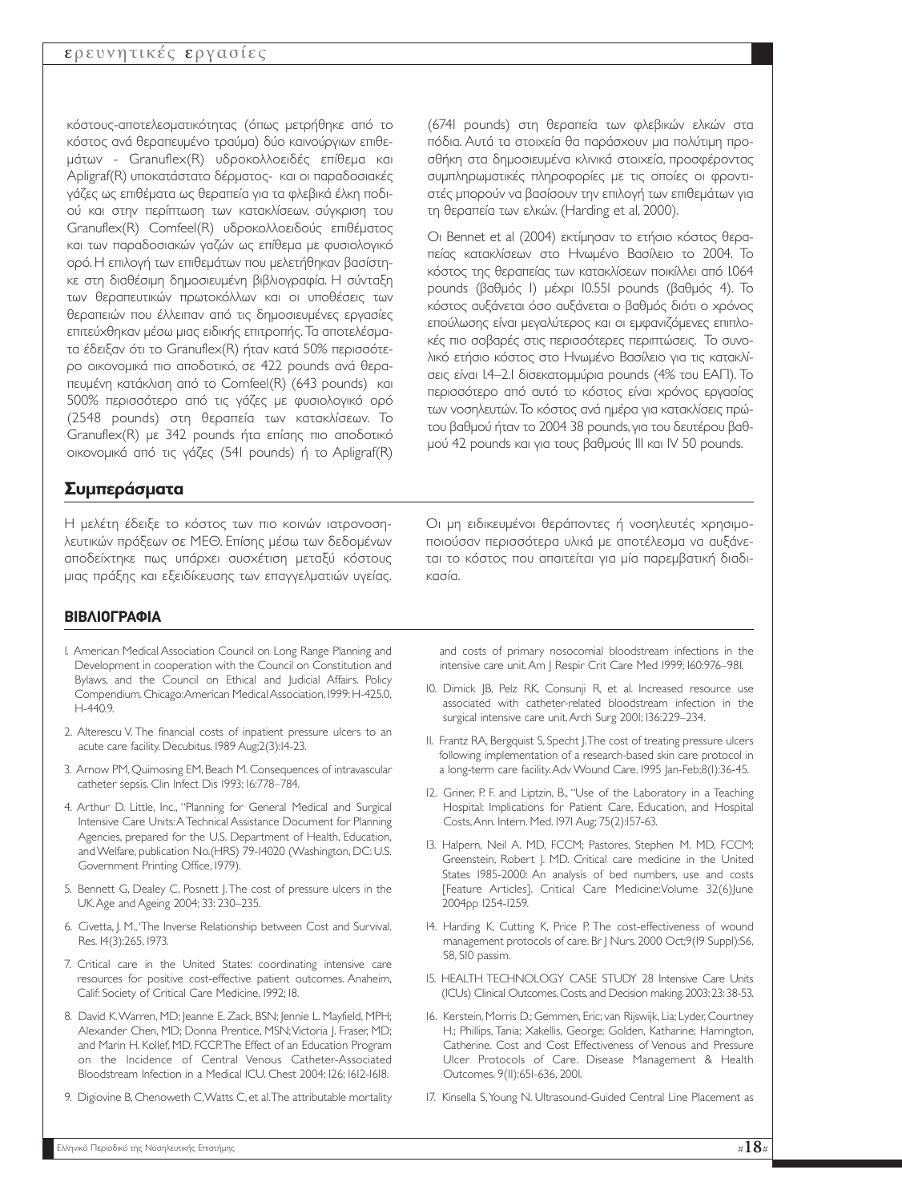κόστους-αποτελεσματικότητας (όπως μετρήθηκε από το κόστος ανά θεραπευμένο τραύμα) δύο καινούργιων επιθεμάτων - Granuflex(R) υδροκολλοειδές επίθεμα και Apligraf(R) υποκατάστατο δέρματος- και οι παραδοσιακές γάζες ως επιθέματα ως θεραπεία για τα φλεβικά έλκη ποδιού και στην περίπτωση των κατακλίσεων, σύγκριση του Granuflex(R) Comfeel(R) υδροκολλοειδούς επιθέματος και των παραδοσιακών γαζών ως επίθεμα με φυσιολογικό ορό. Η επιλογή των επιθεμάτων που μελετήθηκαν βασίστηκε στη διαθέσιμη δημοσιευμένη βιβλιογραφία. Η σύνταξη των θεραπευτικών πρωτοκόλλων και οι υποθέσεις των θεραπειών που έλλειπαν από τις δημοσιευμένες εργασίες επιτεύχθηκαν μέσω μιας ειδικής επιτροπής. Τα αποτελέσματα έδειξαν ότι το Granuflex(R) ήταν κατά 50% περισσότερο οικονομικά πιο αποδοτικό, σε 422 pounds ανά θεραπευμένη κατάκλιση από το Comfeel(R) (643 pounds) και 500% περισσότερο από τις γάζες με φυσιολογικό ορό (2548 pounds) στη θεραπεία των κατακλίσεων. Το Granuflex(R) με 342 pounds ήτα επίσης πιο αποδοτικό οικονομικά από τις γάζες (541 pounds) ή το Apligraf(R) (6741 pounds) στη θεραπεία των φλεβικών ελκών στα πόδια. Αυτά τα στοιχεία θα παράσχουν μια πολύτιμη προσθήκη στα δημοσιευμένα κλινικά στοιχεία, προσφέροντας συμπληρωματικές πληροφορίες με τις οποίες οι φροντιστές μπορούν να βασίσουν την επιλογή των επιθεμάτων για τη θεραπεία των ελκών. (Harding et al, 2000).

Οι Bennet et al (2004) εκτίμησαν το ετήσιο κόστος θεραπείας κατακλίσεων στο Ηνωμένο Βασίλειο το 2004. Το κόστος της θεραπείας των κατακλίσεων ποικίλλει από 1.064 pounds (βαθμός 1) μέχρι 10.551 pounds (βαθμός 4). Το κόστος αυξάνεται όσο αυξάνεται ο βαθμός διότι ο χρόνος επούλωσης είναι μεγαλύτερος και οι εμφανιζόμενες επιπλοκές πιο σοβαρές στις περισσότερες περιπτώσεις. Το συνολικό ετήσιο κόστος στο Ηνωμένο Βασίλειο για τις κατακλίσεις είναι 1.4–2.1 δισεκατομμύρια pounds (4% του ΕΑΠ). Το περισσότερο από αυτό το κόστος είναι χρόνος εργασίας των νοσηλευτών. Το κόστος ανά ημέρα για κατακλίσεις πρώτου βαθμού ήταν το 2004 38 pounds, για του δευτέρου βαθμού 42 pounds και για τους βαθμούς III και IV 50 pounds.

## Συμπεράσματα

Η μελέτη έδειξε το κόστος των πιο κοινών ιατρονοσηλευτικών πράξεων σε ΜΕΘ. Επίσης μέσω των δεδομένων αποδείχτηκε πως υπάρχει συσχέτιση μεταξύ κόστους μιας πράξης και εξειδίκευσης των επαγγελματιών υγείας. Οι μη ειδικευμένοι θεράποντες ή νοσηλευτές χρησιμοποιούσαν περισσότερα υλικά με αποτέλεσμα να αυξάνεται το κόστος που απαιτείται για μία παρεμβατική διαδικασία.

## ΒΙΒΛΙΟΓΡΑΦΙΑ

1. American Medical Association Council on Long Range Planning and Development in cooperation with the Council on Constitution and Bylaws, and the Council on Ethical and Judicial Affairs. Policy Compendium. Chicago: American Medical Association, 1999: H-425.0, H-440.9.
2. Alterescu V. The financial costs of inpatient pressure ulcers to an acute care facility. Decubitus. 1989 Aug;2(3):14-23.
3. Arnow PM, Quimosing EM, Beach M. Consequences of intravascular catheter sepsis. Clin Infect Dis 1993; 16:778–784.
4. Arthur D. Little, Inc., "Planning for General Medical and Surgical Intensive Care Units: A Technical Assistance Document for Planning Agencies, prepared for the U.S. Department of Health, Education, and Welfare, publication No.(HRS) 79-14020 (Washington, DC: U.S. Government Printing Office, 1979).
5. Bennett G, Dealey C, Posnett J. The cost of pressure ulcers in the UK. Age and Ageing 2004; 33: 230–235.
6. Civetta, J. M., 'The Inverse Relationship between Cost and Survival. Res. 14(3):265, 1973.
7. Critical care in the United States: coordinating intensive care resources for positive cost-effective patient outcomes. Anaheim, Calif: Society of Critical Care Medicine, 1992; 18.
8. David K. Warren, MD; Jeanne E. Zack, BSN; Jennie L. Mayfield, MPH; Alexander Chen, MD; Donna Prentice, MSN; Victoria J. Fraser, MD; and Marin H. Kollef, MD, FCCP. The Effect of an Education Program on the Incidence of Central Venous Catheter-Associated Bloodstream Infection in a Medical ICU. Chest 2004; 126; 1612-1618.
9. Digiovine B, Chenoweth C, Watts C, et al. The attributable mortality and costs of primary nosocomial bloodstream infections in the intensive care unit. Am J Respir Crit Care Med 1999; 160:976–981.
10. Dimick JB, Pelz RK, Consunji R, et al. Increased resource use associated with catheter-related bloodstream infection in the surgical intensive care unit. Arch Surg 2001; 136:229–234.
11. Frantz RA, Bergquist S, Specht J. The cost of treating pressure ulcers following implementation of a research-based skin care protocol in a long-term care facility. Adv Wound Care. 1995 Jan-Feb;8(1):36-45.
12. Griner, P. F. and Liptzin, B., "Use of the Laboratory in a Teaching Hospital: Implications for Patient Care, Education, and Hospital Costs, Ann. Intern. Med. 1971 Aug; 75(2):157-63.
13. Halpern, Neil A. MD, FCCM; Pastores, Stephen M. MD, FCCM; Greenstein, Robert J. MD. Critical care medicine in the United States 1985-2000: An analysis of bed numbers, use and costs [Feature Articles]. Critical Care Medicine: Volume 32(6) June 2004 pp 1254-1259.
14. Harding K, Cutting K, Price P. The cost-effectiveness of wound management protocols of care. Br J Nurs. 2000 Oct;9(19 Suppl):S6, S8, S10 passim.
15. HEALTH TECHNOLOGY CASE STUDY 28 Intensive Care Units (ICUs) Clinical Outcomes, Costs, and Decision making. 2003; 23: 38-53.
16. Kerstein, Morris D.; Gemmen, Eric; van Rijswijk, Lia; Lyder, Courtney H.; Phillips, Tania; Xakellis, George; Golden, Katharine; Harrington, Catherine. Cost and Cost Effectiveness of Venous and Pressure Ulcer Protocols of Care. Disease Management & Health Outcomes. 9(11):651-636, 2001.
17. Kinsella S, Young N. Ultrasound-Guided Central Line Placement as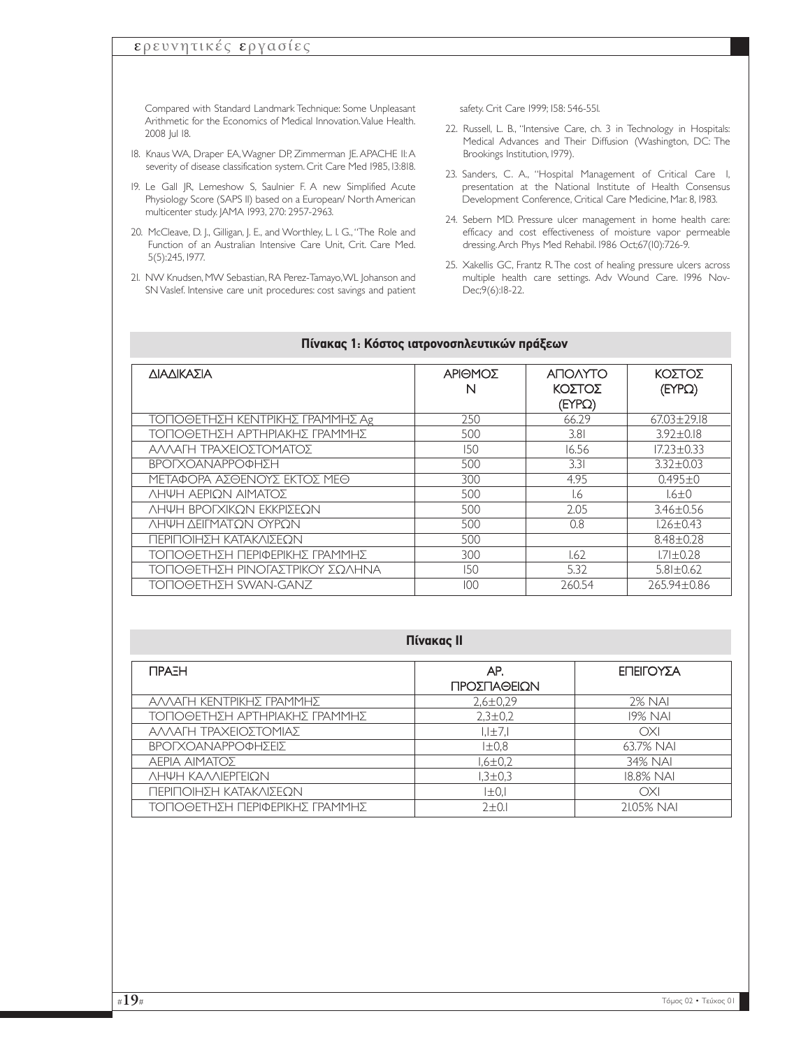Compared with Standard Landmark Technique: Some Unpleasant Arithmetic for the Economics of Medical Innovation. Value Health. 2008 Jul 18.

18. Knaus WA, Draper EA, Wagner DP, Zimmerman JE. APACHE II: A severity of disease classification system. Crit Care Med 1985, 13:818.
19. Le Gall JR, Lemeshow S, Saulnier F. A new Simplified Acute Physiology Score (SAPS II) based on a European/ North American multicenter study. JAMA 1993, 270: 2957-2963.
20. McCleave, D. J., Gilligan, J. E., and Worthley, L. I. G., "The Role and Function of an Australian Intensive Care Unit, Crit. Care Med. 5(5):245, 1977.
21. NW Knudsen, MW Sebastian, RA Perez-Tamayo, WL Johanson and SN Vaslef. Intensive care unit procedures: cost savings and patient safety. Crit Care 1999; 158: 546-551.
22. Russell, L. B., "Intensive Care, ch. 3 in Technology in Hospitals: Medical Advances and Their Diffusion (Washington, DC: The Brookings Institution, 1979).
23. Sanders, C. A., "Hospital Management of Critical Care I, presentation at the National Institute of Health Consensus Development Conference, Critical Care Medicine, Mar. 8, 1983.
24. Sebern MD. Pressure ulcer management in home health care: efficacy and cost effectiveness of moisture vapor permeable dressing. Arch Phys Med Rehabil. 1986 Oct;67(10):726-9.
25. Xakellis GC, Frantz R. The cost of healing pressure ulcers across multiple health care settings. Adv Wound Care. 1996 Nov-Dec;9(6):18-22.

**Πίνακας 1: Κόστος ιατρονοσηλευτικών πράξεων**

| ΔΙΑΔΙΚΑΣΙΑ | ΑΡΙΘΜΟΣ N | ΑΠΟΛΥΤΟ ΚΟΣΤΟΣ (ΕΥΡΩ) | ΚΟΣΤΟΣ (ΕΥΡΩ) |
|---|---|---|---|
| ΤΟΠΟΘΕΤΗΣΗ ΚΕΝΤΡΙΚΗΣ ΓΡΑΜΜΗΣ Ag | 250 | 66.29 | 67.03±29.18 |
| ΤΟΠΟΘΕΤΗΣΗ ΑΡΤΗΡΙΑΚΗΣ ΓΡΑΜΜΗΣ | 500 | 3.81 | 3.92±0.18 |
| ΑΛΛΑΓΗ ΤΡΑΧΕΙΟΣΤΟΜΑΤΟΣ | 150 | 16.56 | 17.23±0.33 |
| ΒΡΟΓΧΟΑΝΑΡΡΟΦΗΣΗ | 500 | 3.31 | 3.32±0.03 |
| ΜΕΤΑΦΟΡΑ ΑΣΘΕΝΟΥΣ ΕΚΤΟΣ ΜΕΘ | 300 | 4.95 | 0.495±0 |
| ΛΗΨΗ ΑΕΡΙΩΝ ΑΙΜΑΤΟΣ | 500 | 1.6 | 1.6±0 |
| ΛΗΨΗ ΒΡΟΓΧΙΚΩΝ ΕΚΚΡΙΣΕΩΝ | 500 | 2.05 | 3.46±0.56 |
| ΛΗΨΗ ΔΕΙΓΜΑΤΩΝ ΟΥΡΩΝ | 500 | 0.8 | 1.26±0.43 |
| ΠΕΡΙΠΟΙΗΣΗ ΚΑΤΑΚΛΙΣΕΩΝ | 500 | | 8.48±0.28 |
| ΤΟΠΟΘΕΤΗΣΗ ΠΕΡΙΦΕΡΙΚΗΣ ΓΡΑΜΜΗΣ | 300 | 1.62 | 1.71±0.28 |
| ΤΟΠΟΘΕΤΗΣΗ ΡΙΝΟΓΑΣΤΡΙΚΟΥ ΣΩΛΗΝΑ | 150 | 5.32 | 5.81±0.62 |
| ΤΟΠΟΘΕΤΗΣΗ SWAN-GANZ | 100 | 260.54 | 265.94±0.86 |

**Πίνακας ΙΙ**

| ΠΡΑΞΗ | ΑΡ. ΠΡΟΣΠΑΘΕΙΩΝ | ΕΠΕΙΓΟΥΣΑ |
|---|---|---|
| ΑΛΛΑΓΗ ΚΕΝΤΡΙΚΗΣ ΓΡΑΜΜΗΣ | 2,6±0,29 | 2% ΝΑΙ |
| ΤΟΠΟΘΕΤΗΣΗ ΑΡΤΗΡΙΑΚΗΣ ΓΡΑΜΜΗΣ | 2,3±0,2 | 19% ΝΑΙ |
| ΑΛΛΑΓΗ ΤΡΑΧΕΙΟΣΤΟΜΙΑΣ | 1,1±7,1 | ΟΧΙ |
| ΒΡΟΓΧΟΑΝΑΡΡΟΦΗΣΕΙΣ | 1±0,8 | 63.7% ΝΑΙ |
| ΑΕΡΙΑ ΑΙΜΑΤΟΣ | 1,6±0,2 | 34% ΝΑΙ |
| ΛΗΨΗ ΚΑΛΛΙΕΡΓΕΙΩΝ | 1,3±0,3 | 18.8% ΝΑΙ |
| ΠΕΡΙΠΟΙΗΣΗ ΚΑΤΑΚΛΙΣΕΩΝ | 1±0,1 | ΟΧΙ |
| ΤΟΠΟΘΕΤΗΣΗ ΠΕΡΙΦΕΡΙΚΗΣ ΓΡΑΜΜΗΣ | 2±0.1 | 21.05% ΝΑΙ |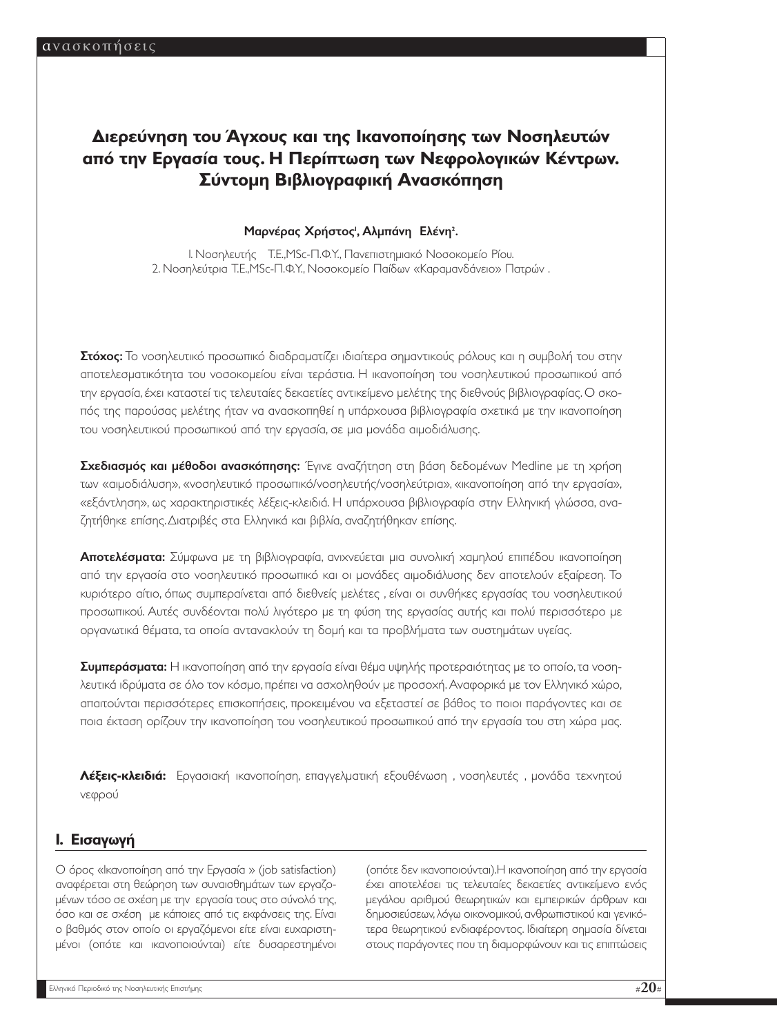# Διερεύνηση του Άγχους και της Ικανοποίησης των Νοσηλευτών από την Εργασία τους. Η Περίπτωση των Νεφρολογικών Κέντρων. Σύντομη Βιβλιογραφική Ανασκόπηση

**Μαρνέρας Χρήστος[1], Αλμπάνη Ελένη[2].**

1. Νοσηλευτής Τ.Ε.,MSc-Π.Φ.Υ., Πανεπιστημιακό Νοσοκομείο Ρίου.
2. Νοσηλεύτρια Τ.Ε.,MSc-Π.Φ.Υ., Νοσοκομείο Παίδων «Καραμανδάνειο» Πατρών .

**Στόχος:** Το νοσηλευτικό προσωπικό διαδραματίζει ιδιαίτερα σημαντικούς ρόλους και η συμβολή του στην αποτελεσματικότητα του νοσοκομείου είναι τεράστια. Η ικανοποίηση του νοσηλευτικού προσωπικού από την εργασία, έχει καταστεί τις τελευταίες δεκαετίες αντικείμενο μελέτης της διεθνούς βιβλιογραφίας. Ο σκοπός της παρούσας μελέτης ήταν να ανασκοπηθεί η υπάρχουσα βιβλιογραφία σχετικά με την ικανοποίηση του νοσηλευτικού προσωπικού από την εργασία, σε μια μονάδα αιμοδιάλυσης.

**Σχεδιασμός και μέθοδοι ανασκόπησης:** Έγινε αναζήτηση στη βάση δεδομένων Medline με τη χρήση των «αιμοδιάλυση», «νοσηλευτικό προσωπικό/νοσηλευτής/νοσηλεύτρια», «ικανοποίηση από την εργασία», «εξάντληση», ως χαρακτηριστικές λέξεις-κλειδιά. Η υπάρχουσα βιβλιογραφία στην Ελληνική γλώσσα, αναζητήθηκε επίσης. Διατριβές στα Ελληνικά και βιβλία, αναζητήθηκαν επίσης.

**Αποτελέσματα:** Σύμφωνα με τη βιβλιογραφία, ανιχνεύεται μια συνολική χαμηλού επιπέδου ικανοποίηση από την εργασία στο νοσηλευτικό προσωπικό και οι μονάδες αιμοδιάλυσης δεν αποτελούν εξαίρεση. Το κυριότερο αίτιο, όπως συμπεραίνεται από διεθνείς μελέτες , είναι οι συνθήκες εργασίας του νοσηλευτικού προσωπικού. Αυτές συνδέονται πολύ λιγότερο με τη φύση της εργασίας αυτής και πολύ περισσότερο με οργανωτικά θέματα, τα οποία αντανακλούν τη δομή και τα προβλήματα των συστημάτων υγείας.

**Συμπεράσματα:** Η ικανοποίηση από την εργασία είναι θέμα υψηλής προτεραιότητας με το οποίο, τα νοσηλευτικά ιδρύματα σε όλο τον κόσμο, πρέπει να ασχοληθούν με προσοχή. Αναφορικά με τον Ελληνικό χώρο, απαιτούνται περισσότερες επισκοπήσεις, προκειμένου να εξεταστεί σε βάθος το ποιοι παράγοντες και σε ποια έκταση ορίζουν την ικανοποίηση του νοσηλευτικού προσωπικού από την εργασία του στη χώρα μας.

**Λέξεις-κλειδιά:** Εργασιακή ικανοποίηση, επαγγελματική εξουθένωση , νοσηλευτές , μονάδα τεχνητού νεφρού

## 1. Εισαγωγή

Ο όρος «Ικανοποίηση από την Εργασία » (job satisfaction) αναφέρεται στη θεώρηση των συναισθημάτων των εργαζομένων τόσο σε σχέση με την εργασία τους στο σύνολό της, όσο και σε σχέση με κάποιες από τις εκφάνσεις της. Είναι ο βαθμός στον οποίο οι εργαζόμενοι είτε είναι ευχαριστημένοι (οπότε και ικανοποιούνται) είτε δυσαρεστημένοι (οπότε δεν ικανοποιούνται).Η ικανοποίηση από την εργασία έχει αποτελέσει τις τελευταίες δεκαετίες αντικείμενο ενός μεγάλου αριθμού θεωρητικών και εμπειρικών άρθρων και δημοσιεύσεων, λόγω οικονομικού, ανθρωπιστικού και γενικότερα θεωρητικού ενδιαφέροντος. Ιδιαίτερη σημασία δίνεται στους παράγοντες που τη διαμορφώνουν και τις επιπτώσεις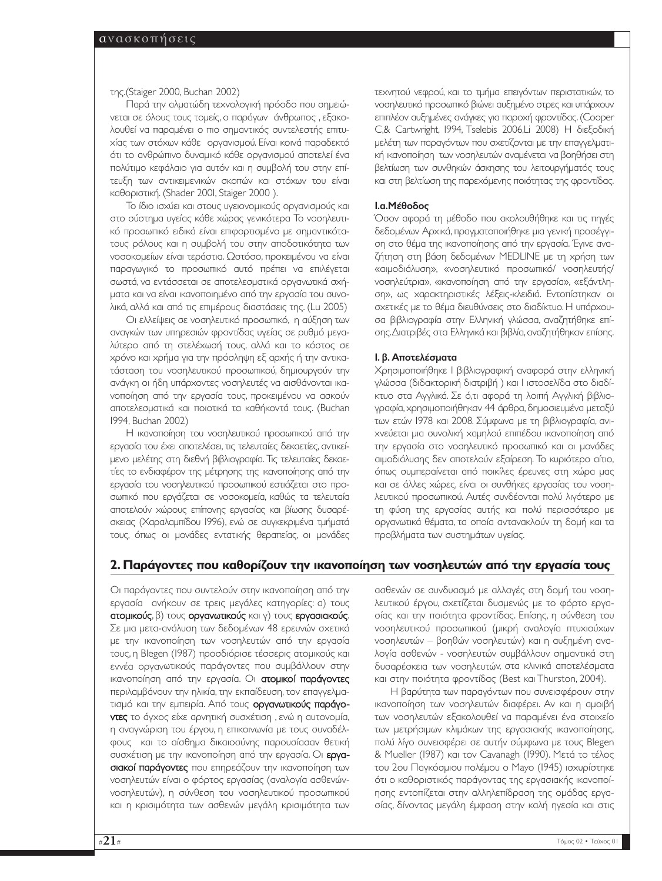της.(Staiger 2000, Buchan 2002)

Παρά την αλματώδη τεχνολογική πρόοδο που σημειώνεται σε όλους τους τομείς, ο παράγων άνθρωπος , εξακολουθεί να παραμένει ο πιο σημαντικός συντελεστής επιτυχίας των στόχων κάθε οργανισμού. Είναι κοινά παραδεκτό ότι το ανθρώπινο δυναμικό κάθε οργανισμού αποτελεί ένα πολύτιμο κεφάλαιο για αυτόν και η συμβολή του στην επίτευξη των αντικειμενικών σκοπών και στόχων του είναι καθοριστική. (Shader 2001, Staiger 2000 ).

Το ίδιο ισχύει και στους υγειονομικούς οργανισμούς και στο σύστημα υγείας κάθε χώρας γενικότερα Το νοσηλευτικό προσωπικό ειδικά είναι φορτισμένο με σημαντικότατους ρόλους και η συμβολή του στην αποδοτικότητα των νοσοκομείων είναι τεράστια. Ωστόσο, προκειμένου να είναι παραγωγικό το προσωπικό αυτό πρέπει να επιλέγεται σωστά, να εντάσσεται σε αποτελεσματικά οργανωτικά σχήματα και να είναι ικανοποιημένο από την εργασία του συνολικά, αλλά και από τις επιμέρους διαστάσεις της. (Lu 2005)

Οι ελλείψεις σε νοσηλευτικό προσωπικό, η αύξηση των αναγκών των υπηρεσιών φροντίδας υγείας σε ρυθμό μεγαλύτερο από τη στελέχωσή τους, αλλά και το κόστος σε χρόνο και χρήμα για την πρόσληψη εξ αρχής ή την αντικατάσταση του νοσηλευτικού προσωπικού, δημιουργούν την ανάγκη οι ήδη υπάρχοντες νοσηλευτές να αισθάνονται ικανοποίηση από την εργασία τους, προκειμένου να ασκούν αποτελεσματικά και ποιοτικά τα καθήκοντά τους. (Buchan 1994, Buchan 2002)

Η ικανοποίηση του νοσηλευτικού προσωπικού από την εργασία του έχει αποτελέσει, τις τελευταίες δεκαετίες, αντικείμενο μελέτης στη διεθνή βιβλιογραφία. Τις τελευταίες δεκαετίες το ενδιαφέρον της μέτρησης της ικανοποίησης από την εργασία του νοσηλευτικού προσωπικού εστιάζεται στο προσωπικό που εργάζεται σε νοσοκομεία, καθώς τα τελευταία αποτελούν χώρους επίπονης εργασίας και βίωσης δυσαρέσκειας (Χαραλαμπίδου 1996), ενώ σε συγκεκριμένα τμήματά τους, όπως οι μονάδες εντατικής θεραπείας, οι μονάδες τεχνητού νεφρού, και το τμήμα επειγόντων περιστατικών, το νοσηλευτικό προσωπικό βιώνει αυξημένο στρες και υπάρχουν επιπλέον αυξημένες ανάγκες για παροχή φροντίδας. (Cooper C,& Cartwright, 1994, Tselebis 2006,Li 2008) Η διεξοδική μελέτη των παραγόντων που σχετίζονται με την επαγγελματική ικανοποίηση των νοσηλευτών αναμένεται να βοηθήσει στη βελτίωση των συνθηκών άσκησης του λειτουργήματός τους και στη βελτίωση της παρεχόμενης ποιότητας της φροντίδας.

#### 1.α.Μέθοδος

Όσον αφορά τη μέθοδο που ακολουθήθηκε και τις πηγές δεδομένων Αρχικά, πραγματοποιήθηκε μια γενική προσέγγιση στο θέμα της ικανοποίησης από την εργασία. Έγινε αναζήτηση στη βάση δεδομένων MEDLINE με τη χρήση των «αιμοδιάλυση», «νοσηλευτικό προσωπικό/ νοσηλευτής/ νοσηλεύτρια», «ικανοποίηση από την εργασία», «εξάντληση», ως χαρακτηριστικές λέξεις-κλειδιά. Εντοπίστηκαν οι σχετικές με το θέμα διευθύνσεις στο διαδίκτυο. Η υπάρχουσα βιβλιογραφία στην Ελληνική γλώσσα, αναζητήθηκε επίσης.Διατριβές στα Ελληνικά και βιβλία, αναζητήθηκαν επίσης.

#### 1. β. Αποτελέσματα

Χρησιμοποιήθηκε 1 βιβλιογραφική αναφορά στην ελληνική γλώσσα (διδακτορική διατριβή ) και 1 ιστοσελίδα στο διαδίκτυο στα Αγγλικά. Σε ό,τι αφορά τη λοιπή Αγγλική βιβλιογραφία, χρησιμοποιήθηκαν 44 άρθρα, δημοσιευμένα μεταξύ των ετών 1978 και 2008. Σύμφωνα με τη βιβλιογραφία, ανιχνεύεται μια συνολική χαμηλού επιπέδου ικανοποίηση από την εργασία στο νοσηλευτικό προσωπικό και οι μονάδες αιμοδιάλυσης δεν αποτελούν εξαίρεση. Το κυριότερο αίτιο, όπως συμπεραίνεται από ποικίλες έρευνες στη χώρα μας και σε άλλες χώρες, είναι οι συνθήκες εργασίας του νοσηλευτικού προσωπικού. Αυτές συνδέονται πολύ λιγότερο με τη φύση της εργασίας αυτής και πολύ περισσότερο με οργανωτικά θέματα, τα οποία αντανακλούν τη δομή και τα προβλήματα των συστημάτων υγείας.

## 2. Παράγοντες που καθορίζουν την ικανοποίηση των νοσηλευτών από την εργασία τους

Οι παράγοντες που συντελούν στην ικανοποίηση από την εργασία ανήκουν σε τρεις μεγάλες κατηγορίες: α) τους **ατομικούς**, β) τους **οργανωτικούς** και γ) τους **εργασιακούς**. Σε μια μετα-ανάλυση των δεδομένων 48 ερευνών σχετικά με την ικανοποίηση των νοσηλευτών από την εργασία τους, η Blegen (1987) προσδιόρισε τέσσερις ατομικούς και εννέα οργανωτικούς παράγοντες που συμβάλλουν στην ικανοποίηση από την εργασία. Οι **ατομικοί παράγοντες** περιλαμβάνουν την ηλικία, την εκπαίδευση, τον επαγγελματισμό και την εμπειρία. Από τους **οργανωτικούς παράγοντες** το άγχος είχε αρνητική συσχέτιση , ενώ η αυτονομία, η αναγνώριση του έργου, η επικοινωνία με τους συναδέλφους και το αίσθημα δικαιοσύνης παρουσίασαν θετική συσχέτιση με την ικανοποίηση από την εργασία. Οι **εργασιακοί παράγοντες** που επηρεάζουν την ικανοποίηση των νοσηλευτών είναι ο φόρτος εργασίας (αναλογία ασθενών-νοσηλευτών), η σύνθεση του νοσηλευτικού προσωπικού και η κρισιμότητα των ασθενών μεγάλη κρισιμότητα των ασθενών σε συνδυασμό με αλλαγές στη δομή του νοσηλευτικού έργου, σχετίζεται δυσμενώς με το φόρτο εργασίας και την ποιότητα φροντίδας. Επίσης, η σύνθεση του νοσηλευτικού προσωπικού (μικρή αναλογία πτυχιούχων νοσηλευτών – βοηθών νοσηλευτών) και η αυξημένη αναλογία ασθενών - νοσηλευτών συμβάλλουν σημαντικά στη δυσαρέσκεια των νοσηλευτών, στα κλινικά αποτελέσματα και την ποιότητα φροντίδας (Best και Thurston, 2004).

Η βαρύτητα των παραγόντων που συνεισφέρουν στην ικανοποίηση των νοσηλευτών διαφέρει. Αν και η αμοιβή των νοσηλευτών εξακολουθεί να παραμένει ένα στοιχείο των μετρήσιμων κλιμάκων της εργασιακής ικανοποίησης, πολύ λίγο συνεισφέρει σε αυτήν σύμφωνα με τους Blegen & Mueller (1987) και τον Cavanagh (1990). Μετά το τέλος του 2ου Παγκόσμιου πολέμου ο Mayo (1945) ισχυρίστηκε ότι ο καθοριστικός παράγοντας της εργασιακής ικανοποίησης εντοπίζεται στην αλληλεπίδραση της ομάδας εργασίας, δίνοντας μεγάλη έμφαση στην καλή ηγεσία και στις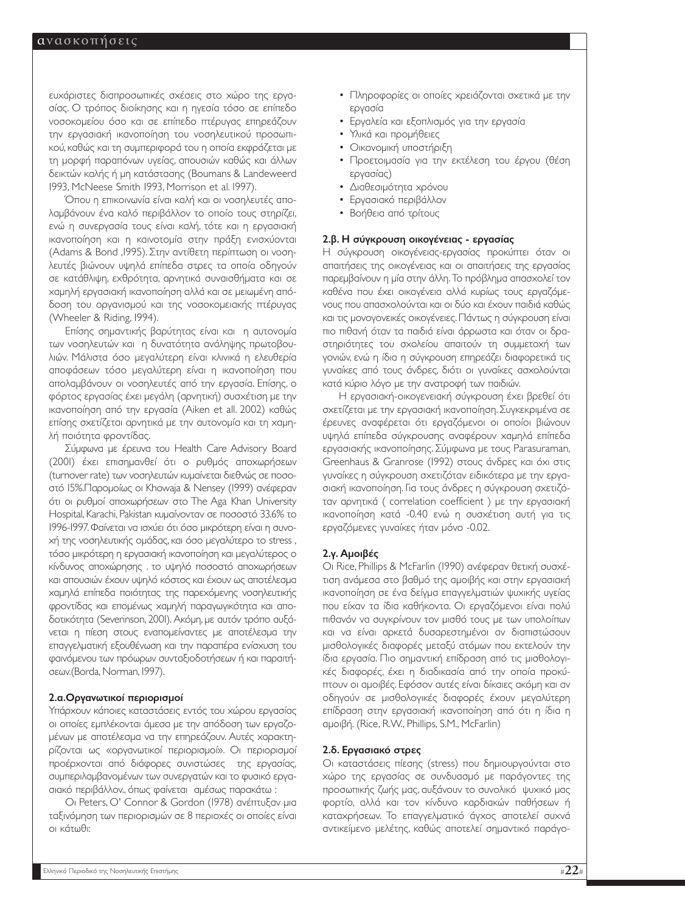ευχάριστες διαπροσωπικές σχέσεις στο χώρο της εργασίας. Ο τρόπος διοίκησης και η ηγεσία τόσο σε επίπεδο νοσοκομείου όσο και σε επίπεδο πτέρυγας επηρεάζουν την εργασιακή ικανοποίηση του νοσηλευτικού προσωπικού, καθώς και τη συμπεριφορά του η οποία εκφράζεται με τη μορφή παραπόνων υγείας, απουσιών καθώς και άλλων δεικτών καλής ή μη κατάστασης (Boumans & Landeweerd 1993, McNeese Smith 1993, Morrison et al. 1997).

Όπου η επικοινωνία είναι καλή και οι νοσηλευτές απολαμβάνουν ένα καλό περιβάλλον το οποίο τους στηρίζει, ενώ η συνεργασία τους είναι καλή, τότε και η εργασιακή ικανοποίηση και η καινοτομία στην πράξη ενισχύονται (Adams & Bond ,1995). Στην αντίθετη περίπτωση οι νοσηλευτές βιώνουν υψηλά επίπεδα στρες τα οποία οδηγούν σε κατάθλιψη, εχθρότητα, αρνητικά συναισθήματα και σε χαμηλή εργασιακή ικανοποίηση αλλά και σε μειωμένη απόδοση του οργανισμού και της νοσοκομειακής πτέρυγας (Wheeler & Riding, 1994).

Επίσης σημαντικής βαρύτητας είναι και η αυτονομία των νοσηλευτών και η δυνατότητα ανάληψης πρωτοβουλιών. Μάλιστα όσο μεγαλύτερη είναι κλινικά η ελευθερία αποφάσεων τόσο μεγαλύτερη είναι η ικανοποίηση που απολαμβάνουν οι νοσηλευτές από την εργασία. Επίσης, ο φόρτος εργασίας έχει μεγάλη (αρνητική) συσχέτιση με την ικανοποίηση από την εργασία (Aiken et all. 2002) καθώς επίσης σχετίζεται αρνητικά με την αυτονομία και τη χαμηλή ποιότητα φροντίδας.

Σύμφωνα με έρευνα του Health Care Advisory Board (2001) έχει επισημανθεί ότι ο ρυθμός αποχωρήσεων (turnover rate) των νοσηλευτών κυμαίνεται διεθνώς σε ποσοστό 15%.Παρομοίως οι Khowaja & Nensey (1999) ανέφεραν ότι οι ρυθμοί αποχωρήσεων στο The Aga Khan University Hospital, Karachi, Pakistan κυμαίνονταν σε ποσοστό 33.6% το 1996-1997. Φαίνεται να ισχύει ότι όσο μικρότερη είναι η συνοχή της νοσηλευτικής ομάδας, και όσο μεγαλύτερο το stress , τόσο μικρότερη η εργασιακή ικανοποίηση και μεγαλύτερος ο κίνδυνος αποχώρησης . το υψηλό ποσοστό αποχωρήσεων και απουσιών έχουν υψηλό κόστος και έχουν ως αποτέλεσμα χαμηλά επίπεδα ποιότητας της παρεχόμενης νοσηλευτικής φροντίδας και επομένως χαμηλή παραγωγικότητα και αποδοτικότητα (Severinson, 2001). Ακόμη, με αυτόν τρόπο αυξάνεται η πίεση στους εναπομείναντες με αποτέλεσμα την επαγγελματική εξουθένωση και την παραπέρα ενίσχυση του φαινόμενου των πρόωρων συνταξιοδοτήσεων ή και παραιτήσεων.(Borda, Norman, 1997).

### 2.α.Οργανωτικοί περιορισμοί

Υπάρχουν κάποιες καταστάσεις εντός του χώρου εργασίας οι οποίες εμπλέκονται άμεσα με την απόδοση των εργαζομένων με αποτέλεσμα να την επηρεάζουν. Αυτές χαρακτηρίζονται ως «οργανωτικοί περιορισμοί». Οι περιορισμοί προέρχονται από διάφορες συνιστώσες της εργασίας, συμπεριλαμβανομένων των συνεργατών και το φυσικό εργασιακό περιβάλλον., όπως φαίνεται αμέσως παρακάτω :

Οι Peters, O' Connor & Gordon (1978) ανέπτυξαν μια ταξινόμηση των περιορισμών σε 8 περιοχές οι οποίες είναι οι κάτωθι:

- Πληροφορίες οι οποίες χρειάζονται σχετικά με την εργασία
- Εργαλεία και εξοπλισμός για την εργασία
- Υλικά και προμήθειες
- Οικονομική υποστήριξη
- Προετοιμασία για την εκτέλεση του έργου (θέση εργασίας)
- Διαθεσιμότητα χρόνου
- Εργασιακό περιβάλλον
- Βοήθεια από τρίτους

### 2.β. Η σύγκρουση οικογένειας - εργασίας

Η σύγκρουση οικογένειας-εργασίας προκύπτει όταν οι απαιτήσεις της οικογένειας και οι απαιτήσεις της εργασίας παρεμβαίνουν η μία στην άλλη. Το πρόβλημα απασχολεί τον καθένα που έχει οικογένεια αλλά κυρίως τους εργαζόμενους που απασχολούνται και οι δύο και έχουν παιδιά καθώς και τις μονογονεϊκές οικογένειες. Πάντως η σύγκρουση είναι πιο πιθανή όταν τα παιδιά είναι άρρωστα και όταν οι δραστηριότητες του σχολείου απαιτούν τη συμμετοχή των γονιών, ενώ η ίδια η σύγκρουση επηρεάζει διαφορετικά τις γυναίκες από τους άνδρες, διότι οι γυναίκες ασχολούνται κατά κύριο λόγο με την ανατροφή των παιδιών.

Η εργασιακή-οικογενειακή σύγκρουση έχει βρεθεί ότι σχετίζεται με την εργασιακή ικανοποίηση. Συγκεκριμένα σε έρευνες αναφέρεται ότι εργαζόμενοι οι οποίοι βιώνουν υψηλά επίπεδα σύγκρουσης αναφέρουν χαμηλά επίπεδα εργασιακής ικανοποίησης. Σύμφωνα με τους Parasuraman, Greenhaus & Granrose (1992) στους άνδρες και όχι στις γυναίκες η σύγκρουση σχετιζόταν ειδικότερα με την εργασιακή ικανοποίηση. Για τους άνδρες η σύγκρουση σχετιζόταν αρνητικά ( correlation coefficient ) με την εργασιακή ικανοποίηση κατά -0.40 ενώ η συσχέτιση αυτή για τις εργαζόμενες γυναίκες ήταν μόνο -0.02.

### 2.γ. Αμοιβές

Οι Rice, Phillips & McFarlin (1990) ανέφεραν θετική συσχέτιση ανάμεσα στο βαθμό της αμοιβής και στην εργασιακή ικανοποίηση σε ένα δείγμα επαγγελματιών ψυχικής υγείας που είχαν τα ίδια καθήκοντα. Οι εργαζόμενοι είναι πολύ πιθανόν να συγκρίνουν τον μισθό τους με των υπολοίπων και να είναι αρκετά δυσαρεστημένοι αν διαπιστώσουν μισθολογικές διαφορές μεταξύ ατόμων που εκτελούν την ίδια εργασία. Πιο σημαντική επίδραση από τις μισθολογικές διαφορές, έχει η διαδικασία από την οποία προκύπτουν οι αμοιβές. Εφόσον αυτές είναι δίκαιες ακόμη και αν οδηγούν σε μισθολογικές διαφορές έχουν μεγαλύτερη επίδραση στην εργασιακή ικανοποίηση από ότι η ίδια η αμοιβή. (Rice, R.W., Phillips, S.M., McFarlin)

### 2.δ. Εργασιακό στρες

Οι καταστάσεις πίεσης (stress) που δημιουργούνται στο χώρο της εργασίας σε συνδυασμό με παράγοντες της προσωπικής ζωής μας, αυξάνουν το συνολικό ψυχικό μας φορτίο, αλλά και τον κίνδυνο καρδιακών παθήσεων ή καταχρήσεων. Το επαγγελματικό άγχος αποτελεί συχνά αντικείμενο μελέτης, καθώς αποτελεί σημαντικό παράγο-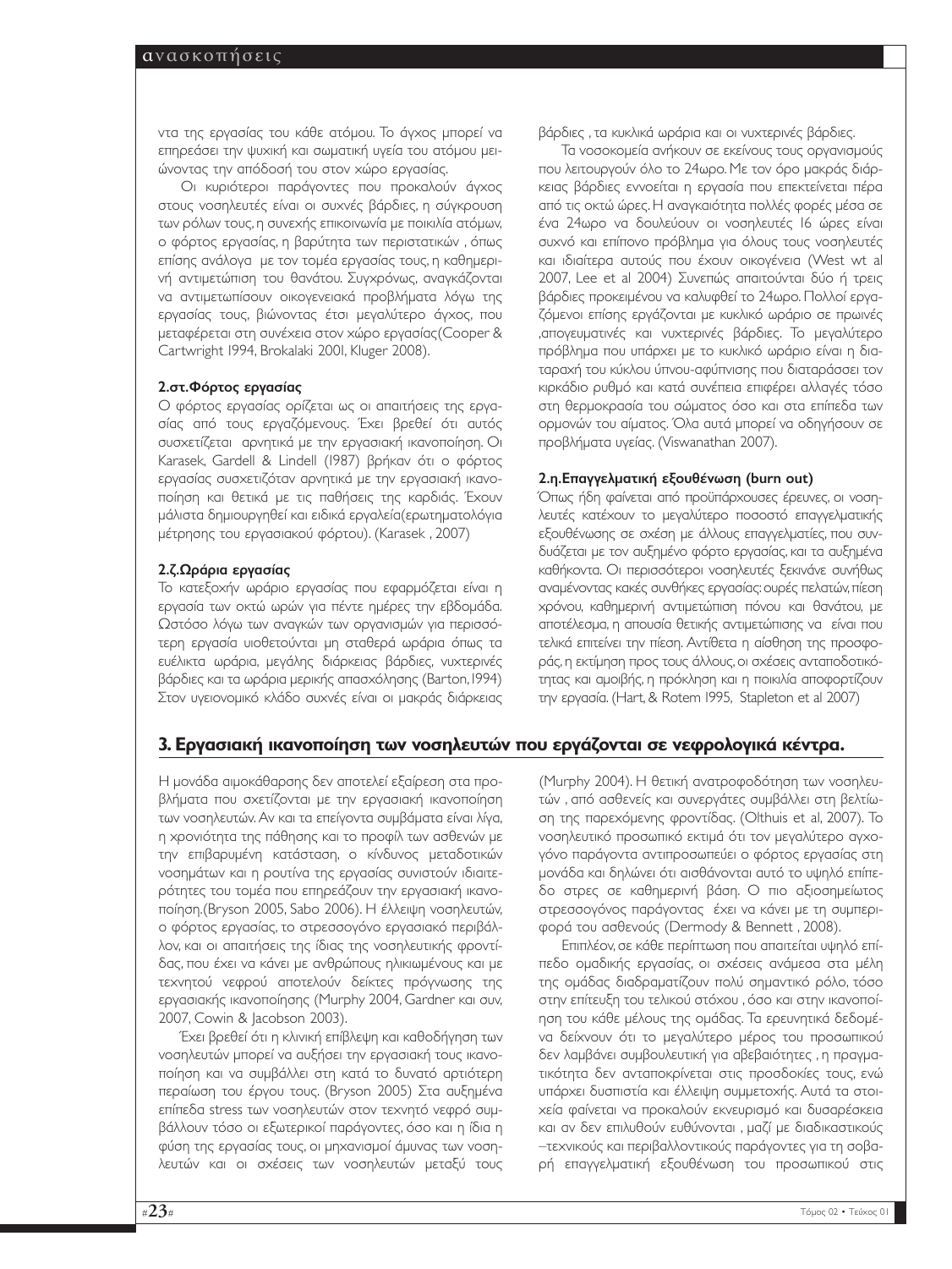ντα της εργασίας του κάθε ατόμου. Το άγχος μπορεί να επηρεάσει την ψυχική και σωματική υγεία του ατόμου μειώνοντας την απόδοσή του στον χώρο εργασίας.

Οι κυριότεροι παράγοντες που προκαλούν άγχος στους νοσηλευτές είναι οι συχνές βάρδιες, η σύγκρουση των ρόλων τους, η συνεχής επικοινωνία με ποικιλία ατόμων, ο φόρτος εργασίας, η βαρύτητα των περιστατικών , όπως επίσης ανάλογα με τον τομέα εργασίας τους, η καθημερινή αντιμετώπιση του θανάτου. Συγχρόνως, αναγκάζονται να αντιμετωπίσουν οικογενειακά προβλήματα λόγω της εργασίας τους, βιώνοντας έτσι μεγαλύτερο άγχος, που μεταφέρεται στη συνέχεια στον χώρο εργασίας(Cooper & Cartwright 1994, Brokalaki 2001, Kluger 2008).

**2.στ.Φόρτος εργασίας**

Ο φόρτος εργασίας ορίζεται ως οι απαιτήσεις της εργασίας από τους εργαζόμενους. Έχει βρεθεί ότι αυτός συσχετίζεται αρνητικά με την εργασιακή ικανοποίηση. Οι Karasek, Gardell & Lindell (1987) βρήκαν ότι ο φόρτος εργασίας συσχετιζόταν αρνητικά με την εργασιακή ικανοποίηση και θετικά με τις παθήσεις της καρδιάς. Έχουν μάλιστα δημιουργηθεί και ειδικά εργαλεία(ερωτηματολόγια μέτρησης του εργασιακού φόρτου). (Karasek , 2007)

**2.ζ.Ωράρια εργασίας**

Το κατεξοχήν ωράριο εργασίας που εφαρμόζεται είναι η εργασία των οκτώ ωρών για πέντε ημέρες την εβδομάδα. Ωστόσο λόγω των αναγκών των οργανισμών για περισσότερη εργασία υιοθετούνται μη σταθερά ωράρια όπως τα ευέλικτα ωράρια, μεγάλης διάρκειας βάρδιες, νυχτερινές βάρδιες και τα ωράρια μερικής απασχόλησης (Barton,1994) Στον υγειονομικό κλάδο συχνές είναι οι μακράς διάρκειας βάρδιες , τα κυκλικά ωράρια και οι νυχτερινές βάρδιες.

Τα νοσοκομεία ανήκουν σε εκείνους τους οργανισμούς που λειτουργούν όλο το 24ωρο. Με τον όρο μακράς διάρκειας βάρδιες εννοείται η εργασία που επεκτείνεται πέρα από τις οκτώ ώρες. Η αναγκαιότητα πολλές φορές μέσα σε ένα 24ωρο να δουλεύουν οι νοσηλευτές 16 ώρες είναι συχνό και επίπονο πρόβλημα για όλους τους νοσηλευτές και ιδιαίτερα αυτούς που έχουν οικογένεια (West wt al 2007, Lee et al 2004) Συνεπώς απαιτούνται δύο ή τρεις βάρδιες προκειμένου να καλυφθεί το 24ωρο. Πολλοί εργαζόμενοι επίσης εργάζονται με κυκλικό ωράριο σε πρωινές ,απογευματινές και νυχτερινές βάρδιες. Το μεγαλύτερο πρόβλημα που υπάρχει με το κυκλικό ωράριο είναι η διαταραχή του κύκλου ύπνου-αφύπνισης που διαταράσσει τον κιρκάδιο ρυθμό και κατά συνέπεια επιφέρει αλλαγές τόσο στη θερμοκρασία του σώματος όσο και στα επίπεδα των ορμονών του αίματος. Όλα αυτά μπορεί να οδηγήσουν σε προβλήματα υγείας. (Viswanathan 2007).

**2.η.Επαγγελματική εξουθένωση (burn out)**

Όπως ήδη φαίνεται από προϋπάρχουσες έρευνες, οι νοσηλευτές κατέχουν το μεγαλύτερο ποσοστό επαγγελματικής εξουθένωσης σε σχέση με άλλους επαγγελματίες, που συνδυάζεται με τον αυξημένο φόρτο εργασίας, και τα αυξημένα καθήκοντα. Οι περισσότεροι νοσηλευτές ξεκινάνε συνήθως αναμένοντας κακές συνθήκες εργασίας: ουρές πελατών, πίεση χρόνου, καθημερινή αντιμετώπιση πόνου και θανάτου, με αποτέλεσμα, η απουσία θετικής αντιμετώπισης να είναι που τελικά επιτείνει την πίεση. Αντίθετα η αίσθηση της προσφοράς, η εκτίμηση προς τους άλλους, οι σχέσεις ανταποδοτικότητας και αμοιβής, η πρόκληση και η ποικιλία αποφορτίζουν την εργασία. (Hart, & Rotem 1995, Stapleton et al 2007)

## 3. Εργασιακή ικανοποίηση των νοσηλευτών που εργάζονται σε νεφρολογικά κέντρα.

Η μονάδα αιμοκάθαρσης δεν αποτελεί εξαίρεση στα προβλήματα που σχετίζονται με την εργασιακή ικανοποίηση των νοσηλευτών. Αν και τα επείγοντα συμβάματα είναι λίγα, η χρονιότητα της πάθησης και το προφίλ των ασθενών με την επιβαρυμένη κατάσταση, ο κίνδυνος μεταδοτικών νοσημάτων και η ρουτίνα της εργασίας συνιστούν ιδιαιτερότητες του τομέα που επηρεάζουν την εργασιακή ικανοποίηση.(Bryson 2005, Sabo 2006). Η έλλειψη νοσηλευτών, ο φόρτος εργασίας, το στρεσσογόνο εργασιακό περιβάλλον, και οι απαιτήσεις της ίδιας της νοσηλευτικής φροντίδας, που έχει να κάνει με ανθρώπους ηλικιωμένους και με τεχνητού νεφρού αποτελούν δείκτες πρόγνωσης της εργασιακής ικανοποίησης (Murphy 2004, Gardner και συν, 2007, Cowin & Jacobson 2003).

Έχει βρεθεί ότι η κλινική επίβλεψη και καθοδήγηση των νοσηλευτών μπορεί να αυξήσει την εργασιακή τους ικανοποίηση και να συμβάλλει στη κατά το δυνατό αρτιότερη περαίωση του έργου τους. (Bryson 2005) Στα αυξημένα επίπεδα stress των νοσηλευτών στον τεχνητό νεφρό συμβάλλουν τόσο οι εξωτερικοί παράγοντες, όσο και η ίδια η φύση της εργασίας τους, οι μηχανισμοί άμυνας των νοσηλευτών και οι σχέσεις των νοσηλευτών μεταξύ τους (Murphy 2004). Η θετική ανατροφοδότηση των νοσηλευτών , από ασθενείς και συνεργάτες συμβάλλει στη βελτίωση της παρεχόμενης φροντίδας. (Olthuis et al, 2007). Το νοσηλευτικό προσωπικό εκτιμά ότι τον μεγαλύτερο αγχογόνο παράγοντα αντιπροσωπεύει ο φόρτος εργασίας στη μονάδα και δηλώνει ότι αισθάνονται αυτό το υψηλό επίπεδο στρες σε καθημερινή βάση. Ο πιο αξιοσημείωτος στρεσσογόνος παράγοντας έχει να κάνει με τη συμπεριφορά του ασθενούς (Dermody & Bennett , 2008).

Επιπλέον, σε κάθε περίπτωση που απαιτείται υψηλό επίπεδο ομαδικής εργασίας, οι σχέσεις ανάμεσα στα μέλη της ομάδας διαδραματίζουν πολύ σημαντικό ρόλο, τόσο στην επίτευξη του τελικού στόχου , όσο και στην ικανοποίηση του κάθε μέλους της ομάδας. Τα ερευνητικά δεδομένα δείχνουν ότι το μεγαλύτερο μέρος του προσωπικού δεν λαμβάνει συμβουλευτική για αβεβαιότητες , η πραγματικότητα δεν ανταποκρίνεται στις προσδοκίες τους, ενώ υπάρχει δυσπιστία και έλλειψη συμμετοχής. Αυτά τα στοιχεία φαίνεται να προκαλούν εκνευρισμό και δυσαρέσκεια και αν δεν επιλυθούν ευθύνονται , μαζί με διαδικαστικούς –τεχνικούς και περιβαλλοντικούς παράγοντες για τη σοβαρή επαγγελματική εξουθένωση του προσωπικού στις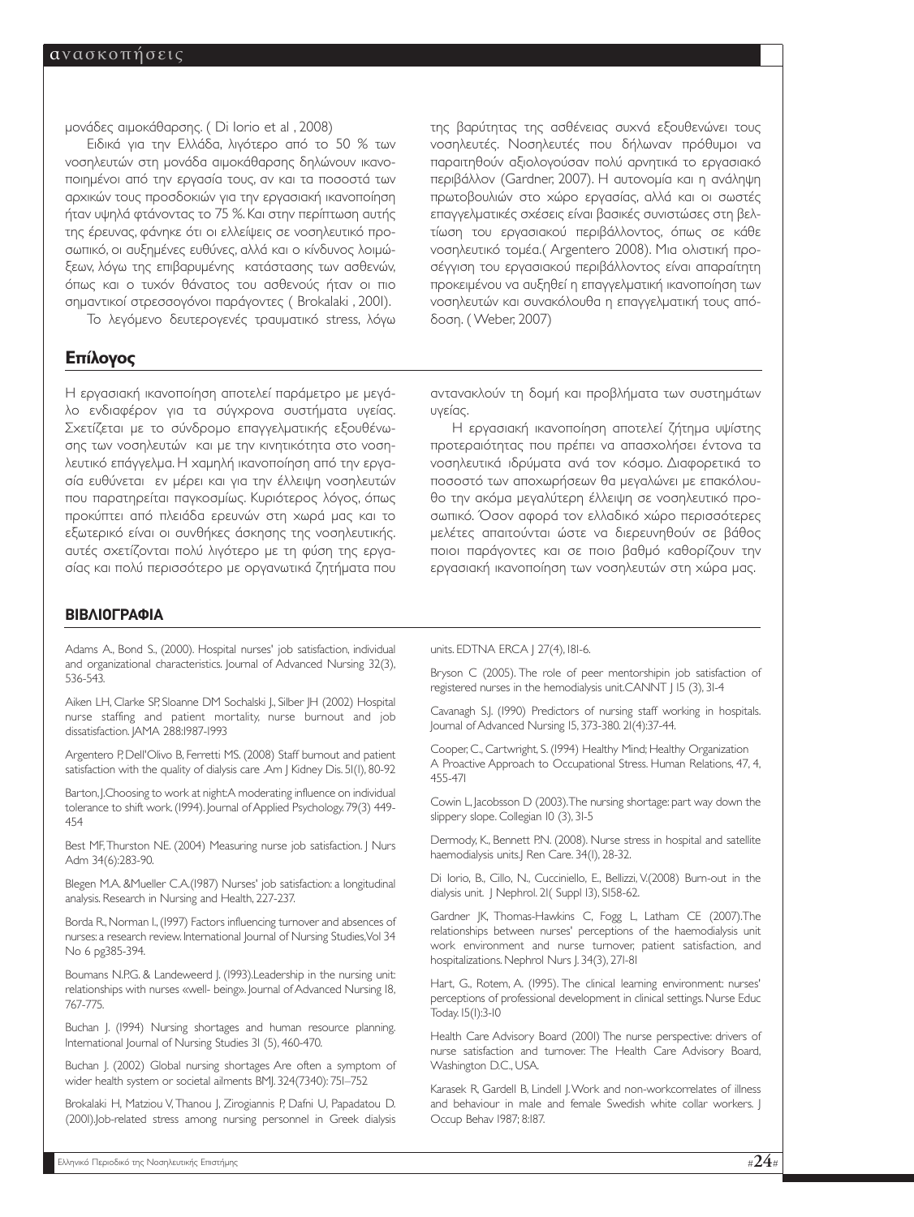μονάδες αιμοκάθαρσης. ( Di Iorio et al , 2008)

Ειδικά για την Ελλάδα, λιγότερο από το 50 % των νοσηλευτών στη μονάδα αιμοκάθαρσης δηλώνουν ικανοποιημένοι από την εργασία τους, αν και τα ποσοστά των αρχικών τους προσδοκιών για την εργασιακή ικανοποίηση ήταν υψηλά φτάνοντας το 75 %. Και στην περίπτωση αυτής της έρευνας, φάνηκε ότι οι ελλείψεις σε νοσηλευτικό προσωπικό, οι αυξημένες ευθύνες, αλλά και ο κίνδυνος λοιμώξεων, λόγω της επιβαρυμένης κατάστασης των ασθενών, όπως και ο τυχόν θάνατος του ασθενούς ήταν οι πιο σημαντικοί στρεσσογόνοι παράγοντες ( Brokalaki , 2001).

Το λεγόμενο δευτερογενές τραυματικό stress, λόγω της βαρύτητας της ασθένειας συχνά εξουθενώνει τους νοσηλευτές. Νοσηλευτές που δήλωναν πρόθυμοι να παραιτηθούν αξιολογούσαν πολύ αρνητικά το εργασιακό περιβάλλον (Gardner, 2007). Η αυτονομία και η ανάληψη πρωτοβουλιών στο χώρο εργασίας, αλλά και οι σωστές επαγγελματικές σχέσεις είναι βασικές συνιστώσες στη βελτίωση του εργασιακού περιβάλλοντος, όπως σε κάθε νοσηλευτικό τομέα.( Argentero 2008). Μια ολιστική προσέγγιση του εργασιακού περιβάλλοντος είναι απαραίτητη προκειμένου να αυξηθεί η επαγγελματική ικανοποίηση των νοσηλευτών και συνακόλουθα η επαγγελματική τους απόδοση. ( Weber, 2007)

## Επίλογος

Η εργασιακή ικανοποίηση αποτελεί παράμετρο με μεγάλο ενδιαφέρον για τα σύγχρονα συστήματα υγείας. Σχετίζεται με το σύνδρομο επαγγελματικής εξουθένωσης των νοσηλευτών και με την κινητικότητα στο νοσηλευτικό επάγγελμα. Η χαμηλή ικανοποίηση από την εργασία ευθύνεται εν μέρει και για την έλλειψη νοσηλευτών που παρατηρείται παγκοσμίως. Κυριότερος λόγος, όπως προκύπτει από πλειάδα ερευνών στη χωρά μας και το εξωτερικό είναι οι συνθήκες άσκησης της νοσηλευτικής. αυτές σχετίζονται πολύ λιγότερο με τη φύση της εργασίας και πολύ περισσότερο με οργανωτικά ζητήματα που αντανακλούν τη δομή και προβλήματα των συστημάτων υγείας.

Η εργασιακή ικανοποίηση αποτελεί ζήτημα υψίστης προτεραιότητας που πρέπει να απασχολήσει έντονα τα νοσηλευτικά ιδρύματα ανά τον κόσμο. Διαφορετικά το ποσοστό των αποχωρήσεων θα μεγαλώνει με επακόλουθο την ακόμα μεγαλύτερη έλλειψη σε νοσηλευτικό προσωπικό. Όσον αφορά τον ελλαδικό χώρο περισσότερες μελέτες απαιτούνται ώστε να διερευνηθούν σε βάθος ποιοι παράγοντες και σε ποιο βαθμό καθορίζουν την εργασιακή ικανοποίηση των νοσηλευτών στη χώρα μας.

## ΒΙΒΛΙΟΓΡΑΦΙΑ

Adams A., Bond S., (2000). Hospital nurses' job satisfaction, individual and organizational characteristics. Journal of Advanced Nursing 32(3), 536-543.

Aiken LH, Clarke SP, Sloanne DM Sochalski J., Silber JH (2002) Hospital nurse staffing and patient mortality, nurse burnout and job dissatisfaction. JAMA 288:1987-1993

Argentero P, Dell'Olivo B, Ferretti MS. (2008) Staff burnout and patient satisfaction with the quality of dialysis care .Am J Kidney Dis. 51(1), 80-92

Barton, J.Choosing to work at night:A moderating influence on individual tolerance to shift work. (1994). Journal of Applied Psychology. 79(3) 449-454

Best MF, Thurston NE. (2004) Measuring nurse job satisfaction. J Nurs Adm 34(6):283-90.

Blegen M.A. &Mueller C.A.(1987) Nurses' job satisfaction: a longitudinal analysis. Research in Nursing and Health, 227-237.

Borda R., Norman I., (1997) Factors influencing turnover and absences of nurses: a research review. International Journal of Nursing Studies,Vol 34 No 6 pg385-394.

Boumans N.P.G. & Landeweerd J. (1993).Leadership in the nursing unit: relationships with nurses «well- being». Journal of Advanced Nursing 18, 767-775.

Buchan J. (1994) Nursing shortages and human resource planning. International Journal of Nursing Studies 31 (5), 460-470.

Buchan J. (2002) Global nursing shortages Are often a symptom of wider health system or societal ailments BMJ. 324(7340): 751–752

Brokalaki H, Matziou V, Thanou J, Zirogiannis P, Dafni U, Papadatou D. (2001).Job-related stress among nursing personnel in Greek dialysis units. EDTNA ERCA J 27(4), 181-6.

Bryson C (2005). The role of peer mentorshipin job satisfaction of registered nurses in the hemodialysis unit.CANNT J 15 (3), 31-4

Cavanagh S.J. (1990) Predictors of nursing staff working in hospitals. Journal of Advanced Nursing 15, 373-380. 21(4):37-44.

Cooper, C., Cartwright, S. (1994) Healthy Mind; Healthy Organization A Proactive Approach to Occupational Stress. Human Relations, 47, 4, 455-471

Cowin L, Jacobsson D (2003).The nursing shortage: part way down the slippery slope. Collegian 10 (3), 31-5

Dermody, K., Bennett P.N. (2008). Nurse stress in hospital and satellite haemodialysis units.J Ren Care. 34(1), 28-32.

Di Iorio, B., Cillo, N., Cucciniello, E., Bellizzi, V.(2008) Burn-out in the dialysis unit. J Nephrol. 21( Suppl 13), S158-62.

Gardner JK, Thomas-Hawkins C, Fogg L, Latham CE (2007).The relationships between nurses' perceptions of the haemodialysis unit work environment and nurse turnover, patient satisfaction, and hospitalizations. Nephrol Nurs J. 34(3), 271-81

Hart, G., Rotem, A. (1995). The clinical learning environment: nurses' perceptions of professional development in clinical settings. Nurse Educ Today. 15(1):3-10

Health Care Advisory Board (2001) The nurse perspective: drivers of nurse satisfaction and turnover. The Health Care Advisory Board, Washington D.C., USA.

Karasek R, Gardell B, Lindell J. Work and non-workcorrelates of illness and behaviour in male and female Swedish white collar workers. J Occup Behav 1987; 8:187.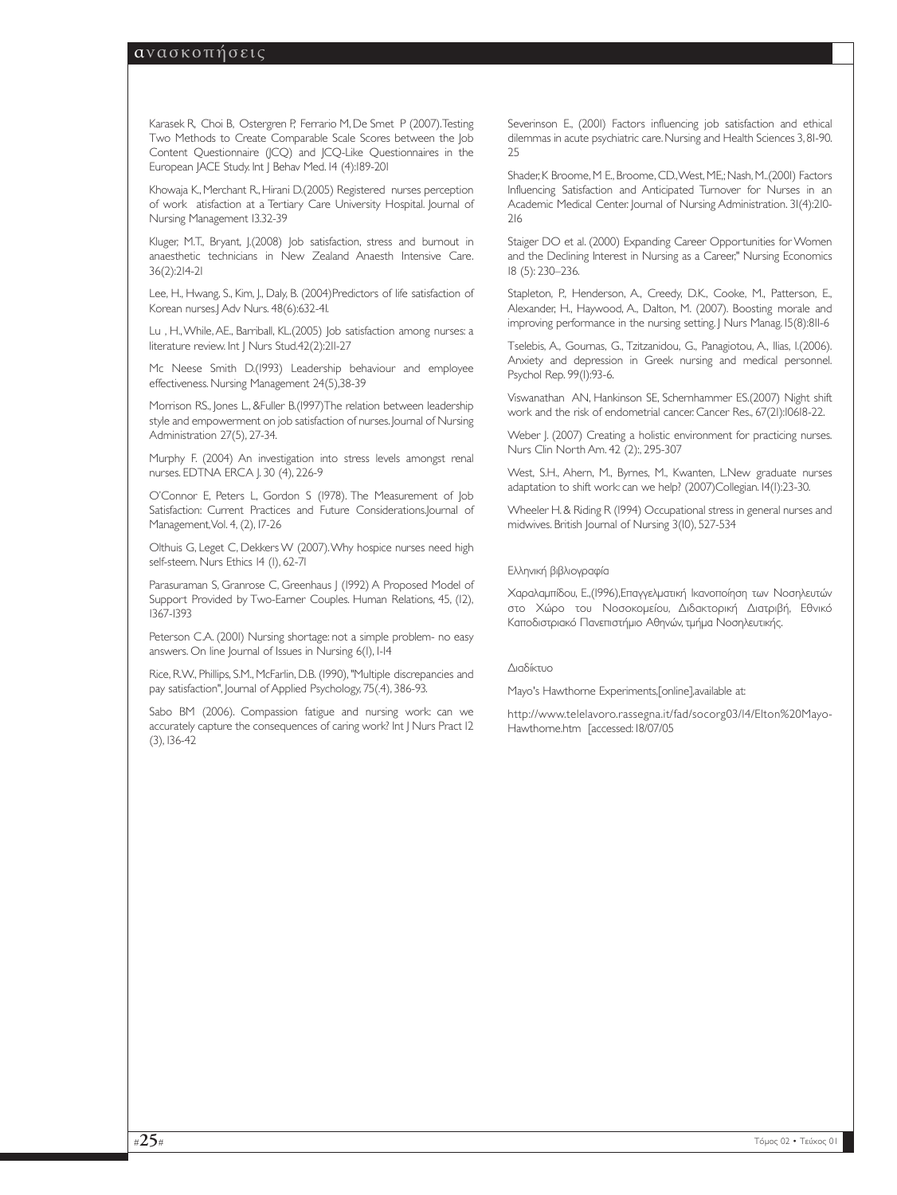Karasek R, Choi B, Ostergren P, Ferrario M, De Smet P (2007). Testing Two Methods to Create Comparable Scale Scores between the Job Content Questionnaire (JCQ) and JCQ-Like Questionnaires in the European JACE Study. Int J Behav Med. 14 (4):189-201

Khowaja K., Merchant R., Hirani D.(2005) Registered nurses perception of work atisfaction at a Tertiary Care University Hospital. Journal of Nursing Management 13.32-39

Kluger, M.T., Bryant, J.(2008) Job satisfaction, stress and burnout in anaesthetic technicians in New Zealand Anaesth Intensive Care. 36(2):214-21

Lee, H., Hwang, S., Kim, J., Daly, B. (2004)Predictors of life satisfaction of Korean nurses.J Adv Nurs. 48(6):632-41.

Lu , H., While, A.E., Barriball, K.L.(2005) Job satisfaction among nurses: a literature review. Int J Nurs Stud.42(2):211-27

Mc Neese Smith D.(1993) Leadership behaviour and employee effectiveness. Nursing Management 24(5),38-39

Morrison RS., Jones L., &Fuller B.(1997)The relation between leadership style and empowerment on job satisfaction of nurses. Journal of Nursing Administration 27(5), 27-34.

Murphy F. (2004) An investigation into stress levels amongst renal nurses. EDTNA ERCA J. 30 (4), 226-9

O'Connor E, Peters L, Gordon S (1978). The Measurement of Job Satisfaction: Current Practices and Future Considerations.Journal of Management,Vol. 4, (2), 17-26

Olthuis G, Leget C, Dekkers W (2007). Why hospice nurses need high self-steem. Nurs Ethics 14 (1), 62-71

Parasuraman S, Granrose C, Greenhaus J (1992) A Proposed Model of Support Provided by Two-Earner Couples. Human Relations, 45, (12), 1367-1393

Peterson C.A. (2001) Nursing shortage: not a simple problem- no easy answers. On line Journal of Issues in Nursing 6(1), 1-14

Rice, R.W., Phillips, S.M., McFarlin, D.B. (1990), "Multiple discrepancies and pay satisfaction", Journal of Applied Psychology, 75(.4), 386-93.

Sabo BM (2006). Compassion fatigue and nursing work: can we accurately capture the consequences of caring work? Int J Nurs Pract 12 (3), 136-42

Severinson E., (2001) Factors influencing job satisfaction and ethical dilemmas in acute psychiatric care. Nursing and Health Sciences 3, 81-90. 25

Shader, K Broome, M E., Broome, C.D., West, M.E.; Nash, M..(2001) Factors Influencing Satisfaction and Anticipated Turnover for Nurses in an Academic Medical Center. Journal of Nursing Administration. 31(4):210-216

Staiger DO et al. (2000) Expanding Career Opportunities for Women and the Declining Interest in Nursing as a Career," Nursing Economics 18 (5): 230–236.

Stapleton, P., Henderson, A., Creedy, D.K., Cooke, M., Patterson, E., Alexander, H., Haywood, A., Dalton, M. (2007). Boosting morale and improving performance in the nursing setting. J Nurs Manag. 15(8):811-6

Tselebis, A., Gournas, G., Tzitzanidou, G., Panagiotou, A., Ilias, I.(2006). Anxiety and depression in Greek nursing and medical personnel. Psychol Rep. 99(1):93-6.

Viswanathan AN, Hankinson SE, Schernhammer ES.(2007) Night shift work and the risk of endometrial cancer. Cancer Res., 67(21):10618-22.

Weber J. (2007) Creating a holistic environment for practicing nurses. Nurs Clin North Am. 42 (2):, 295-307

West, S.H., Ahern, M., Byrnes, M., Kwanten, L.New graduate nurses adaptation to shift work: can we help? (2007)Collegian. 14(1):23-30.

Wheeler H. & Riding R (1994) Occupational stress in general nurses and midwives. British Journal of Nursing 3(10), 527-534

Ελληνική βιβλιογραφία

Χαραλαμπίδου, Ε.,(1996),Επαγγελματική Ικανοποίηση των Νοσηλευτών στο Χώρο του Νοσοκομείου, Διδακτορική Διατριβή, Εθνικό Καποδιστριακό Πανεπιστήμιο Αθηνών, τμήμα Νοσηλευτικής.

Διαδίκτυο

Mayo's Hawthorne Experiments,[online],available at:

http://www.telelavoro.rassegna.it/fad/socorg03/14/Elton%20Mayo-Hawthorne.htm [accessed: 18/07/05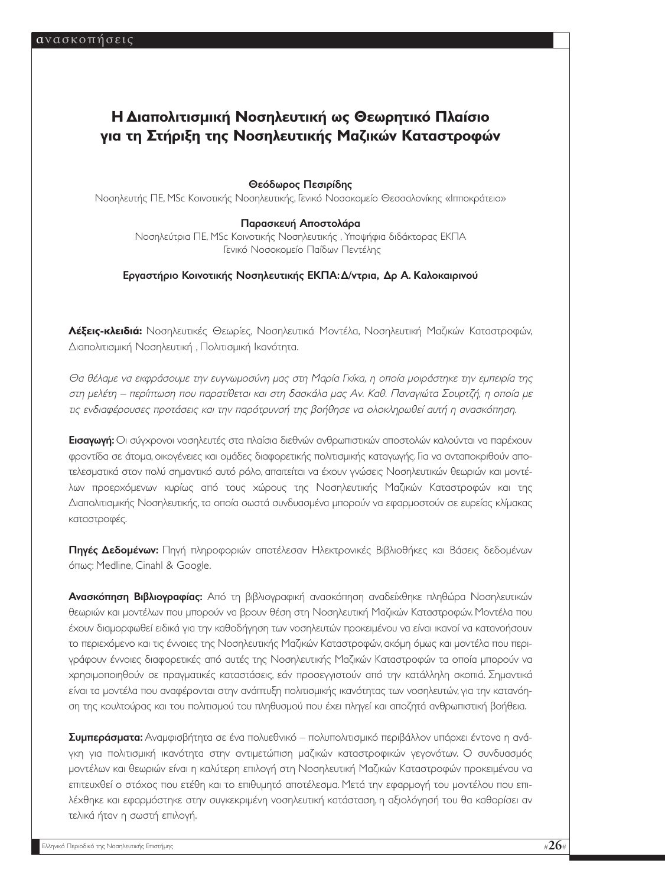# Η Διαπολιτισμική Νοσηλευτική ως Θεωρητικό Πλαίσιο για τη Στήριξη της Νοσηλευτικής Μαζικών Καταστροφών

**Θεόδωρος Πεσιρίδης**

Νοσηλευτής ΠΕ, MSc Κοινοτικής Νοσηλευτικής, Γενικό Νοσοκομείο Θεσσαλονίκης «Ιπποκράτειο»

**Παρασκευή Αποστολάρα**

Νοσηλεύτρια ΠΕ, MSc Κοινοτικής Νοσηλευτικής , Υποψήφια διδάκτορας ΕΚΠΑ
Γενικό Νοσοκομείο Παίδων Πεντέλης

**Εργαστήριο Κοινοτικής Νοσηλευτικής ΕΚΠΑ: Δ/ντρια, Δρ Α. Καλοκαιρινού**

**Λέξεις-κλειδιά:** Νοσηλευτικές Θεωρίες, Νοσηλευτικά Μοντέλα, Νοσηλευτική Μαζικών Καταστροφών, Διαπολιτισμική Νοσηλευτική , Πολιτισμική Ικανότητα.

*Θα θέλαμε να εκφράσουμε την ευγνωμοσύνη μας στη Μαρία Γκίκα, η οποία μοιράστηκε την εμπειρία της στη μελέτη – περίπτωση που παρατίθεται και στη δασκάλα μας Αν. Καθ. Παναγιώτα Σουρτζή, η οποία με τις ενδιαφέρουσες προτάσεις και την παρότρυνσή της βοήθησε να ολοκληρωθεί αυτή η ανασκόπηση.*

**Εισαγωγή:** Οι σύγχρονοι νοσηλευτές στα πλαίσια διεθνών ανθρωπιστικών αποστολών καλούνται να παρέχουν φροντίδα σε άτομα, οικογένειες και ομάδες διαφορετικής πολιτισμικής καταγωγής. Για να ανταποκριθούν αποτελεσματικά στον πολύ σημαντικό αυτό ρόλο, απαιτείται να έχουν γνώσεις Νοσηλευτικών θεωριών και μοντέλων προερχόμενων κυρίως από τους χώρους της Νοσηλευτικής Μαζικών Καταστροφών και της Διαπολιτισμικής Νοσηλευτικής, τα οποία σωστά συνδυασμένα μπορούν να εφαρμοστούν σε ευρείας κλίμακας καταστροφές.

**Πηγές Δεδομένων:** Πηγή πληροφοριών αποτέλεσαν Ηλεκτρονικές Βιβλιοθήκες και Βάσεις δεδομένων όπως: Medline, Cinahl & Google.

**Ανασκόπηση Βιβλιογραφίας:** Από τη βιβλιογραφική ανασκόπηση αναδείχθηκε πληθώρα Νοσηλευτικών θεωριών και μοντέλων που μπορούν να βρουν θέση στη Νοσηλευτική Μαζικών Καταστροφών. Μοντέλα που έχουν διαμορφωθεί ειδικά για την καθοδήγηση των νοσηλευτών προκειμένου να είναι ικανοί να κατανοήσουν το περιεχόμενο και τις έννοιες της Νοσηλευτικής Μαζικών Καταστροφών, ακόμη όμως και μοντέλα που περιγράφουν έννοιες διαφορετικές από αυτές της Νοσηλευτικής Μαζικών Καταστροφών τα οποία μπορούν να χρησιμοποιηθούν σε πραγματικές καταστάσεις, εάν προσεγγιστούν από την κατάλληλη σκοπιά. Σημαντικά είναι τα μοντέλα που αναφέρονται στην ανάπτυξη πολιτισμικής ικανότητας των νοσηλευτών, για την κατανόηση της κουλτούρας και του πολιτισμού του πληθυσμού που έχει πληγεί και αποζητά ανθρωπιστική βοήθεια.

**Συμπεράσματα:** Αναμφισβήτητα σε ένα πολυεθνικό – πολυπολιτισμικό περιβάλλον υπάρχει έντονα η ανάγκη για πολιτισμική ικανότητα στην αντιμετώπιση μαζικών καταστροφικών γεγονότων. Ο συνδυασμός μοντέλων και θεωριών είναι η καλύτερη επιλογή στη Νοσηλευτική Μαζικών Καταστροφών προκειμένου να επιτευχθεί ο στόχος που ετέθη και το επιθυμητό αποτέλεσμα. Μετά την εφαρμογή του μοντέλου που επιλέχθηκε και εφαρμόστηκε στην συγκεκριμένη νοσηλευτική κατάσταση, η αξιολόγησή του θα καθορίσει αν τελικά ήταν η σωστή επιλογή.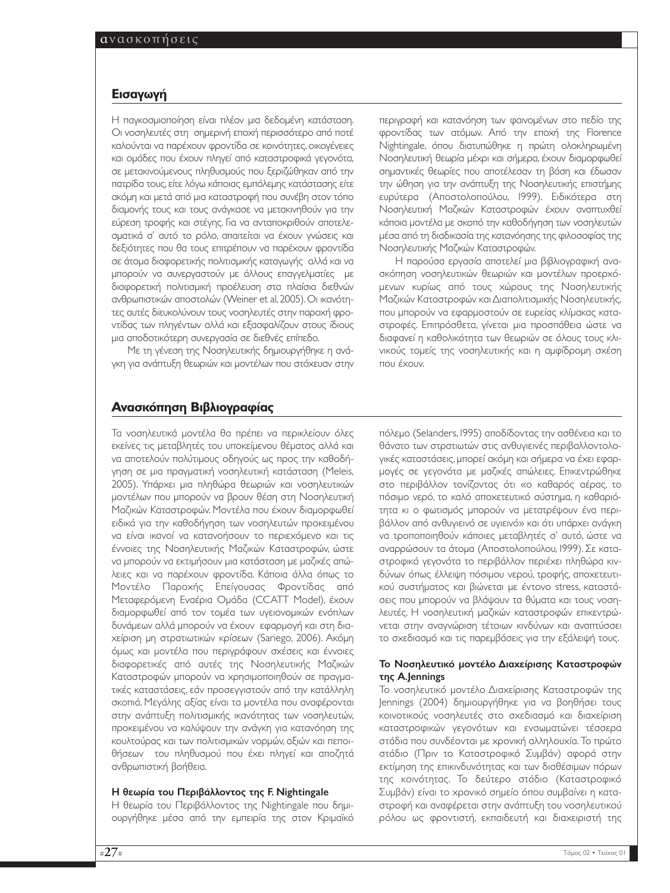## Εισαγωγή

Η παγκοσμιοποίηση είναι πλέον μια δεδομένη κατάσταση. Οι νοσηλευτές στη σημερινή εποχή περισσότερο από ποτέ καλούνται να παρέχουν φροντίδα σε κοινότητες, οικογένειες και ομάδες που έχουν πληγεί από καταστροφικά γεγονότα, σε μετακινούμενους πληθυσμούς που ξεριζώθηκαν από την πατρίδα τους, είτε λόγω κάποιας εμπόλεμης κατάστασης είτε ακόμη και μετά από μια καταστροφή που συνέβη στον τόπο διαμονής τους και τους ανάγκασε να μετακινηθούν για την εύρεση τροφής και στέγης. Για να ανταποκριθούν αποτελεσματικά σ' αυτό το ρόλο, απαιτείται να έχουν γνώσεις και δεξιότητες που θα τους επιτρέπουν να παρέχουν φροντίδα σε άτομα διαφορετικής πολιτισμικής καταγωγής αλλά και να μπορούν να συνεργαστούν με άλλους επαγγελματίες με διαφορετική πολιτισμική προέλευση στα πλαίσια διεθνών ανθρωπιστικών αποστολών (Weiner et al, 2005). Οι ικανότητες αυτές διευκολύνουν τους νοσηλευτές στην παροχή φροντίδας των πληγέντων αλλά και εξασφαλίζουν στους ίδιους μια αποδοτικότερη συνεργασία σε διεθνές επίπεδο.

Με τη γένεση της Νοσηλευτικής δημιουργήθηκε η ανάγκη για ανάπτυξη θεωριών και μοντέλων που στόχευαν στην περιγραφή και κατανόηση των φαινομένων στο πεδίο της φροντίδας των ατόμων. Από την εποχή της Florence Nightingale, όπου διατυπώθηκε η πρώτη ολοκληρωμένη Νοσηλευτική θεωρία μέχρι και σήμερα, έχουν διαμορφωθεί σημαντικές θεωρίες που αποτέλεσαν τη βάση και έδωσαν την ώθηση για την ανάπτυξη της Νοσηλευτικής επιστήμης ευρύτερα (Αποστολοπούλου, 1999). Ειδικότερα στη Νοσηλευτική Μαζικών Καταστροφών έχουν αναπτυχθεί κάποια μοντέλα με σκοπό την καθοδήγηση των νοσηλευτών μέσα από τη διαδικασία της κατανόησης της φιλοσοφίας της Νοσηλευτικής Μαζικών Καταστροφών.

Η παρούσα εργασία αποτελεί μια βιβλιογραφική ανασκόπηση νοσηλευτικών θεωριών και μοντέλων προερχόμενων κυρίως από τους χώρους της Νοσηλευτικής Μαζικών Καταστροφών και Διαπολιτισμικής Νοσηλευτικής, που μπορούν να εφαρμοστούν σε ευρείας κλίμακας καταστροφές. Επιπρόσθετα, γίνεται μια προσπάθεια ώστε να διαφανεί η καθολικότητα των θεωριών σε όλους τους κλινικούς τομείς της νοσηλευτικής και η αμφίδρομη σχέση που έχουν.

## Ανασκόπηση Βιβλιογραφίας

Τα νοσηλευτικά μοντέλα θα πρέπει να περικλείουν όλες εκείνες τις μεταβλητές του υποκείμενου θέματος αλλά και να αποτελούν πολύτιμους οδηγούς ως προς την καθοδήγηση σε μια πραγματική νοσηλευτική κατάσταση (Meleis, 2005). Υπάρχει μια πληθώρα θεωριών και νοσηλευτικών μοντέλων που μπορούν να βρουν θέση στη Νοσηλευτική Μαζικών Καταστροφών. Μοντέλα που έχουν διαμορφωθεί ειδικά για την καθοδήγηση των νοσηλευτών προκειμένου να είναι ικανοί να κατανοήσουν το περιεχόμενο και τις έννοιες της Νοσηλευτικής Μαζικών Καταστροφών, ώστε να μπορούν να εκτιμήσουν μια κατάσταση με μαζικές απώλειες και να παρέχουν φροντίδα. Κάποια άλλα όπως το Μοντέλο Παροχής Επείγουσας Φροντίδας από Μεταφερόμενη Εναέρια Ομάδα (CCATT Model), έχουν διαμορφωθεί από τον τομέα των υγειονομικών ενόπλων δυνάμεων αλλά μπορούν να έχουν εφαρμογή και στη διαχείριση μη στρατιωτικών κρίσεων (Sariego, 2006). Ακόμη όμως και μοντέλα που περιγράφουν σχέσεις και έννοιες διαφορετικές από αυτές της Νοσηλευτικής Μαζικών Καταστροφών μπορούν να χρησιμοποιηθούν σε πραγματικές καταστάσεις, εάν προσεγγιστούν από την κατάλληλη σκοπιά. Μεγάλης αξίας είναι τα μοντέλα που αναφέρονται στην ανάπτυξη πολιτισμικής ικανότητας των νοσηλευτών, προκειμένου να καλύψουν την ανάγκη για κατανόηση της κουλτούρας και των πολιτισμικών νορμών, αξιών και πεποιθήσεων του πληθυσμού που έχει πληγεί και αποζητά ανθρωπιστική βοήθεια.

### Η θεωρία του Περιβάλλοντος της F. Nightingale

Η θεωρία του Περιβάλλοντος της Nightingale που δημιουργήθηκε μέσα από την εμπειρία της στον Κριμαϊκό πόλεμο (Selanders, 1995) αποδίδοντας την ασθένεια και το θάνατο των στρατιωτών στις ανθυγιεινές περιβαλλοντολογικές καταστάσεις, μπορεί ακόμη και σήμερα να έχει εφαρμογές σε γεγονότα με μαζικές απώλειες. Επικεντρώθηκε στο περιβάλλον τονίζοντας ότι «ο καθαρός αέρας, το πόσιμο νερό, το καλό αποχετευτικό σύστημα, η καθαριότητα κι ο φωτισμός μπορούν να μετατρέψουν ένα περιβάλλον από ανθυγιεινό σε υγιεινό» και ότι υπάρχει ανάγκη να τροποποιηθούν κάποιες μεταβλητές σ' αυτό, ώστε να αναρρώσουν τα άτομα (Αποστολοπούλου, 1999). Σε καταστροφικά γεγονότα το περιβάλλον περιέχει πληθώρα κινδύνων όπως έλλειψη πόσιμου νερού, τροφής, αποχετευτικού συστήματος και βιώνεται με έντονο stress, καταστάσεις που μπορούν να βλάψουν τα θύματα και τους νοσηλευτές. Η νοσηλευτική μαζικών καταστροφών επικεντρώνεται στην αναγνώριση τέτοιων κινδύνων και αναπτύσσει το σχεδιασμό και τις παρεμβάσεις για την εξάλειψή τους.

### Το Νοσηλευτικό μοντέλο Διαχείρισης Καταστροφών της A.Jennings

Το νοσηλευτικό μοντέλο Διαχείρισης Καταστροφών της Jennings (2004) δημιουργήθηκε για να βοηθήσει τους κοινοτικούς νοσηλευτές στο σχεδιασμό και διαχείριση καταστροφικών γεγονότων και ενσωματώνει τέσσερα στάδια που συνδέονται με χρονική αλληλουχία. Το πρώτο στάδιο (Πριν το Καταστροφικό Συμβάν) αφορά στην εκτίμηση της επικινδυνότητας και των διαθέσιμων πόρων της κοινότητας. Το δεύτερο στάδιο (Καταστροφικό Συμβάν) είναι το χρονικό σημείο όπου συμβαίνει η καταστροφή και αναφέρεται στην ανάπτυξη του νοσηλευτικού ρόλου ως φροντιστή, εκπαιδευτή και διαχειριστή της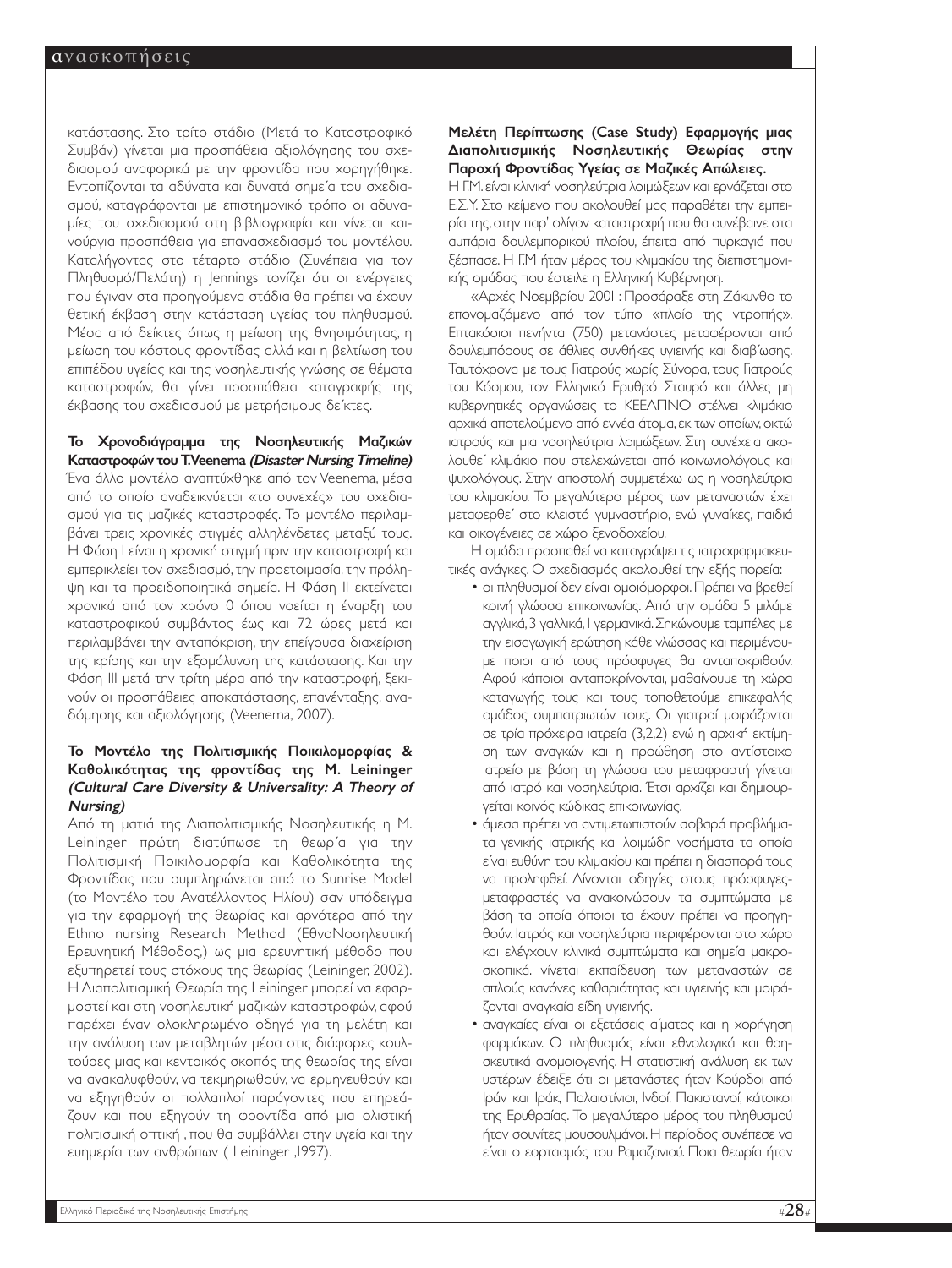κατάστασης. Στο τρίτο στάδιο (Μετά το Καταστροφικό Συμβάν) γίνεται μια προσπάθεια αξιολόγησης του σχεδιασμού αναφορικά με την φροντίδα που χορηγήθηκε. Εντοπίζονται τα αδύνατα και δυνατά σημεία του σχεδιασμού, καταγράφονται με επιστημονικό τρόπο οι αδυναμίες του σχεδιασμού στη βιβλιογραφία και γίνεται καινούργια προσπάθεια για επανασχεδιασμό του μοντέλου. Καταλήγοντας στο τέταρτο στάδιο (Συνέπεια για τον Πληθυσμό/Πελάτη) η Jennings τονίζει ότι οι ενέργειες που έγιναν στα προηγούμενα στάδια θα πρέπει να έχουν θετική έκβαση στην κατάσταση υγείας του πληθυσμού. Μέσα από δείκτες όπως η μείωση της θνησιμότητας, η μείωση του κόστους φροντίδας αλλά και η βελτίωση του επιπέδου υγείας και της νοσηλευτικής γνώσης σε θέματα καταστροφών, θα γίνει προσπάθεια καταγραφής της έκβασης του σχεδιασμού με μετρήσιμους δείκτες.

**Το Χρονοδιάγραμμα της Νοσηλευτικής Μαζικών Καταστροφών του T.Veenema *(Disaster Nursing Timeline)***

Ένα άλλο μοντέλο αναπτύχθηκε από τον Veenema, μέσα από το οποίο αναδεικνύεται «το συνεχές» του σχεδιασμού για τις μαζικές καταστροφές. Το μοντέλο περιλαμβάνει τρεις χρονικές στιγμές αλληλένδετες μεταξύ τους. Η Φάση Ι είναι η χρονική στιγμή πριν την καταστροφή και εμπερικλείει τον σχεδιασμό, την προετοιμασία, την πρόληψη και τα προειδοποιητικά σημεία. Η Φάση ΙΙ εκτείνεται χρονικά από τον χρόνο 0 όπου νοείται η έναρξη του καταστροφικού συμβάντος έως και 72 ώρες μετά και περιλαμβάνει την ανταπόκριση, την επείγουσα διαχείριση της κρίσης και την εξομάλυνση της κατάστασης. Και την Φάση ΙΙΙ μετά την τρίτη μέρα από την καταστροφή, ξεκινούν οι προσπάθειες αποκατάστασης, επανένταξης, αναδόμησης και αξιολόγησης (Veenema, 2007).

**Το Μοντέλο της Πολιτισμικής Ποικιλομορφίας & Καθολικότητας της φροντίδας της Μ. Leininger *(Cultural Care Diversity & Universality: A Theory of Nursing)***

Από τη ματιά της Διαπολιτισμικής Νοσηλευτικής η Μ. Leininger πρώτη διατύπωσε τη θεωρία για την Πολιτισμική Ποικιλομορφία και Καθολικότητα της Φροντίδας που συμπληρώνεται από το Sunrise Model (το Μοντέλο του Ανατέλλοντος Ηλίου) σαν υπόδειγμα για την εφαρμογή της θεωρίας και αργότερα από την Ethno nursing Research Method (ΕθνοΝοσηλευτική Ερευνητική Μέθοδος,) ως μια ερευνητική μέθοδο που εξυπηρετεί τους στόχους της θεωρίας (Leininger, 2002). Η Διαπολιτισμική Θεωρία της Leininger μπορεί να εφαρμοστεί και στη νοσηλευτική μαζικών καταστροφών, αφού παρέχει έναν ολοκληρωμένο οδηγό για τη μελέτη και την ανάλυση των μεταβλητών μέσα στις διάφορες κουλτούρες μιας και κεντρικός σκοπός της θεωρίας της είναι να ανακαλυφθούν, να τεκμηριωθούν, να ερμηνευθούν και να εξηγηθούν οι πολλαπλοί παράγοντες που επηρεάζουν και που εξηγούν τη φροντίδα από μια ολιστική πολιτισμική οπτική , που θα συμβάλλει στην υγεία και την ευημερία των ανθρώπων ( Leininger ,1997).

**Μελέτη Περίπτωσης (Case Study) Εφαρμογής μιας Διαπολιτισμικής Νοσηλευτικής Θεωρίας στην Παροχή Φροντίδας Υγείας σε Μαζικές Απώλειες.**

Η Γ.Μ. είναι κλινική νοσηλεύτρια λοιμώξεων και εργάζεται στο Ε.Σ.Υ. Στο κείμενο που ακολουθεί μας παραθέτει την εμπειρία της, στην παρ' ολίγον καταστροφή που θα συνέβαινε στα αμπάρια δουλεμπορικού πλοίου, έπειτα από πυρκαγιά που ξέσπασε. Η Γ.Μ ήταν μέρος του κλιμακίου της διεπιστημονικής ομάδας που έστειλε η Ελληνική Κυβέρνηση.

«Αρχές Νοεμβρίου 2001 : Προσάραξε στη Ζάκυνθο το επονομαζόμενο από τον τύπο «πλοίο της ντροπής». Επτακόσιοι πενήντα (750) μετανάστες μεταφέρονται από δουλεμπόρους σε άθλιες συνθήκες υγιεινής και διαβίωσης. Ταυτόχρονα με τους Γιατρούς χωρίς Σύνορα, τους Γιατρούς του Κόσμου, τον Ελληνικό Ερυθρό Σταυρό και άλλες μη κυβερνητικές οργανώσεις το ΚΕΕΛΠΝΟ στέλνει κλιμάκιο αρχικά αποτελούμενο από εννέα άτομα, εκ των οποίων, οκτώ ιατρούς και μια νοσηλεύτρια λοιμώξεων. Στη συνέχεια ακολουθεί κλιμάκιο που στελεχώνεται από κοινωνιολόγους και ψυχολόγους. Στην αποστολή συμμετέχω ως η νοσηλεύτρια του κλιμακίου. Το μεγαλύτερο μέρος των μεταναστών έχει μεταφερθεί στο κλειστό γυμναστήριο, ενώ γυναίκες, παιδιά και οικογένειες σε χώρο ξενοδοχείου.

Η ομάδα προσπαθεί να καταγράψει τις ιατροφαρμακευτικές ανάγκες. Ο σχεδιασμός ακολουθεί την εξής πορεία:

- οι πληθυσμοί δεν είναι ομοιόμορφοι. Πρέπει να βρεθεί κοινή γλώσσα επικοινωνίας. Από την ομάδα 5 μιλάμε αγγλικά, 3 γαλλικά, 1 γερμανικά. Σηκώνουμε ταμπέλες με την εισαγωγική ερώτηση κάθε γλώσσας και περιμένουμε ποιοι από τους πρόσφυγες θα ανταποκριθούν. Αφού κάποιοι ανταποκρίνονται, μαθαίνουμε τη χώρα καταγωγής τους και τους τοποθετούμε επικεφαλής ομάδος συμπατριωτών τους. Οι γιατροί μοιράζονται σε τρία πρόχειρα ιατρεία (3,2,2) ενώ η αρχική εκτίμηση των αναγκών και η προώθηση στο αντίστοιχο ιατρείο με βάση τη γλώσσα του μεταφραστή γίνεται από ιατρό και νοσηλεύτρια. Έτσι αρχίζει και δημιουργείται κοινός κώδικας επικοινωνίας.
- άμεσα πρέπει να αντιμετωπιστούν σοβαρά προβλήματα γενικής ιατρικής και λοιμώδη νοσήματα τα οποία είναι ευθύνη του κλιμακίου και πρέπει η διασπορά τους να προληφθεί. Δίνονται οδηγίες στους πρόσφυγες-μεταφραστές να ανακοινώσουν τα συμπτώματα με βάση τα οποία όποιοι τα έχουν πρέπει να προηγηθούν. Ιατρός και νοσηλεύτρια περιφέρονται στο χώρο και ελέγχουν κλινικά συμπτώματα και σημεία μακροσκοπικά. γίνεται εκπαίδευση των μεταναστών σε απλούς κανόνες καθαριότητας και υγιεινής και μοιράζονται αναγκαία είδη υγιεινής.
- αναγκαίες είναι οι εξετάσεις αίματος και η χορήγηση φαρμάκων. Ο πληθυσμός είναι εθνολογικά και θρησκευτικά ανομοιογενής. Η στατιστική ανάλυση εκ των υστέρων έδειξε ότι οι μετανάστες ήταν Κούρδοι από Ιράν και Ιράκ, Παλαιστίνιοι, Ινδοί, Πακιστανοί, κάτοικοι της Ερυθραίας. Το μεγαλύτερο μέρος του πληθυσμού ήταν σουνίτες μουσουλμάνοι. Η περίοδος συνέπεσε να είναι ο εορτασμός του Ραμαζανιού. Ποια θεωρία ήταν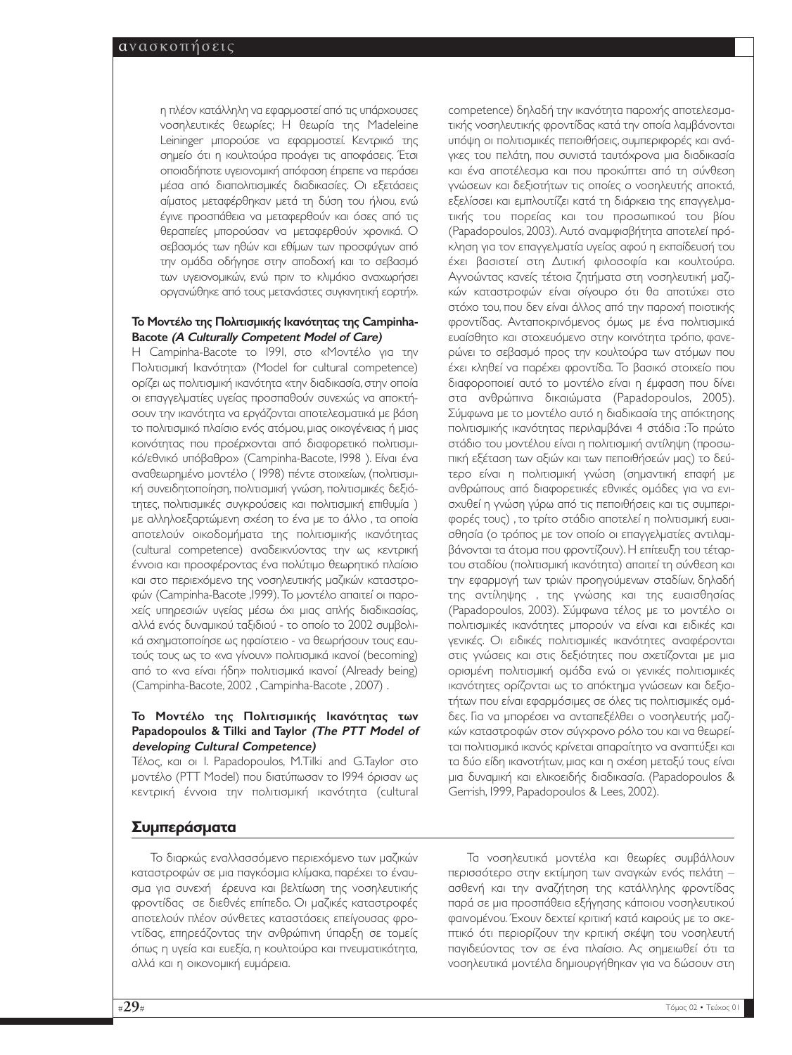η πλέον κατάλληλη να εφαρμοστεί από τις υπάρχουσες νοσηλευτικές θεωρίες; Η θεωρία της Madeleine Leininger μπορούσε να εφαρμοστεί. Κεντρικό της σημείο ότι η κουλτούρα προάγει τις αποφάσεις. Έτσι οποιαδήποτε υγειονομική απόφαση έπρεπε να περάσει μέσα από διαπολιτισμικές διαδικασίες. Οι εξετάσεις αίματος μεταφέρθηκαν μετά τη δύση του ήλιου, ενώ έγινε προσπάθεια να μεταφερθούν και όσες από τις θεραπείες μπορούσαν να μεταφερθούν χρονικά. Ο σεβασμός των ηθών και εθίμων των προσφύγων από την ομάδα οδήγησε στην αποδοχή και το σεβασμό των υγειονομικών, ενώ πριν το κλιμάκιο αναχωρήσει οργανώθηκε από τους μετανάστες συγκινητική γιορτή».

#### Το Μοντέλο της Πολιτισμικής Ικανότητας της Campinha-Bacote *(A Culturally Competent Model of Care)*

Η Campinha-Bacote το 1991, στο «Μοντέλο για την Πολιτισμική Ικανότητα» (Model for cultural competence) ορίζει ως πολιτισμική ικανότητα «την διαδικασία, στην οποία οι επαγγελματίες υγείας προσπαθούν συνεχώς να αποκτήσουν την ικανότητα να εργάζονται αποτελεσματικά με βάση το πολιτισμικό πλαίσιο ενός ατόμου, μιας οικογένειας ή μιας κοινότητας που προέρχονται από διαφορετικό πολιτισμικό/εθνικό υπόβαθρο» (Campinha-Bacote, 1998 ). Είναι ένα αναθεωρημένο μοντέλο ( 1998) πέντε στοιχείων, (πολιτισμική συνειδητοποίηση, πολιτισμική γνώση, πολιτισμικές δεξιότητες, πολιτισμικές συγκρούσεις και πολιτισμική επιθυμία ) με αλληλοεξαρτώμενη σχέση το ένα με το άλλο , τα οποία αποτελούν οικοδομήματα της πολιτισμικής ικανότητας (cultural competence) αναδεικνύοντας την ως κεντρική έννοια και προσφέροντας ένα πολύτιμο θεωρητικό πλαίσιο και στο περιεχόμενο της νοσηλευτικής μαζικών καταστροφών (Campinha-Bacote ,1999). Το μοντέλο απαιτεί οι παροχείς υπηρεσιών υγείας μέσω όχι μιας απλής διαδικασίας, αλλά ενός δυναμικού ταξιδιού - το οποίο το 2002 συμβολικά σχηματοποίησε ως ηφαίστειο - να θεωρήσουν τους εαυτούς τους ως το «να γίνουν» πολιτισμικά ικανοί (becoming) από το «να είναι ήδη» πολιτισμικά ικανοί (Already being) (Campinha-Bacote, 2002 , Campinha-Bacote , 2007) .

#### Το Μοντέλο της Πολιτισμικής Ικανότητας των Papadopoulos & Tilki and Taylor *(The PTT Model of developing Cultural Competence)*

Τέλος, και οι I. Papadopoulos, M.Tilki and G.Taylor στο μοντέλο (PTT Model) που διατύπωσαν το 1994 όρισαν ως κεντρική έννοια την πολιτισμική ικανότητα (cultural competence) δηλαδή την ικανότητα παροχής αποτελεσματικής νοσηλευτικής φροντίδας κατά την οποία λαμβάνονται υπόψη οι πολιτισμικές πεποιθήσεις, συμπεριφορές και ανάγκες του πελάτη, που συνιστά ταυτόχρονα μια διαδικασία και ένα αποτέλεσμα και που προκύπτει από τη σύνθεση γνώσεων και δεξιοτήτων τις οποίες ο νοσηλευτής αποκτά, εξελίσσει και εμπλουτίζει κατά τη διάρκεια της επαγγελματικής του πορείας και του προσωπικού του βίου (Papadopoulos, 2003). Αυτό αναμφισβήτητα αποτελεί πρόκληση για τον επαγγελματία υγείας αφού η εκπαίδευσή του έχει βασιστεί στη Δυτική φιλοσοφία και κουλτούρα. Αγνοώντας κανείς τέτοια ζητήματα στη νοσηλευτική μαζικών καταστροφών είναι σίγουρο ότι θα αποτύχει στο στόχο του, που δεν είναι άλλος από την παροχή ποιοτικής φροντίδας. Ανταποκρινόμενος όμως με ένα πολιτισμικά ευαίσθητο και στοχευόμενο στην κοινότητα τρόπο, φανερώνει το σεβασμό προς την κουλτούρα των ατόμων που έχει κληθεί να παρέχει φροντίδα. Το βασικό στοιχείο που διαφοροποιεί αυτό το μοντέλο είναι η έμφαση που δίνει στα ανθρώπινα δικαιώματα (Papadopoulos, 2005). Σύμφωνα με το μοντέλο αυτό η διαδικασία της απόκτησης πολιτισμικής ικανότητας περιλαμβάνει 4 στάδια :Το πρώτο στάδιο του μοντέλου είναι η πολιτισμική αντίληψη (προσωπική εξέταση των αξιών και των πεποιθήσεών μας) το δεύτερο είναι η πολιτισμική γνώση (σημαντική επαφή με ανθρώπους από διαφορετικές εθνικές ομάδες για να ενισχυθεί η γνώση γύρω από τις πεποιθήσεις και τις συμπεριφορές τους) , το τρίτο στάδιο αποτελεί η πολιτισμική ευαισθησία (ο τρόπος με τον οποίο οι επαγγελματίες αντιλαμβάνονται τα άτομα που φροντίζουν). Η επίτευξη του τέταρτου σταδίου (πολιτισμική ικανότητα) απαιτεί τη σύνθεση και την εφαρμογή των τριών προηγούμενων σταδίων, δηλαδή της αντίληψης , της γνώσης και της ευαισθησίας (Papadopoulos, 2003). Σύμφωνα τέλος με το μοντέλο οι πολιτισμικές ικανότητες μπορούν να είναι και ειδικές και γενικές. Οι ειδικές πολιτισμικές ικανότητες αναφέρονται στις γνώσεις και στις δεξιότητες που σχετίζονται με μια ορισμένη πολιτισμική ομάδα ενώ οι γενικές πολιτισμικές ικανότητες ορίζονται ως το απόκτημα γνώσεων και δεξιοτήτων που είναι εφαρμόσιμες σε όλες τις πολιτισμικές ομάδες. Για να μπορέσει να ανταπεξέλθει ο νοσηλευτής μαζικών καταστροφών στον σύγχρονο ρόλο του και να θεωρείται πολιτισμικά ικανός κρίνεται απαραίτητο να αναπτύξει και τα δύο είδη ικανοτήτων, μιας και η σχέση μεταξύ τους είναι μια δυναμική και ελικοειδής διαδικασία. (Papadopoulos & Gerrish, 1999, Papadopoulos & Lees, 2002).

## Συμπεράσματα

Το διαρκώς εναλλασσόμενο περιεχόμενο των μαζικών καταστροφών σε μια παγκόσμια κλίμακα, παρέχει το έναυσμα για συνεχή έρευνα και βελτίωση της νοσηλευτικής φροντίδας σε διεθνές επίπεδο. Οι μαζικές καταστροφές αποτελούν πλέον σύνθετες καταστάσεις επείγουσας φροντίδας, επηρεάζοντας την ανθρώπινη ύπαρξη σε τομείς όπως η υγεία και ευεξία, η κουλτούρα και πνευματικότητα, αλλά και η οικονομική ευμάρεια.

Τα νοσηλευτικά μοντέλα και θεωρίες συμβάλλουν περισσότερο στην εκτίμηση των αναγκών ενός πελάτη – ασθενή και την αναζήτηση της κατάλληλης φροντίδας παρά σε μια προσπάθεια εξήγησης κάποιου νοσηλευτικού φαινομένου. Έχουν δεχτεί κριτική κατά καιρούς με το σκεπτικό ότι περιορίζουν την κριτική σκέψη του νοσηλευτή παγιδεύοντας τον σε ένα πλαίσιο. Ας σημειωθεί ότι τα νοσηλευτικά μοντέλα δημιουργήθηκαν για να δώσουν στη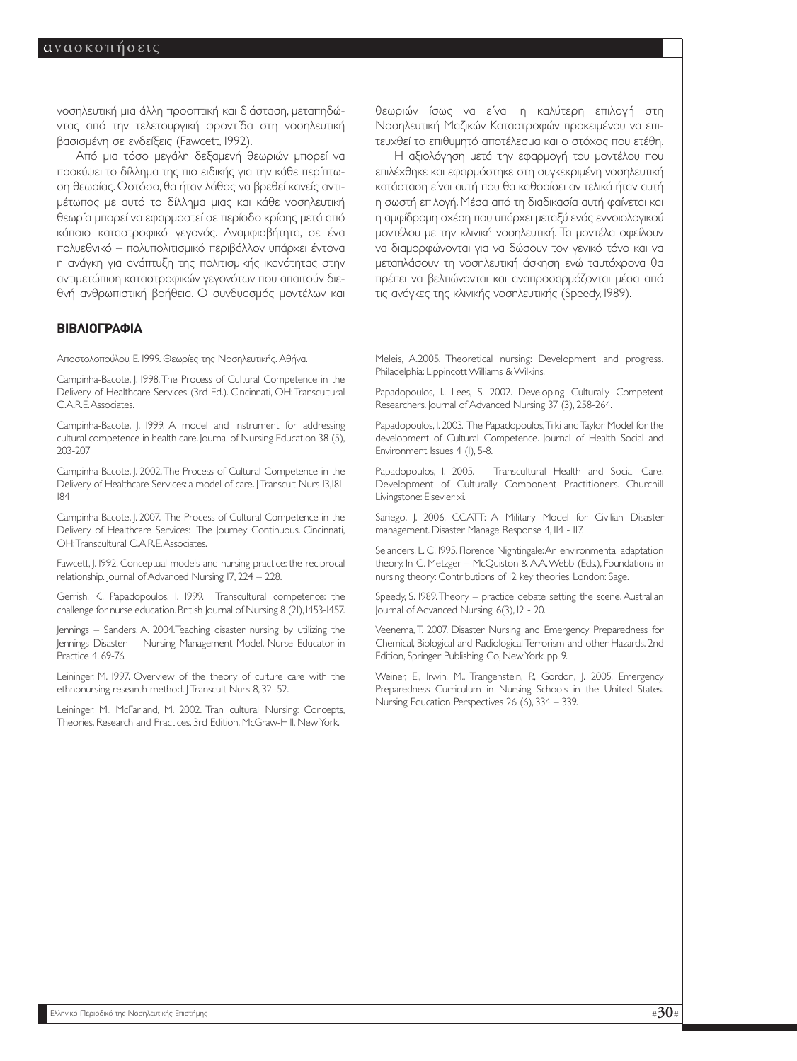νοσηλευτική μια άλλη προοπτική και διάσταση, μεταπηδώντας από την τελετουργική φροντίδα στη νοσηλευτική βασισμένη σε ενδείξεις (Fawcett, 1992).

Από μια τόσο μεγάλη δεξαμενή θεωριών μπορεί να προκύψει το δίλλημα της πιο ειδικής για την κάθε περίπτωση θεωρίας. Ωστόσο, θα ήταν λάθος να βρεθεί κανείς αντιμέτωπος με αυτό το δίλλημα μιας και κάθε νοσηλευτική θεωρία μπορεί να εφαρμοστεί σε περίοδο κρίσης μετά από κάποιο καταστροφικό γεγονός. Αναμφισβήτητα, σε ένα πολυεθνικό – πολυπολιτισμικό περιβάλλον υπάρχει έντονα η ανάγκη για ανάπτυξη της πολιτισμικής ικανότητας στην αντιμετώπιση καταστροφικών γεγονότων που απαιτούν διεθνή ανθρωπιστική βοήθεια. Ο συνδυασμός μοντέλων και θεωριών ίσως να είναι η καλύτερη επιλογή στη Νοσηλευτική Μαζικών Καταστροφών προκειμένου να επιτευχθεί το επιθυμητό αποτέλεσμα και ο στόχος που ετέθη.

Η αξιολόγηση μετά την εφαρμογή του μοντέλου που επιλέχθηκε και εφαρμόστηκε στη συγκεκριμένη νοσηλευτική κατάσταση είναι αυτή που θα καθορίσει αν τελικά ήταν αυτή η σωστή επιλογή. Μέσα από τη διαδικασία αυτή φαίνεται και η αμφίδρομη σχέση που υπάρχει μεταξύ ενός εννοιολογικού μοντέλου με την κλινική νοσηλευτική. Τα μοντέλα οφείλουν να διαμορφώνονται για να δώσουν τον γενικό τόνο και να μεταπλάσουν τη νοσηλευτική άσκηση ενώ ταυτόχρονα θα πρέπει να βελτιώνονται και αναπροσαρμόζονται μέσα από τις ανάγκες της κλινικής νοσηλευτικής (Speedy, 1989).

## ΒΙΒΛΙΟΓΡΑΦΙΑ

Αποστολοπούλου, Ε. 1999. Θεωρίες της Νοσηλευτικής. Αθήνα.

Campinha-Bacote, J. 1998. The Process of Cultural Competence in the Delivery of Healthcare Services (3rd Ed.). Cincinnati, OH: Transcultural C.A.R.E. Associates.

Campinha-Bacote, J. 1999. A model and instrument for addressing cultural competence in health care. Journal of Nursing Education 38 (5), 203-207

Campinha-Bacote, J. 2002. The Process of Cultural Competence in the Delivery of Healthcare Services: a model of care. J Transcult Nurs 13,181-184

Campinha-Bacote, J. 2007. The Process of Cultural Competence in the Delivery of Healthcare Services: The Journey Continuous. Cincinnati, OH: Transcultural C.A.R.E. Associates.

Fawcett, J. 1992. Conceptual models and nursing practice: the reciprocal relationship. Journal of Advanced Nursing 17, 224 – 228.

Gerrish, K., Papadopoulos, I. 1999. Transcultural competence: the challenge for nurse education. British Journal of Nursing 8 (21), 1453-1457.

Jennings – Sanders, A. 2004. Teaching disaster nursing by utilizing the Jennings Disaster Nursing Management Model. Nurse Educator in Practice 4, 69-76.

Leininger, M. 1997. Overview of the theory of culture care with the ethnonursing research method. J Transcult Nurs 8, 32–52.

Leininger, M., McFarland, M. 2002. Tran cultural Nursing: Concepts, Theories, Research and Practices. 3rd Edition. McGraw-Hill, New York.

Meleis, A.2005. Theoretical nursing: Development and progress. Philadelphia: Lippincott Williams & Wilkins.

Papadopoulos, I., Lees, S. 2002. Developing Culturally Competent Researchers. Journal of Advanced Nursing 37 (3), 258-264.

Papadopoulos, I. 2003. The Papadopoulos, Tilki and Taylor Model for the development of Cultural Competence. Journal of Health Social and Environment Issues 4 (1), 5-8.

Papadopoulos, I. 2005. Transcultural Health and Social Care. Development of Culturally Component Practitioners. Churchill Livingstone: Elsevier, xi.

Sariego, J. 2006. CCATT: A Military Model for Civilian Disaster management. Disaster Manage Response 4, 114 - 117.

Selanders, L. C. 1995. Florence Nightingale: An environmental adaptation theory. In C. Metzger – McQuiston & A.A. Webb (Eds.), Foundations in nursing theory: Contributions of 12 key theories. London: Sage.

Speedy, S. 1989. Theory – practice debate setting the scene. Australian Journal of Advanced Nursing, 6(3), 12 - 20.

Veenema, T. 2007. Disaster Nursing and Emergency Preparedness for Chemical, Biological and Radiological Terrorism and other Hazards. 2nd Edition, Springer Publishing Co, New York, pp. 9.

Weiner, E., Irwin, M., Trangenstein, P., Gordon, J. 2005. Emergency Preparedness Curriculum in Nursing Schools in the United States. Nursing Education Perspectives 26 (6), 334 – 339.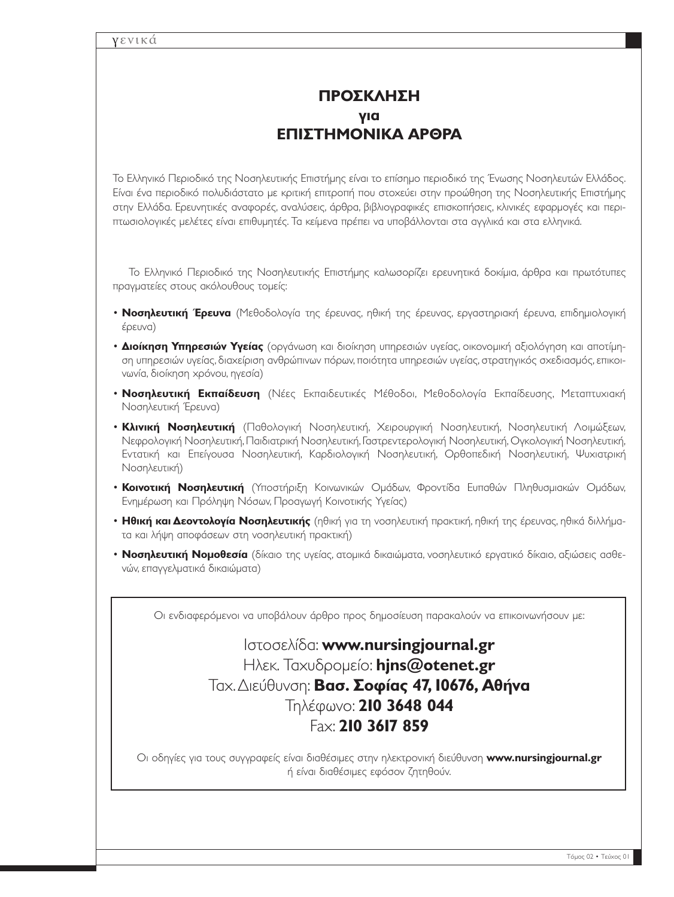# ΠΡΟΣΚΛΗΣΗ
# για
# ΕΠΙΣΤΗΜΟΝΙΚΑ ΑΡΘΡΑ

Το Ελληνικό Περιοδικό της Νοσηλευτικής Επιστήμης είναι το επίσημο περιοδικό της Ένωσης Νοσηλευτών Ελλάδος. Είναι ένα περιοδικό πολυδιάστατο με κριτική επιτροπή που στοχεύει στην προώθηση της Νοσηλευτικής Επιστήμης στην Ελλάδα. Ερευνητικές αναφορές, αναλύσεις, άρθρα, βιβλιογραφικές επισκοπήσεις, κλινικές εφαρμογές και περιπτωσιολογικές μελέτες είναι επιθυμητές. Τα κείμενα πρέπει να υποβάλλονται στα αγγλικά και στα ελληνικά.

Το Ελληνικό Περιοδικό της Νοσηλευτικής Επιστήμης καλωσορίζει ερευνητικά δοκίμια, άρθρα και πρωτότυπες πραγματείες στους ακόλουθους τομείς:

- **Νοσηλευτική Έρευνα** (Μεθοδολογία της έρευνας, ηθική της έρευνας, εργαστηριακή έρευνα, επιδημιολογική έρευνα)
- **Διοίκηση Υπηρεσιών Υγείας** (οργάνωση και διοίκηση υπηρεσιών υγείας, οικονομική αξιολόγηση και αποτίμηση υπηρεσιών υγείας, διαχείριση ανθρώπινων πόρων, ποιότητα υπηρεσιών υγείας, στρατηγικός σχεδιασμός, επικοινωνία, διοίκηση χρόνου, ηγεσία)
- **Νοσηλευτική Εκπαίδευση** (Νέες Εκπαιδευτικές Μέθοδοι, Μεθοδολογία Εκπαίδευσης, Μεταπτυχιακή Νοσηλευτική Έρευνα)
- **Κλινική Νοσηλευτική** (Παθολογική Νοσηλευτική, Χειρουργική Νοσηλευτική, Νοσηλευτική Λοιμώξεων, Νεφρολογική Νοσηλευτική, Παιδιατρική Νοσηλευτική, Γαστρεντερολογική Νοσηλευτική, Ογκολογική Νοσηλευτική, Εντατική και Επείγουσα Νοσηλευτική, Καρδιολογική Νοσηλευτική, Ορθοπεδική Νοσηλευτική, Ψυχιατρική Νοσηλευτική)
- **Κοινοτική Νοσηλευτική** (Υποστήριξη Κοινωνικών Ομάδων, Φροντίδα Ευπαθών Πληθυσμιακών Ομάδων, Ενημέρωση και Πρόληψη Νόσων, Προαγωγή Κοινοτικής Υγείας)
- **Ηθική και Δεοντολογία Νοσηλευτικής** (ηθική για τη νοσηλευτική πρακτική, ηθική της έρευνας, ηθικά διλλήματα και λήψη αποφάσεων στη νοσηλευτική πρακτική)
- **Νοσηλευτική Νομοθεσία** (δίκαιο της υγείας, ατομικά δικαιώματα, νοσηλευτικό εργατικό δίκαιο, αξιώσεις ασθενών, επαγγελματικά δικαιώματα)

Οι ενδιαφερόμενοι να υποβάλουν άρθρο προς δημοσίευση παρακαλούν να επικοινωνήσουν με:

Ιστοσελίδα: **www.nursingjournal.gr**
Ηλεκ. Ταχυδρομείο: **hjns@otenet.gr**
Ταχ. Διεύθυνση: **Βασ. Σοφίας 47, 10676, Αθήνα**
Τηλέφωνο: **210 3648 044**
Fax: **210 3617 859**

Οι οδηγίες για τους συγγραφείς είναι διαθέσιμες στην ηλεκτρονική διεύθυνση **www.nursingjournal.gr** ή είναι διαθέσιμες εφόσον ζητηθούν.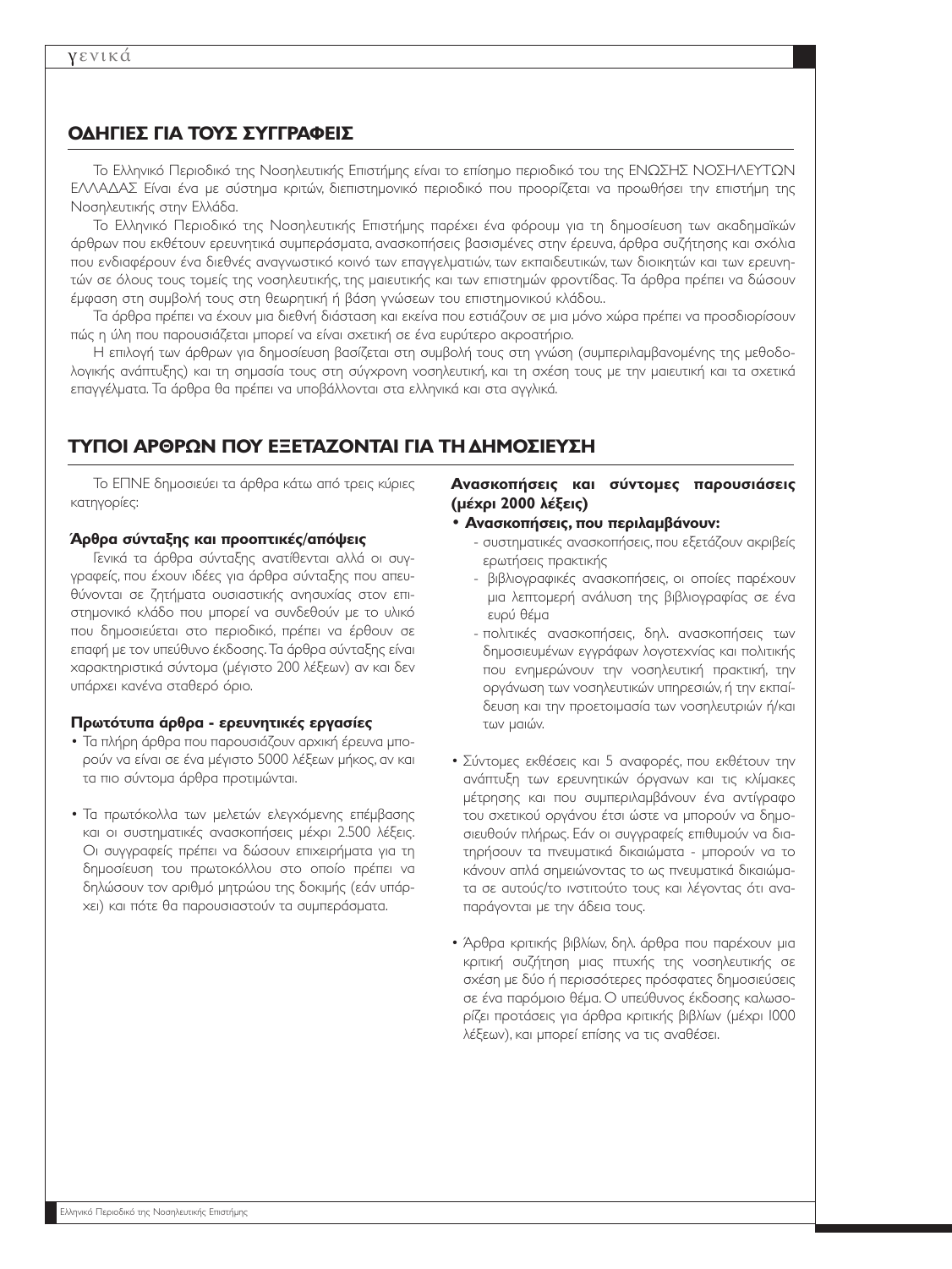## ΟΔΗΓΙΕΣ ΓΙΑ ΤΟΥΣ ΣΥΓΓΡΑΦΕΙΣ

Το Ελληνικό Περιοδικό της Νοσηλευτικής Επιστήμης είναι το επίσημο περιοδικό του της ΕΝΩΣΗΣ ΝΟΣΗΛΕΥΤΩΝ ΕΛΛΑΔΑΣ Είναι ένα με σύστημα κριτών, διεπιστημονικό περιοδικό που προορίζεται να προωθήσει την επιστήμη της Νοσηλευτικής στην Ελλάδα.

Το Ελληνικό Περιοδικό της Νοσηλευτικής Επιστήμης παρέχει ένα φόρουμ για τη δημοσίευση των ακαδημαϊκών άρθρων που εκθέτουν ερευνητικά συμπεράσματα, ανασκοπήσεις βασισμένες στην έρευνα, άρθρα συζήτησης και σχόλια που ενδιαφέρουν ένα διεθνές αναγνωστικό κοινό των επαγγελματιών, των εκπαιδευτικών, των διοικητών και των ερευνητών σε όλους τους τομείς της νοσηλευτικής, της μαιευτικής και των επιστημών φροντίδας. Τα άρθρα πρέπει να δώσουν έμφαση στη συμβολή τους στη θεωρητική ή βάση γνώσεων του επιστημονικού κλάδου..

Τα άρθρα πρέπει να έχουν μια διεθνή διάσταση και εκείνα που εστιάζουν σε μια μόνο χώρα πρέπει να προσδιορίσουν πώς η ύλη που παρουσιάζεται μπορεί να είναι σχετική σε ένα ευρύτερο ακροατήριο.

Η επιλογή των άρθρων για δημοσίευση βασίζεται στη συμβολή τους στη γνώση (συμπεριλαμβανομένης της μεθοδολογικής ανάπτυξης) και τη σημασία τους στη σύγχρονη νοσηλευτική, και τη σχέση τους με την μαιευτική και τα σχετικά επαγγέλματα. Τα άρθρα θα πρέπει να υποβάλλονται στα ελληνικά και στα αγγλικά.

## ΤΥΠΟΙ ΑΡΘΡΩΝ ΠΟΥ ΕΞΕΤΑΖΟΝΤΑΙ ΓΙΑ ΤΗ ΔΗΜΟΣΙΕΥΣΗ

Το ΕΠΝΕ δημοσιεύει τα άρθρα κάτω από τρεις κύριες κατηγορίες:

### Άρθρα σύνταξης και προοπτικές/απόψεις

Γενικά τα άρθρα σύνταξης ανατίθενται αλλά οι συγγραφείς, που έχουν ιδέες για άρθρα σύνταξης που απευθύνονται σε ζητήματα ουσιαστικής ανησυχίας στον επιστημονικό κλάδο που μπορεί να συνδεθούν με το υλικό που δημοσιεύεται στο περιοδικό, πρέπει να έρθουν σε επαφή με τον υπεύθυνο έκδοσης. Τα άρθρα σύνταξης είναι χαρακτηριστικά σύντομα (μέγιστο 200 λέξεων) αν και δεν υπάρχει κανένα σταθερό όριο.

### Πρωτότυπα άρθρα - ερευνητικές εργασίες

- Τα πλήρη άρθρα που παρουσιάζουν αρχική έρευνα μπορούν να είναι σε ένα μέγιστο 5000 λέξεων μήκος, αν και τα πιο σύντομα άρθρα προτιμώνται.

- Τα πρωτόκολλα των μελετών ελεγχόμενης επέμβασης και οι συστηματικές ανασκοπήσεις μέχρι 2.500 λέξεις. Οι συγγραφείς πρέπει να δώσουν επιχειρήματα για τη δημοσίευση του πρωτοκόλλου στο οποίο πρέπει να δηλώσουν τον αριθμό μητρώου της δοκιμής (εάν υπάρχει) και πότε θα παρουσιαστούν τα συμπεράσματα.

### Ανασκοπήσεις και σύντομες παρουσιάσεις (μέχρι 2000 λέξεις)

- **Ανασκοπήσεις, που περιλαμβάνουν:**
  - συστηματικές ανασκοπήσεις, που εξετάζουν ακριβείς ερωτήσεις πρακτικής
  - βιβλιογραφικές ανασκοπήσεις, οι οποίες παρέχουν μια λεπτομερή ανάλυση της βιβλιογραφίας σε ένα ευρύ θέμα
  - πολιτικές ανασκοπήσεις, δηλ. ανασκοπήσεις των δημοσιευμένων εγγράφων λογοτεχνίας και πολιτικής που ενημερώνουν την νοσηλευτική πρακτική, την οργάνωση των νοσηλευτικών υπηρεσιών, ή την εκπαίδευση και την προετοιμασία των νοσηλευτριών ή/και των μαιών.

- Σύντομες εκθέσεις και 5 αναφορές, που εκθέτουν την ανάπτυξη των ερευνητικών όργανων και τις κλίμακες μέτρησης και που συμπεριλαμβάνουν ένα αντίγραφο του σχετικού οργάνου έτσι ώστε να μπορούν να δημοσιευθούν πλήρως. Εάν οι συγγραφείς επιθυμούν να διατηρήσουν τα πνευματικά δικαιώματα - μπορούν να το κάνουν απλά σημειώνοντας το ως πνευματικά δικαιώματα σε αυτούς/το ινστιτούτο τους και λέγοντας ότι αναπαράγονται με την άδεια τους.

- Άρθρα κριτικής βιβλίων, δηλ. άρθρα που παρέχουν μια κριτική συζήτηση μιας πτυχής της νοσηλευτικής σε σχέση με δύο ή περισσότερες πρόσφατες δημοσιεύσεις σε ένα παρόμοιο θέμα. Ο υπεύθυνος έκδοσης καλωσορίζει προτάσεις για άρθρα κριτικής βιβλίων (μέχρι 1000 λέξεων), και μπορεί επίσης να τις αναθέσει.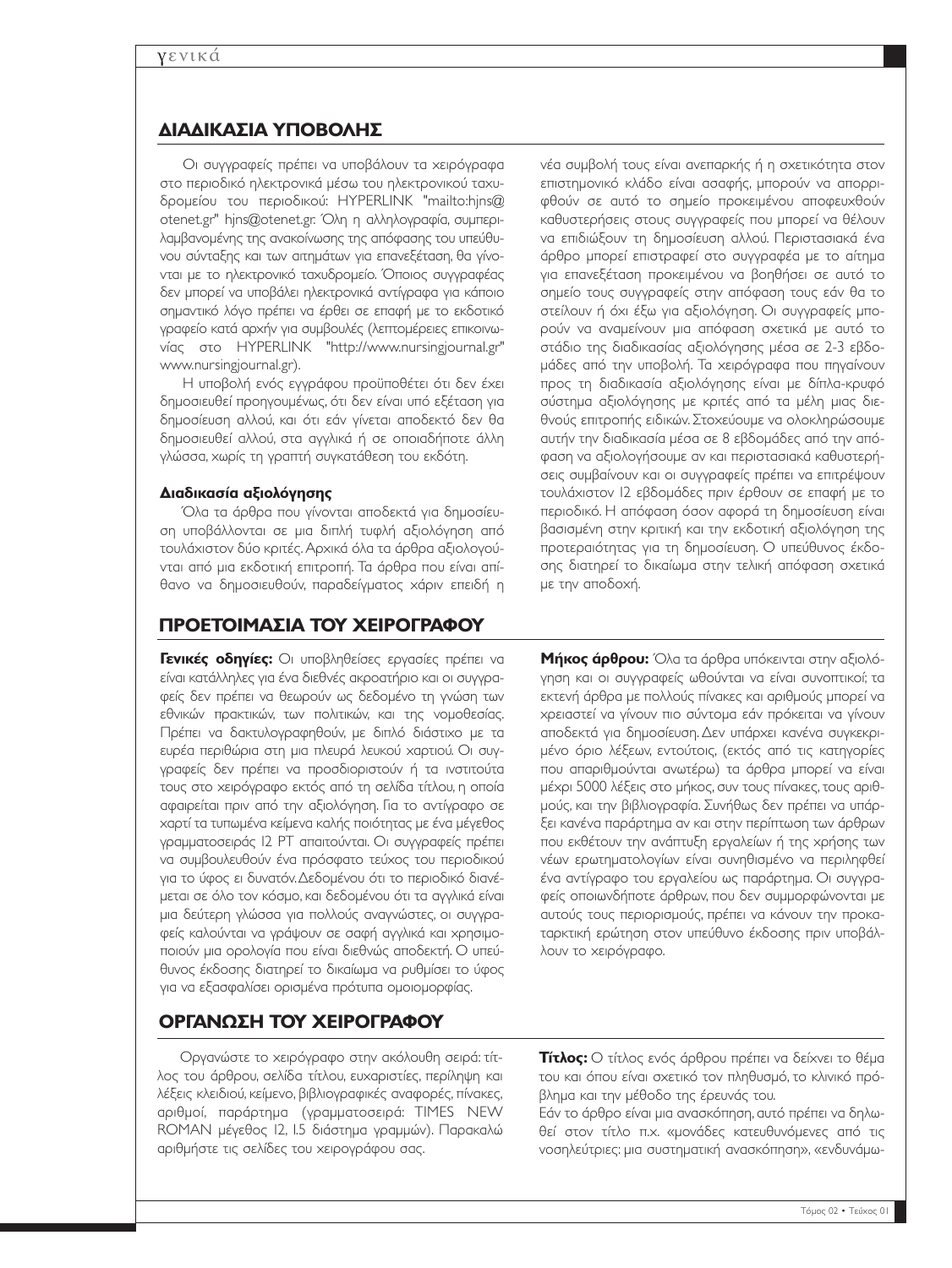## ΔΙΑΔΙΚΑΣΙΑ ΥΠΟΒΟΛΗΣ

Οι συγγραφείς πρέπει να υποβάλουν τα χειρόγραφα στο περιοδικό ηλεκτρονικά μέσω του ηλεκτρονικού ταχυδρομείου του περιοδικού: HYPERLINK "mailto:hjns@otenet.gr" hjns@otenet.gr. Όλη η αλληλογραφία, συμπεριλαμβανομένης της ανακοίνωσης της απόφασης του υπεύθυνου σύνταξης και των αιτημάτων για επανεξέταση, θα γίνονται με το ηλεκτρονικό ταχυδρομείο. Όποιος συγγραφέας δεν μπορεί να υποβάλει ηλεκτρονικά αντίγραφα για κάποιο σημαντικό λόγο πρέπει να έρθει σε επαφή με το εκδοτικό γραφείο κατά αρχήν για συμβουλές (λεπτομέρειες επικοινωνίας στο HYPERLINK "http://www.nursingjournal.gr" www.nursingjournal.gr).

Η υποβολή ενός εγγράφου προϋποθέτει ότι δεν έχει δημοσιευθεί προηγουμένως, ότι δεν είναι υπό εξέταση για δημοσίευση αλλού, και ότι εάν γίνεται αποδεκτό δεν θα δημοσιευθεί αλλού, στα αγγλικά ή σε οποιαδήποτε άλλη γλώσσα, χωρίς τη γραπτή συγκατάθεση του εκδότη.

#### Διαδικασία αξιολόγησης

Όλα τα άρθρα που γίνονται αποδεκτά για δημοσίευση υποβάλλονται σε μια διπλή τυφλή αξιολόγηση από τουλάχιστον δύο κριτές. Αρχικά όλα τα άρθρα αξιολογούνται από μια εκδοτική επιτροπή. Τα άρθρα που είναι απίθανο να δημοσιευθούν, παραδείγματος χάριν επειδή η νέα συμβολή τους είναι ανεπαρκής ή η σχετικότητα στον επιστημονικό κλάδο είναι ασαφής, μπορούν να απορριφθούν σε αυτό το σημείο προκειμένου να αποφευχθούν καθυστερήσεις στους συγγραφείς που μπορεί να θέλουν να επιδιώξουν τη δημοσίευση αλλού. Περιστασιακά ένα άρθρο μπορεί επιστραφεί στο συγγραφέα με το αίτημα για επανεξέταση προκειμένου να βοηθήσει σε αυτό το σημείο τους συγγραφείς στην απόφαση τους εάν θα το στείλουν ή όχι έξω για αξιολόγηση. Οι συγγραφείς μπορούν να αναμείνουν μια απόφαση σχετικά με αυτό το στάδιο της διαδικασίας αξιολόγησης μέσα σε 2-3 εβδομάδες από την υποβολή. Τα χειρόγραφα που πηγαίνουν προς τη διαδικασία αξιολόγησης είναι με δίπλα-κρυφό σύστημα αξιολόγησης με κριτές από τα μέλη μιας διεθνούς επιτροπής ειδικών. Στοχεύουμε να ολοκληρώσουμε αυτήν την διαδικασία μέσα σε 8 εβδομάδες από την απόφαση να αξιολογήσουμε αν και περιστασιακά καθυστερήσεις συμβαίνουν και οι συγγραφείς πρέπει να επιτρέψουν τουλάχιστον 12 εβδομάδες πριν έρθουν σε επαφή με το περιοδικό. Η απόφαση όσον αφορά τη δημοσίευση είναι βασισμένη στην κριτική και την εκδοτική αξιολόγηση της προτεραιότητας για τη δημοσίευση. Ο υπεύθυνος έκδοσης διατηρεί το δικαίωμα στην τελική απόφαση σχετικά με την αποδοχή.

## ΠΡΟΕΤΟΙΜΑΣΙΑ ΤΟΥ ΧΕΙΡΟΓΡΑΦΟΥ

**Γενικές οδηγίες:** Οι υποβληθείσες εργασίες πρέπει να είναι κατάλληλες για ένα διεθνές ακροατήριο και οι συγγραφείς δεν πρέπει να θεωρούν ως δεδομένο τη γνώση των εθνικών πρακτικών, των πολιτικών, και της νομοθεσίας. Πρέπει να δακτυλογραφηθούν, με διπλό διάστιχο με τα ευρέα περιθώρια στη μια πλευρά λευκού χαρτιού. Οι συγγραφείς δεν πρέπει να προσδιοριστούν ή τα ινστιτούτα τους στο χειρόγραφο εκτός από τη σελίδα τίτλου, η οποία αφαιρείται πριν από την αξιολόγηση. Για το αντίγραφο σε χαρτί τα τυπωμένα κείμενα καλής ποιότητας με ένα μέγεθος γραμματοσειράς 12 PT απαιτούνται. Οι συγγραφείς πρέπει να συμβουλευθούν ένα πρόσφατο τεύχος του περιοδικού για το ύφος ει δυνατόν. Δεδομένου ότι το περιοδικό διανέμεται σε όλο τον κόσμο, και δεδομένου ότι τα αγγλικά είναι μια δεύτερη γλώσσα για πολλούς αναγνώστες, οι συγγραφείς καλούνται να γράψουν σε σαφή αγγλικά και χρησιμοποιούν μια ορολογία που είναι διεθνώς αποδεκτή. Ο υπεύθυνος έκδοσης διατηρεί το δικαίωμα να ρυθμίσει το ύφος για να εξασφαλίσει ορισμένα πρότυπα ομοιομορφίας.

**Μήκος άρθρου:** Όλα τα άρθρα υπόκεινται στην αξιολόγηση και οι συγγραφείς ωθούνται να είναι συνοπτικοί· τα εκτενή άρθρα με πολλούς πίνακες και αριθμούς μπορεί να χρειαστεί να γίνουν πιο σύντομα εάν πρόκειται να γίνουν αποδεκτά για δημοσίευση. Δεν υπάρχει κανένα συγκεκριμένο όριο λέξεων, εντούτοις, (εκτός από τις κατηγορίες που απαριθμούνται ανωτέρω) τα άρθρα μπορεί να είναι μέχρι 5000 λέξεις στο μήκος, συν τους πίνακες, τους αριθμούς, και την βιβλιογραφία. Συνήθως δεν πρέπει να υπάρξει κανένα παράρτημα αν και στην περίπτωση των άρθρων που εκθέτουν την ανάπτυξη εργαλείων ή της χρήσης των νέων ερωτηματολογίων είναι συνηθισμένο να περιληφθεί ένα αντίγραφο του εργαλείου ως παράρτημα. Οι συγγραφείς οποιωνδήποτε άρθρων, που δεν συμμορφώνονται με αυτούς τους περιορισμούς, πρέπει να κάνουν την προκαταρκτική ερώτηση στον υπεύθυνο έκδοσης πριν υποβάλλουν το χειρόγραφο.

## ΟΡΓΑΝΩΣΗ ΤΟΥ ΧΕΙΡΟΓΡΑΦΟΥ

Οργανώστε το χειρόγραφο στην ακόλουθη σειρά: τίτλος του άρθρου, σελίδα τίτλου, ευχαριστίες, περίληψη και λέξεις κλειδιού, κείμενο, βιβλιογραφικές αναφορές, πίνακες, αριθμοί, παράρτημα (γραμματοσειρά: TIMES NEW ROMAN μέγεθος 12, 1.5 διάστημα γραμμών). Παρακαλώ αριθμήστε τις σελίδες του χειρογράφου σας.

**Τίτλος:** Ο τίτλος ενός άρθρου πρέπει να δείχνει το θέμα του και όπου είναι σχετικό τον πληθυσμό, το κλινικό πρόβλημα και την μέθοδο της έρευνάς του.

Εάν το άρθρο είναι μια ανασκόπηση, αυτό πρέπει να δηλωθεί στον τίτλο π.χ. «μονάδες κατευθυνόμενες από τις νοσηλεύτριες: μια συστηματική ανασκόπηση», «ενδυνάμω-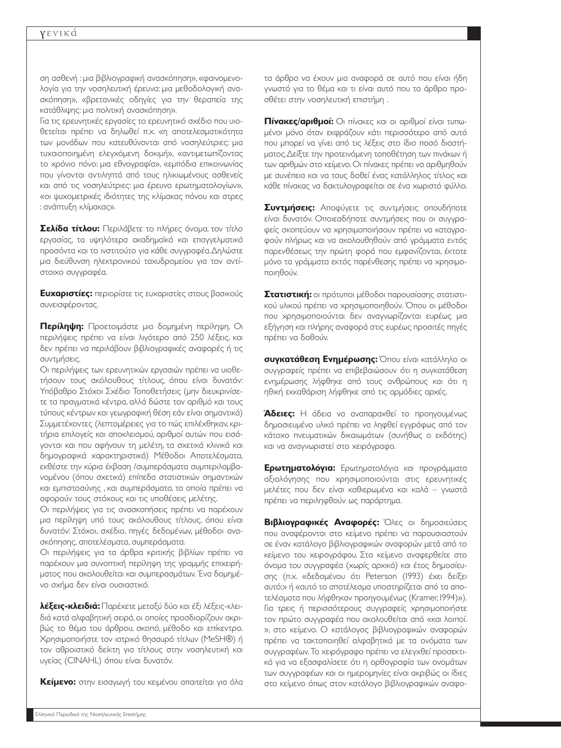ση ασθενή : μια βιβλιογραφική ανασκόπηση», «φαινομενολογία για την νοσηλευτική έρευνα: μια μεθοδολογική ανασκόπηση», «βρετανικές οδηγίες για την θεραπεία της κατάθλιψης: μια πολιτική ανασκόπηση».

Για τις ερευνητικές εργασίες το ερευνητικό σχέδιο που υιοθετείται πρέπει να δηλωθεί π.χ. «η αποτελεσματικότητα των μονάδων που κατευθύνονται από νοσηλεύτριες: μια τυχαιοποιημένη ελεγχόμενη δοκιμή», «αντιμετωπίζοντας το χρόνιο πόνο: μια εθνογραφία», «εμπόδια επικοινωνίας που γίνονται αντιληπτά από τους ηλικιωμένους ασθενείς και από τις νοσηλεύτριες: μια έρευνα ερωτηματολογίων», «οι ψυχομετρικές ιδιότητες της κλίμακας πόνου και στρες : ανάπτυξη κλίμακας».

**Σελίδα τίτλου:** Περιλάβετε το πλήρες όνομα, τον τίτλο εργασίας, τα υψηλότερα ακαδημαϊκά και επαγγελματικά προσόντα και το ινστιτούτο για κάθε συγγραφέα.Δηλώστε μια διεύθυνση ηλεκτρονικού ταχυδρομείου για τον αντίστοιχο συγγραφέα.

**Ευχαριστίες:** περιορίστε τις ευχαριστίες στους βασικούς συνεισφέροντας.

**Περίληψη:** Προετοιμάστε μια δομημένη περίληψη. Οι περιλήψεις πρέπει να είναι λιγότερο από 250 λέξεις, και δεν πρέπει να περιλάβουν βιβλιογραφικές αναφορές ή τις συντμήσεις.

Οι περιλήψεις των ερευνητικών εργασιών πρέπει να υιοθετήσουν τους ακόλουθους τίτλους, όπου είναι δυνατόν: Υπόβαθρο Στόχοι Σχέδιο Τοποθετήσεις (μην διευκρινίσετε τα πραγματικά κέντρα, αλλά δώστε τον αριθμό και τους τύπους κέντρων και γεωγραφική θέση εάν είναι σημαντικά) Συμμετέχοντες (λεπτομέρειες για το πώς επιλέχθηκαν, κριτήρια επιλογές και αποκλεισμού, αριθμοί αυτών που εισάγονται και που αφήνουν τη μελέτη, τα σχετικά κλινικά και δημογραφικά χαρακτηριστικά) Μέθοδοι Αποτελέσματα, εκθέστε την κύρια έκβαση /συμπεράσματα συμπεριλαμβανομένου (όπου σχετικά) επίπεδα στατιστικών σημαντικών και εμπιστοσύνης , και συμπεράσματα, τα οποία πρέπει να αφορούν τους στόχους και τις υποθέσεις μελέτης.

Οι περιλήψεις για τις ανασκοπήσεις πρέπει να παρέχουν μια περίληψη υπό τους ακόλουθους τίτλους, όπου είναι δυνατόν: Στόχοι, σχέδιο, πηγές δεδομένων, μέθοδοι ανασκόπησης, αποτελέσματα, συμπεράσματα.

Οι περιλήψεις για τα άρθρα κριτικής βιβλίων πρέπει να παρέχουν μια συνοπτική περίληψη της γραμμής επιχειρήματος που ακολουθείται και συμπερασμάτων. Ένα δομημένο σχήμα δεν είναι ουσιαστικό.

**λέξεις-κλειδιά:** Παρέχετε μεταξύ δύο και έξι λέξεις-κλειδιά κατά αλφαβητική σειρά, οι οποίες προσδιορίζουν ακριβώς το θέμα του άρθρου, σκοπό, μέθοδο και επίκεντρο. Χρησιμοποιήστε τον ιατρικό θησαυρό τίτλων (MeSH®) ή τον αθροιστικό δείκτη για τίτλους στην νοσηλευτική και υγείας (CINAHL) όπου είναι δυνατόν.

**Κείμενο:** στην εισαγωγή του κειμένου απαιτείται για όλα τα άρθρα να έχουν μια αναφορά σε αυτό που είναι ήδη γνωστό για το θέμα και τι είναι αυτό που το άρθρο προσθέτει στην νοσηλευτική επιστήμη .

**Πίνακες/αριθμοί:** Οι πίνακες και οι αριθμοί είναι τυπωμένοι μόνο όταν εκφράζουν κάτι περισσότερο από αυτό που μπορεί να γίνει από τις λέξεις στο ίδιο ποσό διαστήματος.Δείξτε την προτεινόμενη τοποθέτηση των πινάκων ή των αριθμών στο κείμενο. Οι πίνακες πρέπει να αριθμηθούν με συνέπεια και να τους δοθεί ένας κατάλληλος τίτλος και κάθε πίνακας να δακτυλογραφείται σε ένα χωριστό φύλλο.

**Συντμήσεις:** Αποφύγετε τις συντμήσεις οπουδήποτε είναι δυνατόν. Οποιεσδήποτε συντμήσεις που οι συγγραφείς σκοπεύουν να χρησιμοποιήσουν πρέπει να καταγραφούν πλήρως και να ακολουθηθούν από γράμματα εντός παρενθέσεως την πρώτη φορά που εμφανίζονται, έκτοτε μόνο τα γράμματα εκτός παρένθεσης πρέπει να χρησιμοποιηθούν.

**Στατιστική:** οι πρότυποι μέθοδοι παρουσίασης στατιστικού υλικού πρέπει να χρησιμοποιηθούν. Όπου οι μέθοδοι που χρησιμοποιούνται δεν αναγνωρίζονται ευρέως μια εξήγηση και πλήρης αναφορά στις ευρέως προσιτές πηγές πρέπει να δοθούν.

**συγκατάθεση Ενημέρωσης:** Όπου είναι κατάλληλο οι συγγραφείς πρέπει να επιβεβαιώσουν ότι η συγκατάθεση ενημέρωσης λήφθηκε από τους ανθρώπους και ότι η ηθική εκκαθάριση λήφθηκε από τις αρμόδιες αρχές.

**Άδειες:** Η άδεια να αναπαραχθεί το προηγουμένως δημοσιευμένο υλικό πρέπει να ληφθεί εγγράφως από τον κάτοχο πνευματικών δικαιωμάτων (συνήθως ο εκδότης) και να αναγνωριστεί στο χειρόγραφο.

**Ερωτηματολόγια:** Ερωτηματολόγια και προγράμματα αξιολόγησης που χρησιμοποιούνται στις ερευνητικές μελέτες που δεν είναι καθιερωμένα και καλά – γνωστά πρέπει να περιληφθούν ως παράρτημα.

**Βιβλιογραφικές Αναφορές:** Όλες οι δημοσιεύσεις που αναφέρονται στο κείμενο πρέπει να παρουσιαστούν σε έναν κατάλογο βιβλιογραφικών αναφορών μετά από το κείμενο του χειρογράφου. Στο κείμενο αναφερθείτε στο όνομα του συγγραφέα (χωρίς αρχικά) και έτος δημοσίευσης (π.χ. «δεδομένου ότι Peterson (1993) έχει δείξει αυτό;» ή «αυτό το αποτέλεσμα υποστηρίζεται από τα αποτελέσματα που λήφθηκαν προηγουμένως (Kramer, 1994)»). Για τρεις ή περισσότερους συγγραφείς χρησιμοποιήστε τον πρώτο συγγραφέα που ακολουθείται από «και λοιποί. », στο κείμενο. Ο κατάλογος βιβλιογραφικών αναφορών πρέπει να τακτοποιηθεί αλφαβητικά με τα ονόματα των συγγραφέων. Το χειρόγραφο πρέπει να ελεγχθεί προσεκτικά για να εξασφαλίσετε ότι η ορθογραφία των ονομάτων των συγγραφέων και οι ημερομηνίες είναι ακριβώς οι ίδιες στο κείμενο όπως στον κατάλογο βιβλιογραφικών αναφο-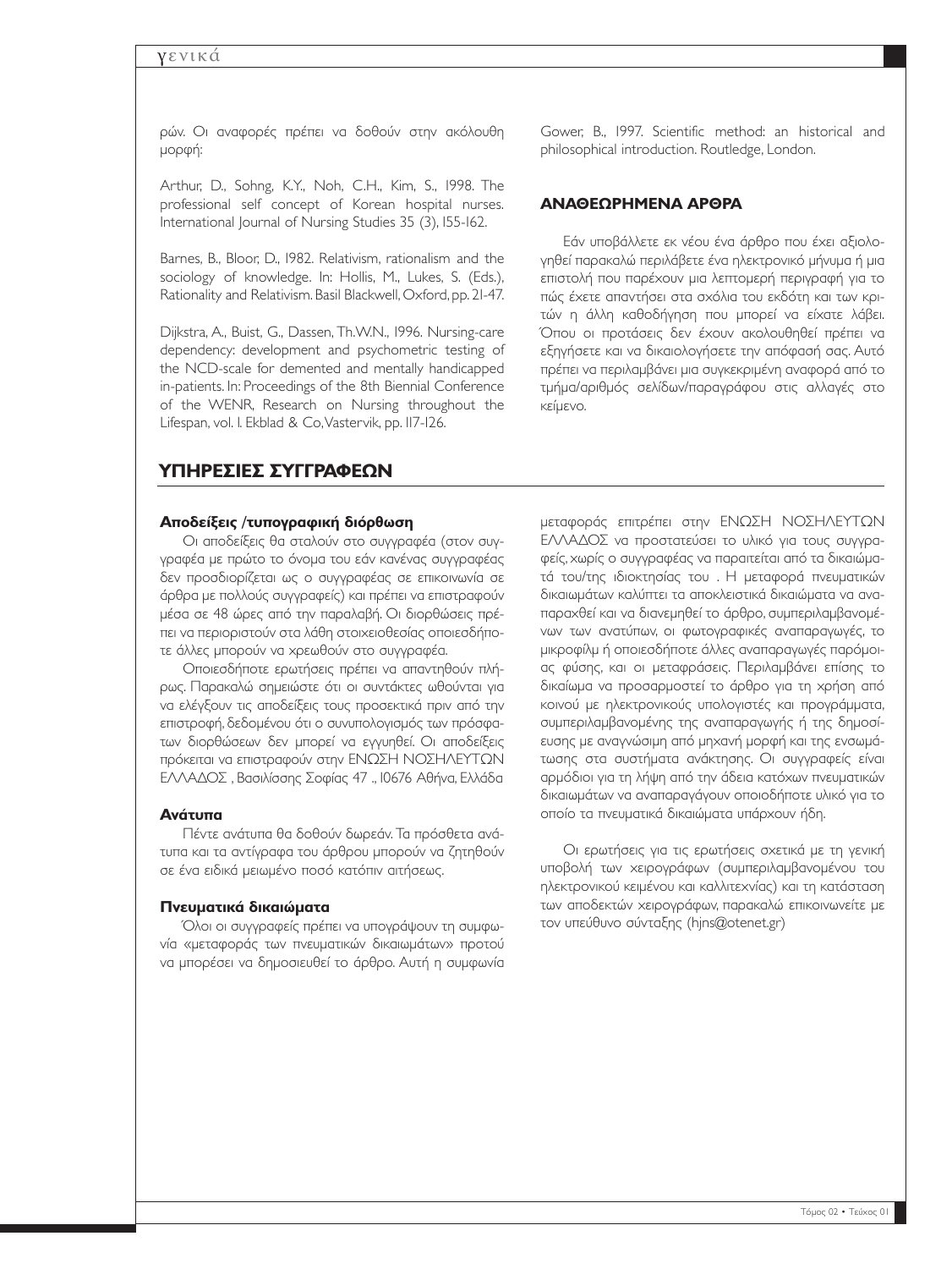ρών. Οι αναφορές πρέπει να δοθούν στην ακόλουθη μορφή:

Arthur, D., Sohng, K.Y., Noh, C.H., Kim, S., 1998. The professional self concept of Korean hospital nurses. International Journal of Nursing Studies 35 (3), 155-162.

Barnes, B., Bloor, D., 1982. Relativism, rationalism and the sociology of knowledge. In: Hollis, M., Lukes, S. (Eds.), Rationality and Relativism. Basil Blackwell, Oxford, pp. 21-47.

Dijkstra, A., Buist, G., Dassen, Th.W.N., 1996. Nursing-care dependency: development and psychometric testing of the NCD-scale for demented and mentally handicapped in-patients. In: Proceedings of the 8th Biennial Conference of the WENR, Research on Nursing throughout the Lifespan, vol. 1. Ekblad & Co, Vastervik, pp. 117-126.

Gower, B., 1997. Scientific method: an historical and philosophical introduction. Routledge, London.

### ΑΝΑΘΕΩΡΗΜΕΝΑ ΑΡΘΡΑ

Εάν υποβάλλετε εκ νέου ένα άρθρο που έχει αξιολογηθεί παρακαλώ περιλάβετε ένα ηλεκτρονικό μήνυμα ή μια επιστολή που παρέχουν μια λεπτομερή περιγραφή για το πώς έχετε απαντήσει στα σχόλια του εκδότη και των κριτών η άλλη καθοδήγηση που μπορεί να είχατε λάβει. Όπου οι προτάσεις δεν έχουν ακολουθηθεί πρέπει να εξηγήσετε και να δικαιολογήσετε την απόφασή σας. Αυτό πρέπει να περιλαμβάνει μια συγκεκριμένη αναφορά από το τμήμα/αριθμός σελίδων/παραγράφου στις αλλαγές στο κείμενο.

## ΥΠΗΡΕΣΙΕΣ ΣΥΓΓΡΑΦΕΩΝ

### Αποδείξεις /τυπογραφική διόρθωση

Οι αποδείξεις θα σταλούν στο συγγραφέα (στον συγγραφέα με πρώτο το όνομα του εάν κανένας συγγραφέας δεν προσδιορίζεται ως ο συγγραφέας σε επικοινωνία σε άρθρα με πολλούς συγγραφείς) και πρέπει να επιστραφούν μέσα σε 48 ώρες από την παραλαβή. Οι διορθώσεις πρέπει να περιοριστούν στα λάθη στοιχειοθεσίας οποιεσδήποτε άλλες μπορούν να χρεωθούν στο συγγραφέα.

Οποιεσδήποτε ερωτήσεις πρέπει να απαντηθούν πλήρως. Παρακαλώ σημειώστε ότι οι συντάκτες ωθούνται για να ελέγξουν τις αποδείξεις τους προσεκτικά πριν από την επιστροφή, δεδομένου ότι ο συνυπολογισμός των πρόσφατων διορθώσεων δεν μπορεί να εγγυηθεί. Οι αποδείξεις πρόκειται να επιστραφούν στην ΕΝΩΣΗ ΝΟΣΗΛΕΥΤΩΝ ΕΛΛΑΔΟΣ , Βασιλίσσης Σοφίας 47 ., 10676 Αθήνα, Ελλάδα

### Ανάτυπα

Πέντε ανάτυπα θα δοθούν δωρεάν. Τα πρόσθετα ανάτυπα και τα αντίγραφα του άρθρου μπορούν να ζητηθούν σε ένα ειδικά μειωμένο ποσό κατόπιν αιτήσεως.

### Πνευματικά δικαιώματα

Όλοι οι συγγραφείς πρέπει να υπογράψουν τη συμφωνία «μεταφοράς των πνευματικών δικαιωμάτων» προτού να μπορέσει να δημοσιευθεί το άρθρο. Αυτή η συμφωνία μεταφοράς επιτρέπει στην ΕΝΩΣΗ ΝΟΣΗΛΕΥΤΩΝ ΕΛΛΑΔΟΣ να προστατεύσει το υλικό για τους συγγραφείς, χωρίς ο συγγραφέας να παραιτείται από τα δικαιώματά του/της ιδιοκτησίας του . Η μεταφορά πνευματικών δικαιωμάτων καλύπτει τα αποκλειστικά δικαιώματα να αναπαραχθεί και να διανεμηθεί το άρθρο, συμπεριλαμβανομένων των ανατύπων, οι φωτογραφικές αναπαραγωγές, το μικροφίλμ ή οποιεσδήποτε άλλες αναπαραγωγές παρόμοιας φύσης, και οι μεταφράσεις. Περιλαμβάνει επίσης το δικαίωμα να προσαρμοστεί το άρθρο για τη χρήση από κοινού με ηλεκτρονικούς υπολογιστές και προγράμματα, συμπεριλαμβανομένης της αναπαραγωγής ή της δημοσίευσης με αναγνώσιμη από μηχανή μορφή και της ενσωμάτωσης στα συστήματα ανάκτησης. Οι συγγραφείς είναι αρμόδιοι για τη λήψη από την άδεια κατόχων πνευματικών δικαιωμάτων να αναπαραγάγουν οποιοδήποτε υλικό για το οποίο τα πνευματικά δικαιώματα υπάρχουν ήδη.

Οι ερωτήσεις για τις ερωτήσεις σχετικά με τη γενική υποβολή των χειρογράφων (συμπεριλαμβανομένου του ηλεκτρονικού κειμένου και καλλιτεχνίας) και τη κατάσταση των αποδεκτών χειρογράφων, παρακαλώ επικοινωνείτε με τον υπεύθυνο σύνταξης (hjns@otenet.gr)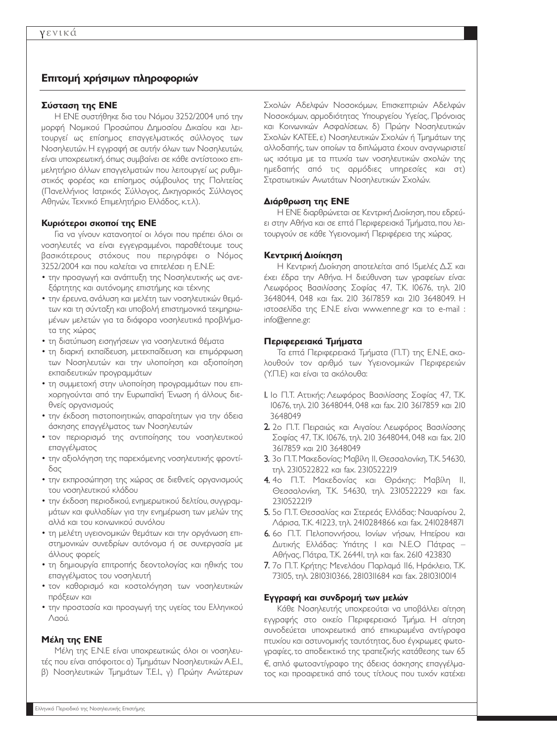## Επιτομή χρήσιμων πληροφοριών

### Σύσταση της ΕΝΕ

Η ΕΝΕ συστήθηκε δια του Νόμου 3252/2004 υπό την μορφή Νομικού Προσώπου Δημοσίου Δικαίου και λειτουργεί ως επίσημος επαγγελματικός σύλλογος των Νοσηλευτών. Η εγγραφή σε αυτήν όλων των Νοσηλευτών, είναι υποχρεωτική, όπως συμβαίνει σε κάθε αντίστοιχο επιμελητήριο άλλων επαγγελματιών που λειτουργεί ως ρυθμιστικός φορέας και επίσημος σύμβουλος της Πολιτείας (Πανελλήνιος Ιατρικός Σύλλογος, Δικηγορικός Σύλλογος Αθηνών, Τεχνικό Επιμελητήριο Ελλάδος, κ.τ.λ).

### Κυριότεροι σκοποί της ΕΝΕ

Για να γίνουν κατανοητοί οι λόγοι που πρέπει όλοι οι νοσηλευτές να είναι εγγεγραμμένοι, παραθέτουμε τους βασικότερους στόχους που περιγράφει ο Νόμος 3252/2004 και που καλείται να επιτελέσει η Ε.Ν.Ε:

- την προαγωγή και ανάπτυξη της Νοσηλευτικής ως ανεξάρτητης και αυτόνομης επιστήμης και τέχνης
- την έρευνα, ανάλυση και μελέτη των νοσηλευτικών θεμάτων και τη σύνταξη και υποβολή επιστημονικά τεκμηριωμένων μελετών για τα διάφορα νοσηλευτικά προβλήματα της χώρας
- τη διατύπωση εισηγήσεων για νοσηλευτικά θέματα
- τη διαρκή εκπαίδευση, μετεκπαίδευση και επιμόρφωση των Νοσηλευτών και την υλοποίηση και αξιοποίηση εκπαιδευτικών προγραμμάτων
- τη συμμετοχή στην υλοποίηση προγραμμάτων που επιχορηγούνται από την Ευρωπαϊκή Ένωση ή άλλους διεθνείς οργανισμούς
- την έκδοση πιστοποιητικών, απαραίτητων για την άδεια άσκησης επαγγέλματος των Νοσηλευτών
- τον περιορισμό της αντιποίησης του νοσηλευτικού επαγγέλματος
- την αξιολόγηση της παρεχόμενης νοσηλευτικής φροντίδας
- την εκπροσώπηση της χώρας σε διεθνείς οργανισμούς του νοσηλευτικού κλάδου
- την έκδοση περιοδικού, ενημερωτικού δελτίου, συγγραμμάτων και φυλλαδίων για την ενημέρωση των μελών της αλλά και του κοινωνικού συνόλου
- τη μελέτη υγειονομικών θεμάτων και την οργάνωση επιστημονικών συνεδρίων αυτόνομα ή σε συνεργασία με άλλους φορείς
- τη δημιουργία επιτροπής δεοντολογίας και ηθικής του επαγγέλματος του νοσηλευτή
- τον καθορισμό και κοστολόγηση των νοσηλευτικών πράξεων και
- την προστασία και προαγωγή της υγείας του Ελληνικού Λαού.

### Μέλη της ΕΝΕ

Μέλη της Ε.Ν.Ε είναι υποχρεωτικώς όλοι οι νοσηλευτές που είναι απόφοιτοι: α) Τμημάτων Νοσηλευτικών Α.Ε.Ι., β) Νοσηλευτικών Τμημάτων Τ.Ε.Ι., γ) Πρώην Ανώτερων Σχολών Αδελφών Νοσοκόμων, Επισκεπτριών Αδελφών Νοσοκόμων, αρμοδιότητας Υπουργείου Υγείας, Πρόνοιας και Κοινωνικών Ασφαλίσεων, δ) Πρώην Νοσηλευτικών Σχολών ΚΑΤΕΕ, ε) Νοσηλευτικών Σχολών ή Τμημάτων της αλλοδαπής, των οποίων τα διπλώματα έχουν αναγνωριστεί ως ισότιμα με τα πτυχία των νοσηλευτικών σχολών της ημεδαπής από τις αρμόδιες υπηρεσίες και στ) Στρατιωτικών Ανωτάτων Νοσηλευτικών Σχολών.

### Διάρθρωση της ΕΝΕ

Η ΕΝΕ διαρθρώνεται σε Κεντρική Διοίκηση, που εδρεύει στην Αθήνα και σε επτά Περιφερειακά Τμήματα, που λειτουργούν σε κάθε Υγειονομική Περιφέρεια της χώρας.

### Κεντρική Διοίκηση

Η Κεντρική Διοίκηση αποτελείται από 15μελές Δ.Σ και έχει έδρα την Αθήνα. Η διεύθυνση των γραφείων είναι: Λεωφόρος Βασιλίσσης Σοφίας 47, Τ.Κ. 10676, τηλ. 210 3648044, 048 και fax. 210 3617859 και 210 3648049. Η ιστοσελίδα της Ε.Ν.Ε είναι www.enne.gr και το e-mail : info@enne.gr.

### Περιφερειακά Τμήματα

Τα επτά Περιφερειακά Τμήματα (Π.Τ) της Ε.Ν.Ε, ακολουθούν τον αριθμό των Υγειονομικών Περιφερειών (Υ.Π.Ε) και είναι τα ακόλουθα:

1. 1ο Π.Τ. Αττικής: Λεωφόρος Βασιλίσσης Σοφίας 47, Τ.Κ. 10676, τηλ. 210 3648044, 048 και fax. 210 3617859 και 210 3648049
2. 2ο Π.Τ. Πειραιώς και Αιγαίου: Λεωφόρος Βασιλίσσης Σοφίας 47, Τ.Κ. 10676, τηλ. 210 3648044, 048 και fax. 210 3617859 και 210 3648049
3. 3ο Π.Τ. Μακεδονίας: Μαβίλη 11, Θεσσαλονίκη, Τ.Κ. 54630, τηλ. 2310522822 και fax. 2310522219
4. 4ο Π.Τ. Μακεδονίας και Θράκης: Μαβίλη 11, Θεσσαλονίκη, Τ.Κ. 54630, τηλ. 2310522229 και fax. 2310522219
5. 5ο Π.Τ. Θεσσαλίας και Στερεάς Ελλάδας: Ναυαρίνου 2, Λάρισα, Τ.Κ. 41223, τηλ. 2410284866 και fax. 2410284871
6. 6ο Π.Τ. Πελοποννήσου, Ιονίων νήσων, Ηπείρου και Δυτικής Ελλάδας: Υπάτης 1 και Ν.Ε.Ο Πάτρας – Αθήνας, Πάτρα, Τ.Κ. 26441, τηλ και fax. 2610 423830
7. 7ο Π.Τ. Κρήτης: Μενελάου Παρλαμά 116, Ηράκλειο, Τ.Κ. 73105, τηλ. 2810310366, 2810311684 και fax. 2810310014

### Εγγραφή και συνδρομή των μελών

Κάθε Νοσηλευτής υποχρεούται να υποβάλλει αίτηση εγγραφής στο οικείο Περιφερειακό Τμήμα. Η αίτηση συνοδεύεται υποχρεωτικά από επικυρωμένα αντίγραφα πτυχίου και αστυνομικής ταυτότητας, δυο έγχρωμες φωτογραφίες, το αποδεικτικό της τραπεζικής κατάθεσης των 65 €, απλό φωτοαντίγραφο της άδειας άσκησης επαγγέλματος και προαιρετικά από τους τίτλους που τυχόν κατέχει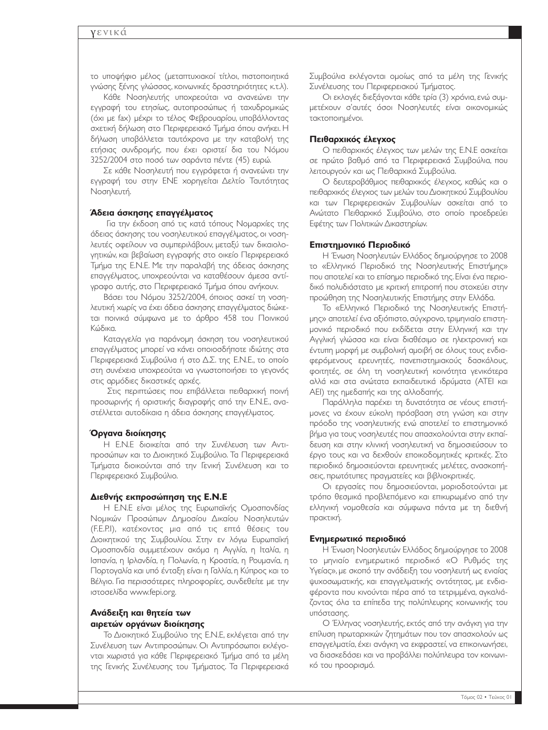το υποψήφιο μέλος (μεταπτυχιακοί τίτλοι, πιστοποιητικά γνώσης ξένης γλώσσας, κοινωνικές δραστηριότητες κ.τ.λ).

Κάθε Νοσηλευτής υποχρεούται να ανανεώνει την εγγραφή του ετησίως, αυτοπροσώπως ή ταχυδρομικώς (όχι με fax) μέχρι το τέλος Φεβρουαρίου, υποβάλλοντας σχετική δήλωση στο Περιφερειακό Τμήμα όπου ανήκει. Η δήλωση υποβάλλεται ταυτόχρονα με την καταβολή της ετήσιας συνδρομής, που έχει οριστεί δια του Νόμου 3252/2004 στο ποσό των σαράντα πέντε (45) ευρώ.

Σε κάθε Νοσηλευτή που εγγράφεται ή ανανεώνει την εγγραφή του στην ΕΝΕ χορηγείται Δελτίο Ταυτότητας Νοσηλευτή.

### Άδεια άσκησης επαγγέλματος

Για την έκδοση από τις κατά τόπους Νομαρχίες της άδειας άσκησης του νοσηλευτικού επαγγέλματος, οι νοσηλευτές οφείλουν να συμπεριλάβουν, μεταξύ των δικαιολογητικών, και βεβαίωση εγγραφής στο οικείο Περιφερειακό Τμήμα της Ε.Ν.Ε. Με την παραλαβή της άδειας άσκησης επαγγέλματος, υποχρεούνται να καταθέσουν άμεσα αντίγραφο αυτής, στο Περιφερειακό Τμήμα όπου ανήκουν.

Βάσει του Νόμου 3252/2004, οποίος ασκεί τη νοσηλευτική χωρίς να έχει άδεια άσκησης επαγγέλματος διώκεται ποινικά σύμφωνα με το άρθρο 458 του Ποινικού Κώδικα.

Καταγγελία για παράνομη άσκηση του νοσηλευτικού επαγγέλματος μπορεί να κάνει οποιοσδήποτε ιδιώτης στα Περιφερειακά Συμβούλια ή στο Δ.Σ. της Ε.Ν.Ε., το οποίο στη συνέχεια υποχρεούται να γνωστοποιήσει το γεγονός στις αρμόδιες δικαστικές αρχές.

Στις περιπτώσεις που επιβάλλεται πειθαρχική ποινή προσωρινής ή οριστικής διαγραφής από την Ε.Ν.Ε., αναστέλλεται αυτοδίκαια η άδεια άσκησης επαγγέλματος.

### Όργανα διοίκησης

Η Ε.Ν.Ε διοικείται από την Συνέλευση των Αντιπροσώπων και το Διοικητικό Συμβούλιο. Τα Περιφερειακά Τμήματα διοικούνται από την Γενική Συνέλευση και το Περιφερειακό Συμβούλιο.

### Διεθνής εκπροσώπηση της Ε.Ν.Ε

Η Ε.Ν.Ε είναι μέλος της Ευρωπαϊκής Ομοσπονδίας Νομικών Προσώπων Δημοσίου Δικαίου Νοσηλευτών (F.E.P.I), κατέχοντας μια από τις επτά θέσεις του Διοικητικού της Συμβουλίου. Στην εν λόγω Ευρωπαϊκή Ομοσπονδία συμμετέχουν ακόμα η Αγγλία, η Ιταλία, η Ισπανία, η Ιρλανδία, η Πολωνία, η Κροατία, η Ρουμανία, η Πορτογαλία και υπό ένταξη είναι η Γαλλία, η Κύπρος και το Βέλγιο. Για περισσότερες πληροφορίες, συνδεθείτε με την ιστοσελίδα www.fepi.org.

### Ανάδειξη και θητεία των αιρετών οργάνων διοίκησης

Το Διοικητικό Συμβούλιο της Ε.Ν.Ε, εκλέγεται από την Συνέλευση των Αντιπροσώπων. Οι Αντιπρόσωποι εκλέγονται χωριστά για κάθε Περιφερειακό Τμήμα από τα μέλη της Γενικής Συνέλευσης του Τμήματος. Τα Περιφερειακά Συμβούλια εκλέγονται ομοίως από τα μέλη της Γενικής Συνέλευσης του Περιφερειακού Τμήματος.

Οι εκλογές διεξάγονται κάθε τρία (3) χρόνια, ενώ συμμετέχουν σ'αυτές όσοι Νοσηλευτές είναι οικονομικώς τακτοποιημένοι.

### Πειθαρχικός έλεγχος

Ο πειθαρχικός έλεγχος των μελών της Ε.Ν.Ε ασκείται σε πρώτο βαθμό από τα Περιφερειακά Συμβούλια, που λειτουργούν και ως Πειθαρχικά Συμβούλια.

Ο δευτεροβάθμιος πειθαρχικός έλεγχος, καθώς και ο πειθαρχικός έλεγχος των μελών του Διοικητικού Συμβουλίου και των Περιφερειακών Συμβουλίων ασκείται από το Ανώτατο Πειθαρχικό Συμβούλιο, στο οποίο προεδρεύει Εφέτης των Πολιτικών Δικαστηρίων.

### Επιστημονικό Περιοδικό

Η Ένωση Νοσηλευτών Ελλάδος δημιούργησε το 2008 το «Ελληνικό Περιοδικό της Νοσηλευτικής Επιστήμης» που αποτελεί και το επίσημο περιοδικό της. Είναι ένα περιοδικό πολυδιάστατο με κριτική επιτροπή που στοχεύει στην προώθηση της Νοσηλευτικής Επιστήμης στην Ελλάδα.

Το «Ελληνικό Περιοδικό της Νοσηλευτικής Επιστήμης» αποτελεί ένα αξιόπιστο, σύγχρονο, τριμηνιαίο επιστημονικό περιοδικό που εκδίδεται στην Ελληνική και την Αγγλική γλώσσα και είναι διαθέσιμο σε ηλεκτρονική και έντυπη μορφή με συμβολική αμοιβή σε όλους τους ενδιαφερόμενους ερευνητές, πανεπιστημιακούς δασκάλους, φοιτητές, σε όλη τη νοσηλευτική κοινότητα γενικότερα αλλά και στα ανώτατα εκπαιδευτικά ιδρύματα (ΑΤΕΙ και ΑΕΙ) της ημεδαπής και της αλλοδαπής.

Παράλληλα παρέχει τη δυνατότητα σε νέους επιστήμονες να έχουν εύκολη πρόσβαση στη γνώση και στην πρόοδο της νοσηλευτικής ενώ αποτελεί το επιστημονικό βήμα για τους νοσηλευτές που απασχολούνται στην εκπαίδευση και στην κλινική νοσηλευτική να δημοσιεύσουν το έργο τους και να δεχθούν εποικοδομητικές κριτικές. Στο περιοδικό δημοσιεύονται ερευνητικές μελέτες, ανασκοπήσεις, πρωτότυπες πραγματείες και βιβλιοκριτικές.

Οι εργασίες που δημοσιεύονται, μοριοδοτούνται με τρόπο θεσμικά προβλεπόμενο και επικυρωμένο από την ελληνική νομοθεσία και σύμφωνα πάντα με τη διεθνή πρακτική.

### Ενημερωτικό περιοδικό

Η Ένωση Νοσηλευτών Ελλάδος δημιούργησε το 2008 το μηνιαίο ενημερωτικό περιοδικό «Ο Ρυθμός της Υγείας», με σκοπό την ανάδειξη του νοσηλευτή ως ενιαίας ψυχοσωματικής, και επαγγελματικής οντότητας, με ενδιαφέροντα που κινούνται πέρα από τα τετριμμένα, αγκαλιάζοντας όλα τα επίπεδα της πολύπλευρης κοινωνικής του υπόστασης.

Ο Έλληνας νοσηλευτής, εκτός από την ανάγκη για την επίλυση πρωταρχικών ζητημάτων που τον απασχολούν ως επαγγελματία, έχει ανάγκη να εκφραστεί, να επικοινωνήσει, να διασκεδάσει και να προβάλλει πολύπλευρα τον κοινωνικό του προορισμό.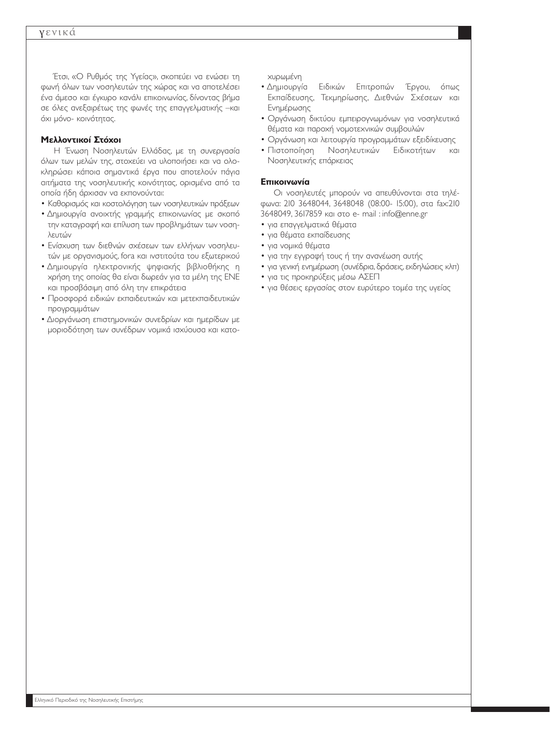Έτσι, «Ο Ρυθμός της Υγείας», σκοπεύει να ενώσει τη φωνή όλων των νοσηλευτών της χώρας και να αποτελέσει ένα άμεσο και έγκυρο κανάλι επικοινωνίας, δίνοντας βήμα σε όλες ανεξαιρέτως της φωνές της επαγγελματικής –και όχι μόνο- κοινότητας.

### Μελλοντικοί Στόχοι

Η Ένωση Νοσηλευτών Ελλάδας, με τη συνεργασία όλων των μελών της, στοχεύει να υλοποιήσει και να ολοκληρώσει κάποια σημαντικά έργα που αποτελούν πάγια αιτήματα της νοσηλευτικής κοινότητας, ορισμένα από τα οποία ήδη άρχισαν να εκπονούνται:

- Καθορισμός και κοστολόγηση των νοσηλευτικών πράξεων
- Δημιουργία ανοιχτής γραμμής επικοινωνίας με σκοπό την καταγραφή και επίλυση των προβλημάτων των νοσηλευτών
- Ενίσχυση των διεθνών σχέσεων των ελλήνων νοσηλευτών με οργανισμούς, fora και ινστιτούτα του εξωτερικού
- Δημιουργία ηλεκτρονικής ψηφιακής βιβλιοθήκης η χρήση της οποίας θα είναι δωρεάν για τα μέλη της ΕΝΕ και προσβάσιμη από όλη την επικράτεια
- Προσφορά ειδικών εκπαιδευτικών και μετεκπαιδευτικών προγραμμάτων
- Διοργάνωση επιστημονικών συνεδρίων και ημερίδων με μοριοδότηση των συνέδρων νομικά ισχύουσα και κατοχυρωμένη
- Δημιουργία Ειδικών Επιτροπών Έργου, όπως Εκπαίδευσης, Τεκμηρίωσης, Διεθνών Σχέσεων και Ενημέρωσης
- Οργάνωση δικτύου εμπειρογνωμόνων για νοσηλευτικά θέματα και παροχή νομοτεχνικών συμβουλών
- Οργάνωση και λειτουργία προγραμμάτων εξειδίκευσης
- Πιστοποίηση Νοσηλευτικών Ειδικοτήτων και Νοσηλευτικής επάρκειας

### Επικοινωνία

Οι νοσηλευτές μπορούν να απευθύνονται στα τηλέφωνα: 210 3648044, 3648048 (08:00- 15:00), στα fax:210 3648049, 3617859 και στο e- mail : info@enne.gr

- για επαγγελματικά θέματα
- για θέματα εκπαίδευσης
- για νομικά θέματα
- για την εγγραφή τους ή την ανανέωση αυτής
- για γενική ενημέρωση (συνέδρια, δράσεις, εκδηλώσεις κλπ)
- για τις προκηρύξεις μέσω ΑΣΕΠ
- για θέσεις εργασίας στον ευρύτερο τομέα της υγείας